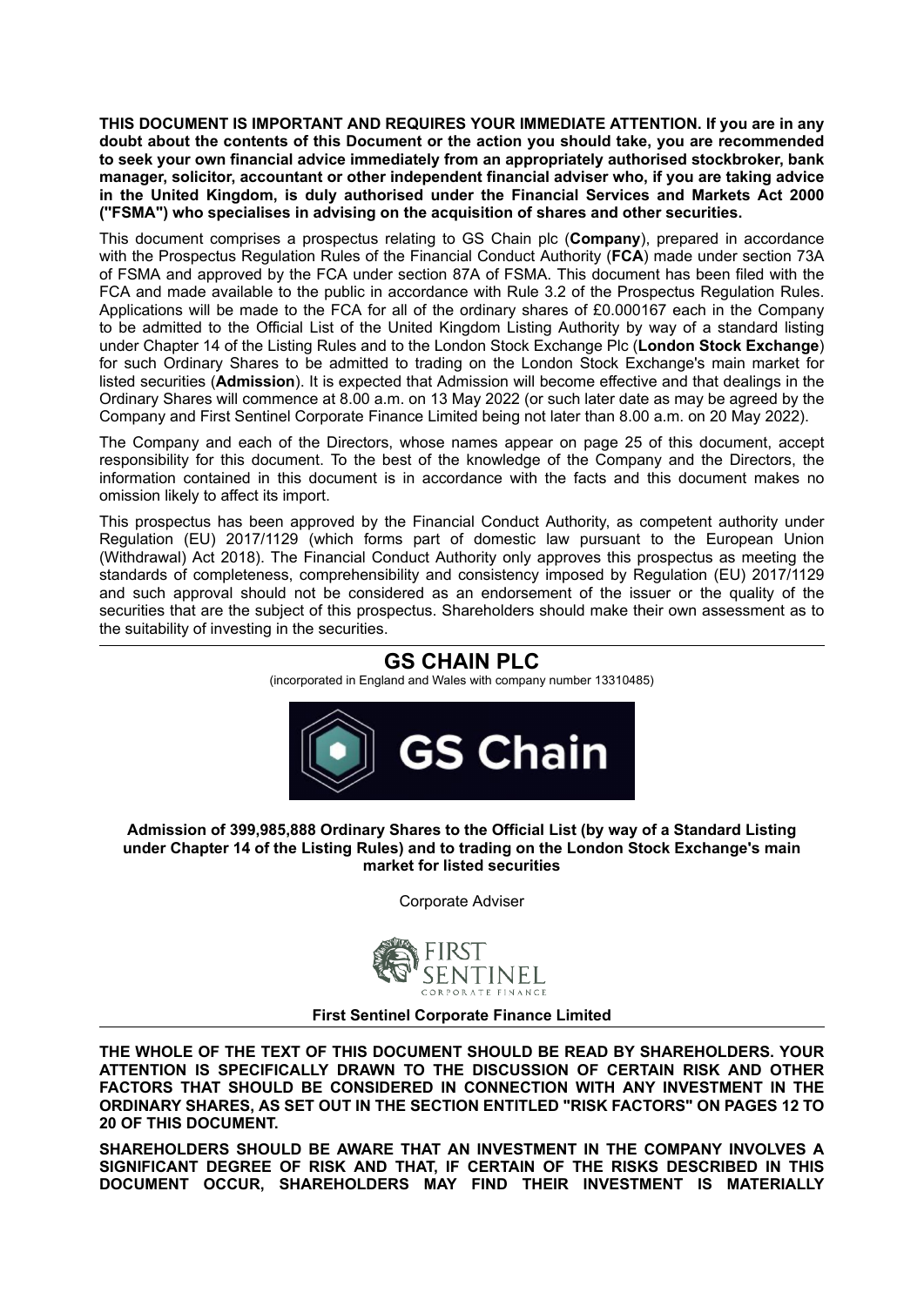**THIS DOCUMENT IS IMPORTANT AND REQUIRES YOUR IMMEDIATE ATTENTION. If you are in any doubt about the contents of this Document or the action you should take, you are recommended to seek your own financial advice immediately from an appropriately authorised stockbroker, bank manager, solicitor, accountant or other independent financial adviser who, if you are taking advice in the United Kingdom, is duly authorised under the Financial Services and Markets Act 2000 ("FSMA") who specialises in advising on the acquisition of shares and other securities.**

This document comprises a prospectus relating to GS Chain plc (**Company**), prepared in accordance with the Prospectus Regulation Rules of the Financial Conduct Authority (**FCA**) made under section 73A of FSMA and approved by the FCA under section 87A of FSMA. This document has been filed with the FCA and made available to the public in accordance with Rule 3.2 of the Prospectus Regulation Rules. Applications will be made to the FCA for all of the ordinary shares of £0.000167 each in the Company to be admitted to the Official List of the United Kingdom Listing Authority by way of a standard listing under Chapter 14 of the Listing Rules and to the London Stock Exchange Plc (**London Stock Exchange**) for such Ordinary Shares to be admitted to trading on the London Stock Exchange's main market for listed securities (**Admission**). It is expected that Admission will become effective and that dealings in the Ordinary Shares will commence at 8.00 a.m. on 13 May 2022 (or such later date as may be agreed by the Company and First Sentinel Corporate Finance Limited being not later than 8.00 a.m. on 20 May 2022).

The Company and each of the Directors, whose names appear on page 25 of this document, accept responsibility for this document. To the best of the knowledge of the Company and the Directors, the information contained in this document is in accordance with the facts and this document makes no omission likely to affect its import.

This prospectus has been approved by the Financial Conduct Authority, as competent authority under Regulation (EU) 2017/1129 (which forms part of domestic law pursuant to the European Union (Withdrawal) Act 2018). The Financial Conduct Authority only approves this prospectus as meeting the standards of completeness, comprehensibility and consistency imposed by Regulation (EU) 2017/1129 and such approval should not be considered as an endorsement of the issuer or the quality of the securities that are the subject of this prospectus. Shareholders should make their own assessment as to the suitability of investing in the securities.

# GS CHAIN PLC

(incorporated in England and Wales with company number 13310485)

GS Chain

**Admission of 399,985,888 Ordinary Shares to the Official List (by way of a Standard Listing under Chapter 14 of the Listing Rules) and to trading on the London Stock Exchange's main market for listed securities**

Corporate Adviser

FIRST SENTINEL CORPORATE FINANCE

**First Sentinel Corporate Finance Limited**

**THE WHOLE OF THE TEXT OF THIS DOCUMENT SHOULD BE READ BY SHAREHOLDERS. YOUR ATTENTION IS SPECIFICALLY DRAWN TO THE DISCUSSION OF CERTAIN RISK AND OTHER FACTORS THAT SHOULD BE CONSIDERED IN CONNECTION WITH ANY INVESTMENT IN THE ORDINARY SHARES, AS SET OUT IN THE SECTION ENTITLED "RISK FACTORS" ON PAGES 12 TO 20 OF THIS DOCUMENT.**

**SHAREHOLDERS SHOULD BE AWARE THAT AN INVESTMENT IN THE COMPANY INVOLVES A SIGNIFICANT DEGREE OF RISK AND THAT, IF CERTAIN OF THE RISKS DESCRIBED IN THIS DOCUMENT OCCUR, SHAREHOLDERS MAY FIND THEIR INVESTMENT IS MATERIALLY**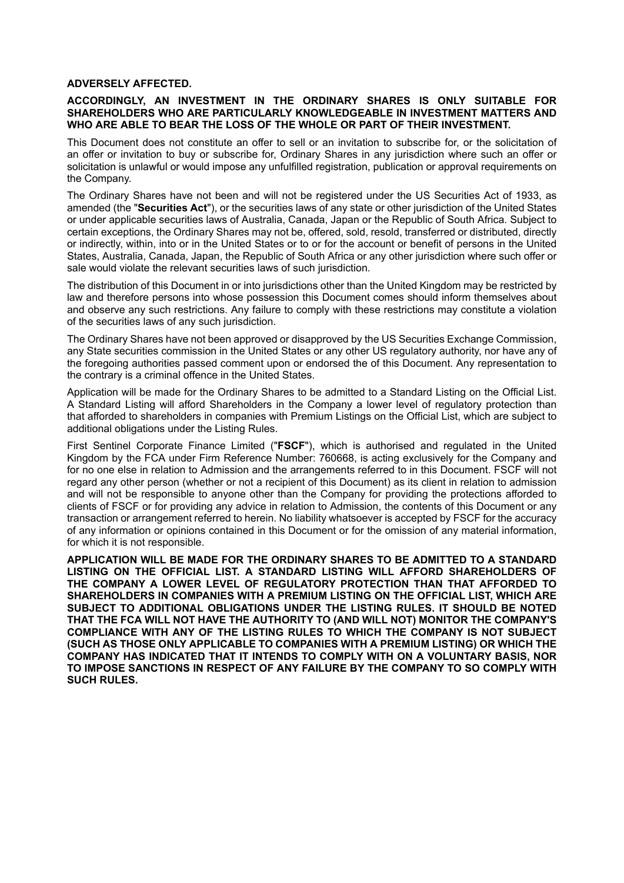**ADVERSELY AFFECTED.**

**ACCORDINGLY, AN INVESTMENT IN THE ORDINARY SHARES IS ONLY SUITABLE FOR SHAREHOLDERS WHO ARE PARTICULARLY KNOWLEDGEABLE IN INVESTMENT MATTERS AND WHO ARE ABLE TO BEAR THE LOSS OF THE WHOLE OR PART OF THEIR INVESTMENT.**

This Document does not constitute an offer to sell or an invitation to subscribe for, or the solicitation of an offer or invitation to buy or subscribe for, Ordinary Shares in any jurisdiction where such an offer or solicitation is unlawful or would impose any unfulfilled registration, publication or approval requirements on the Company.

The Ordinary Shares have not been and will not be registered under the US Securities Act of 1933, as amended (the "**Securities Act**"), or the securities laws of any state or other jurisdiction of the United States or under applicable securities laws of Australia, Canada, Japan or the Republic of South Africa. Subject to certain exceptions, the Ordinary Shares may not be, offered, sold, resold, transferred or distributed, directly or indirectly, within, into or in the United States or to or for the account or benefit of persons in the United States, Australia, Canada, Japan, the Republic of South Africa or any other jurisdiction where such offer or sale would violate the relevant securities laws of such jurisdiction.

The distribution of this Document in or into jurisdictions other than the United Kingdom may be restricted by law and therefore persons into whose possession this Document comes should inform themselves about and observe any such restrictions. Any failure to comply with these restrictions may constitute a violation of the securities laws of any such jurisdiction.

The Ordinary Shares have not been approved or disapproved by the US Securities Exchange Commission, any State securities commission in the United States or any other US regulatory authority, nor have any of the foregoing authorities passed comment upon or endorsed the of this Document. Any representation to the contrary is a criminal offence in the United States.

Application will be made for the Ordinary Shares to be admitted to a Standard Listing on the Official List. A Standard Listing will afford Shareholders in the Company a lower level of regulatory protection than that afforded to shareholders in companies with Premium Listings on the Official List, which are subject to additional obligations under the Listing Rules.

First Sentinel Corporate Finance Limited ("**FSCF**"), which is authorised and regulated in the United Kingdom by the FCA under Firm Reference Number: 760668, is acting exclusively for the Company and for no one else in relation to Admission and the arrangements referred to in this Document. FSCF will not regard any other person (whether or not a recipient of this Document) as its client in relation to admission and will not be responsible to anyone other than the Company for providing the protections afforded to clients of FSCF or for providing any advice in relation to Admission, the contents of this Document or any transaction or arrangement referred to herein. No liability whatsoever is accepted by FSCF for the accuracy of any information or opinions contained in this Document or for the omission of any material information, for which it is not responsible.

**APPLICATION WILL BE MADE FOR THE ORDINARY SHARES TO BE ADMITTED TO A STANDARD LISTING ON THE OFFICIAL LIST. A STANDARD LISTING WILL AFFORD SHAREHOLDERS OF THE COMPANY A LOWER LEVEL OF REGULATORY PROTECTION THAN THAT AFFORDED TO SHAREHOLDERS IN COMPANIES WITH A PREMIUM LISTING ON THE OFFICIAL LIST, WHICH ARE SUBJECT TO ADDITIONAL OBLIGATIONS UNDER THE LISTING RULES. IT SHOULD BE NOTED THAT THE FCA WILL NOT HAVE THE AUTHORITY TO (AND WILL NOT) MONITOR THE COMPANY'S COMPLIANCE WITH ANY OF THE LISTING RULES TO WHICH THE COMPANY IS NOT SUBJECT (SUCH AS THOSE ONLY APPLICABLE TO COMPANIES WITH A PREMIUM LISTING) OR WHICH THE COMPANY HAS INDICATED THAT IT INTENDS TO COMPLY WITH ON A VOLUNTARY BASIS, NOR TO IMPOSE SANCTIONS IN RESPECT OF ANY FAILURE BY THE COMPANY TO SO COMPLY WITH SUCH RULES.**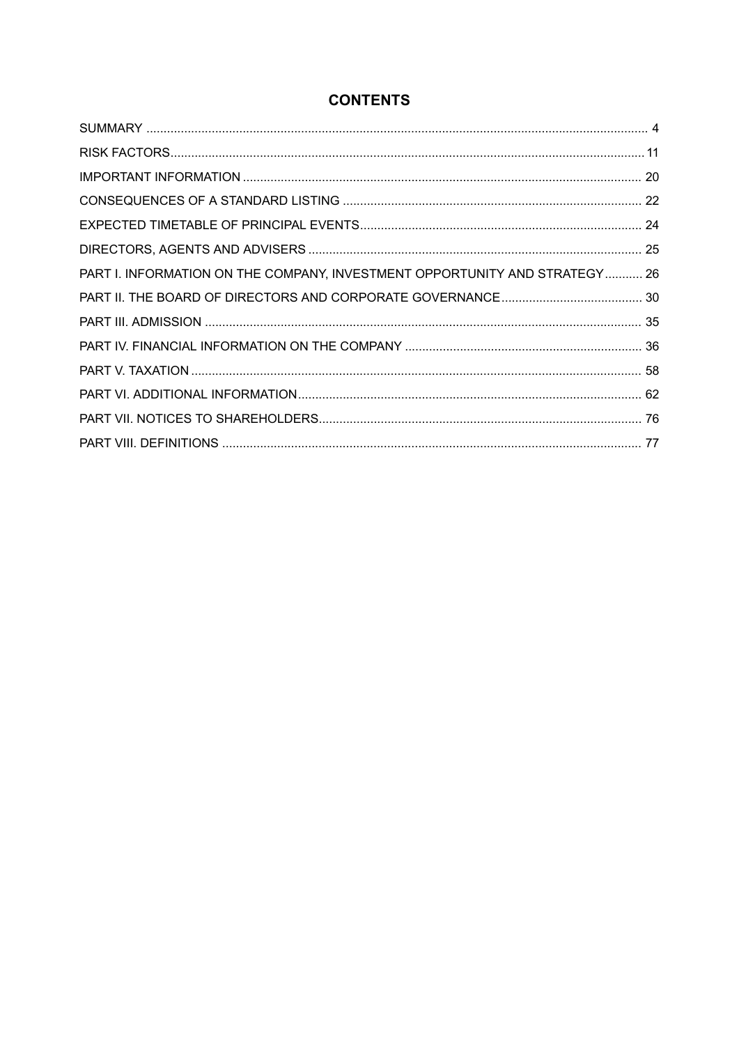# CONTENTS

| | |
|---|---|
| SUMMARY | 4 |
| RISK FACTORS | 11 |
| IMPORTANT INFORMATION | 20 |
| CONSEQUENCES OF A STANDARD LISTING | 22 |
| EXPECTED TIMETABLE OF PRINCIPAL EVENTS | 24 |
| DIRECTORS, AGENTS AND ADVISERS | 25 |
| PART I. INFORMATION ON THE COMPANY, INVESTMENT OPPORTUNITY AND STRATEGY | 26 |
| PART II. THE BOARD OF DIRECTORS AND CORPORATE GOVERNANCE | 30 |
| PART III. ADMISSION | 35 |
| PART IV. FINANCIAL INFORMATION ON THE COMPANY | 36 |
| PART V. TAXATION | 58 |
| PART VI. ADDITIONAL INFORMATION | 62 |
| PART VII. NOTICES TO SHAREHOLDERS | 76 |
| PART VIII. DEFINITIONS | 77 |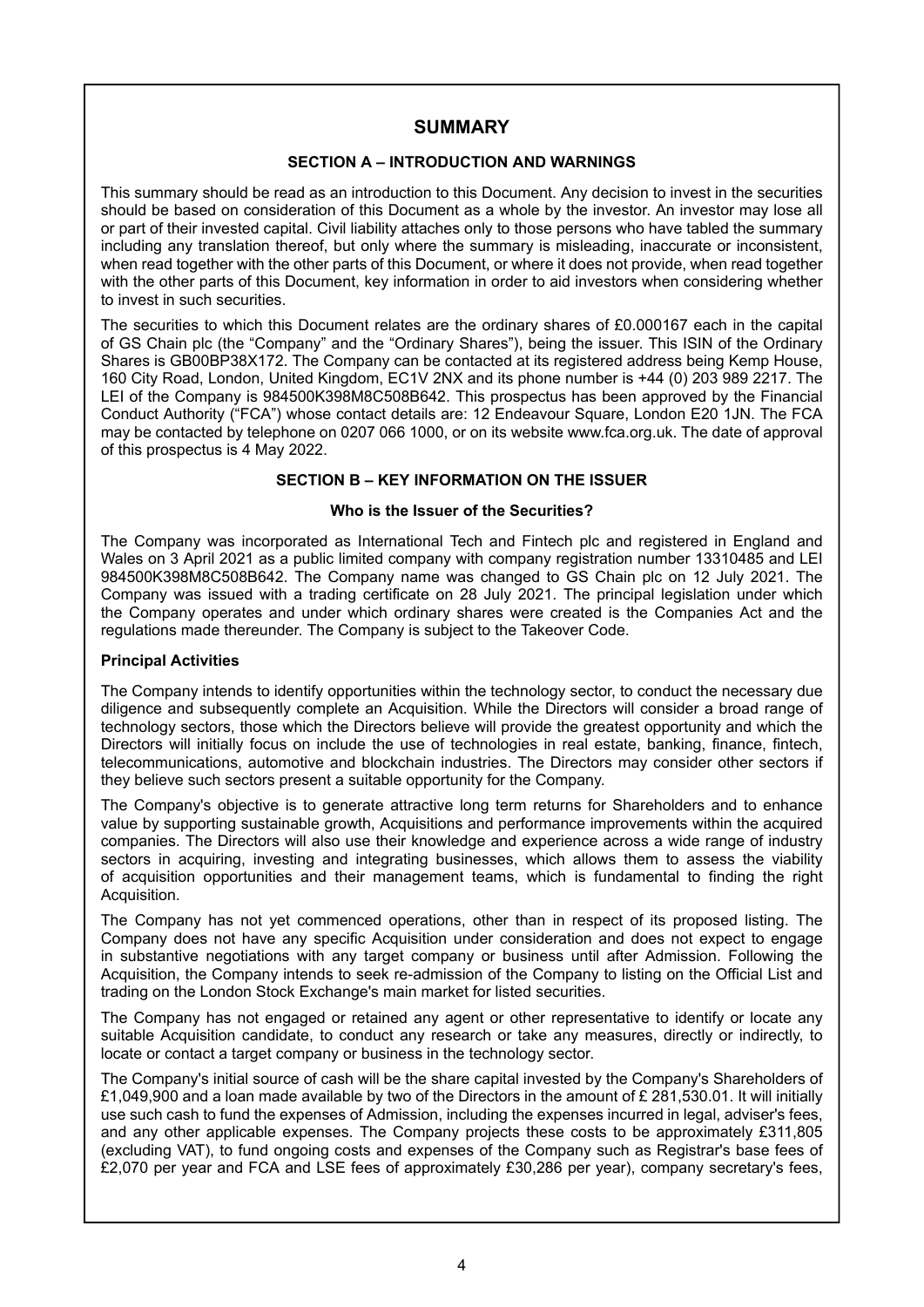## SUMMARY

### SECTION A – INTRODUCTION AND WARNINGS

This summary should be read as an introduction to this Document. Any decision to invest in the securities should be based on consideration of this Document as a whole by the investor. An investor may lose all or part of their invested capital. Civil liability attaches only to those persons who have tabled the summary including any translation thereof, but only where the summary is misleading, inaccurate or inconsistent, when read together with the other parts of this Document, or where it does not provide, when read together with the other parts of this Document, key information in order to aid investors when considering whether to invest in such securities.

The securities to which this Document relates are the ordinary shares of £0.000167 each in the capital of GS Chain plc (the "Company" and the "Ordinary Shares"), being the issuer. This ISIN of the Ordinary Shares is GB00BP38X172. The Company can be contacted at its registered address being Kemp House, 160 City Road, London, United Kingdom, EC1V 2NX and its phone number is +44 (0) 203 989 2217. The LEI of the Company is 984500K398M8C508B642. This prospectus has been approved by the Financial Conduct Authority ("FCA") whose contact details are: 12 Endeavour Square, London E20 1JN. The FCA may be contacted by telephone on 0207 066 1000, or on its website www.fca.org.uk. The date of approval of this prospectus is 4 May 2022.

### SECTION B – KEY INFORMATION ON THE ISSUER

#### Who is the Issuer of the Securities?

The Company was incorporated as International Tech and Fintech plc and registered in England and Wales on 3 April 2021 as a public limited company with company registration number 13310485 and LEI 984500K398M8C508B642. The Company name was changed to GS Chain plc on 12 July 2021. The Company was issued with a trading certificate on 28 July 2021. The principal legislation under which the Company operates and under which ordinary shares were created is the Companies Act and the regulations made thereunder. The Company is subject to the Takeover Code.

**Principal Activities**

The Company intends to identify opportunities within the technology sector, to conduct the necessary due diligence and subsequently complete an Acquisition. While the Directors will consider a broad range of technology sectors, those which the Directors believe will provide the greatest opportunity and which the Directors will initially focus on include the use of technologies in real estate, banking, finance, fintech, telecommunications, automotive and blockchain industries. The Directors may consider other sectors if they believe such sectors present a suitable opportunity for the Company.

The Company's objective is to generate attractive long term returns for Shareholders and to enhance value by supporting sustainable growth, Acquisitions and performance improvements within the acquired companies. The Directors will also use their knowledge and experience across a wide range of industry sectors in acquiring, investing and integrating businesses, which allows them to assess the viability of acquisition opportunities and their management teams, which is fundamental to finding the right Acquisition.

The Company has not yet commenced operations, other than in respect of its proposed listing. The Company does not have any specific Acquisition under consideration and does not expect to engage in substantive negotiations with any target company or business until after Admission. Following the Acquisition, the Company intends to seek re-admission of the Company to listing on the Official List and trading on the London Stock Exchange's main market for listed securities.

The Company has not engaged or retained any agent or other representative to identify or locate any suitable Acquisition candidate, to conduct any research or take any measures, directly or indirectly, to locate or contact a target company or business in the technology sector.

The Company's initial source of cash will be the share capital invested by the Company's Shareholders of £1,049,900 and a loan made available by two of the Directors in the amount of £ 281,530.01. It will initially use such cash to fund the expenses of Admission, including the expenses incurred in legal, adviser's fees, and any other applicable expenses. The Company projects these costs to be approximately £311,805 (excluding VAT), to fund ongoing costs and expenses of the Company such as Registrar's base fees of £2,070 per year and FCA and LSE fees of approximately £30,286 per year), company secretary's fees,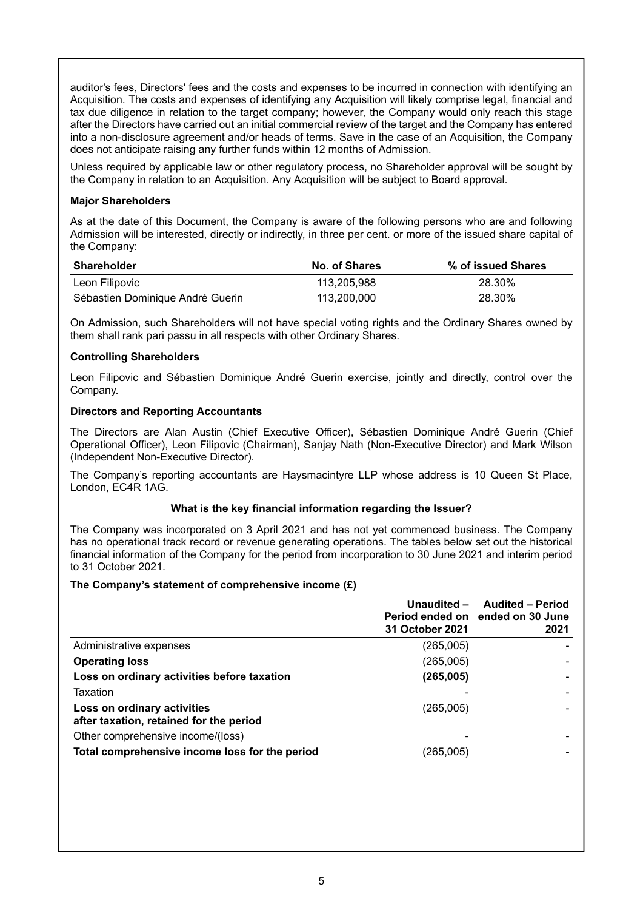auditor's fees, Directors' fees and the costs and expenses to be incurred in connection with identifying an Acquisition. The costs and expenses of identifying any Acquisition will likely comprise legal, financial and tax due diligence in relation to the target company; however, the Company would only reach this stage after the Directors have carried out an initial commercial review of the target and the Company has entered into a non-disclosure agreement and/or heads of terms. Save in the case of an Acquisition, the Company does not anticipate raising any further funds within 12 months of Admission.

Unless required by applicable law or other regulatory process, no Shareholder approval will be sought by the Company in relation to an Acquisition. Any Acquisition will be subject to Board approval.

**Major Shareholders**

As at the date of this Document, the Company is aware of the following persons who are and following Admission will be interested, directly or indirectly, in three per cent. or more of the issued share capital of the Company:

| Shareholder | No. of Shares | % of issued Shares |
|---|---|---|
| Leon Filipovic | 113,205,988 | 28.30% |
| Sébastien Dominique André Guerin | 113,200,000 | 28.30% |

On Admission, such Shareholders will not have special voting rights and the Ordinary Shares owned by them shall rank pari passu in all respects with other Ordinary Shares.

**Controlling Shareholders**

Leon Filipovic and Sébastien Dominique André Guerin exercise, jointly and directly, control over the Company.

**Directors and Reporting Accountants**

The Directors are Alan Austin (Chief Executive Officer), Sébastien Dominique André Guerin (Chief Operational Officer), Leon Filipovic (Chairman), Sanjay Nath (Non-Executive Director) and Mark Wilson (Independent Non-Executive Director).

The Company's reporting accountants are Haysmacintyre LLP whose address is 10 Queen St Place, London, EC4R 1AG.

**What is the key financial information regarding the Issuer?**

The Company was incorporated on 3 April 2021 and has not yet commenced business. The Company has no operational track record or revenue generating operations. The tables below set out the historical financial information of the Company for the period from incorporation to 30 June 2021 and interim period to 31 October 2021.

**The Company's statement of comprehensive income (£)**

| | Unaudited – Period ended on 31 October 2021 | Audited – Period ended on 30 June 2021 |
|---|---|---|
| Administrative expenses | (265,005) | - |
| **Operating loss** | (265,005) | - |
| **Loss on ordinary activities before taxation** | **(265,005)** | - |
| Taxation | - | - |
| **Loss on ordinary activities after taxation, retained for the period** | (265,005) | - |
| Other comprehensive income/(loss) | - | - |
| **Total comprehensive income loss for the period** | (265,005) | - |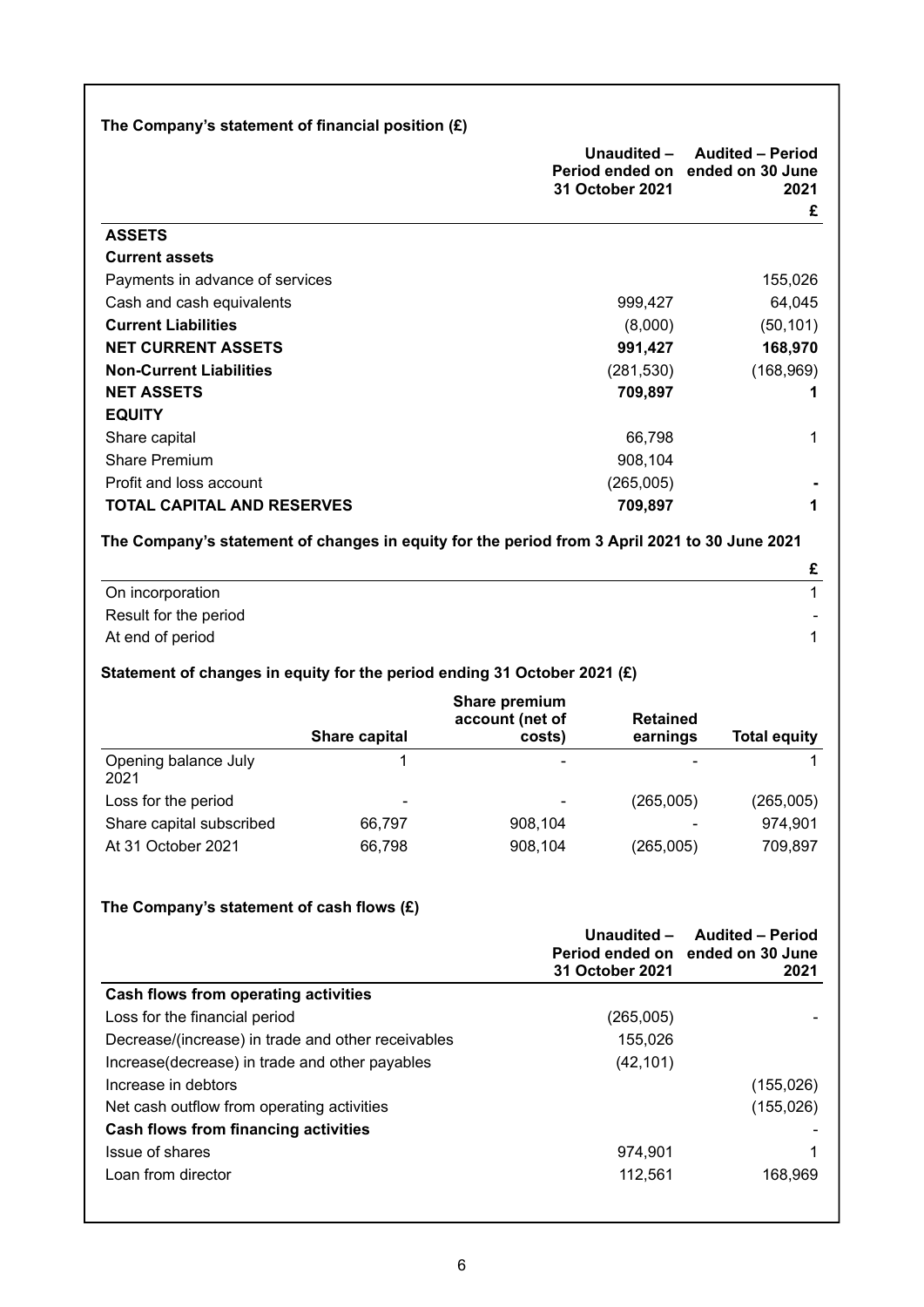**The Company's statement of financial position (£)**

| | Unaudited – Period ended on 31 October 2021 | Audited – Period ended on 30 June 2021 |
|---|---|---|
| | | **£** |
| **ASSETS** | | |
| **Current assets** | | |
| Payments in advance of services | | 155,026 |
| Cash and cash equivalents | 999,427 | 64,045 |
| **Current Liabilities** | (8,000) | (50,101) |
| **NET CURRENT ASSETS** | **991,427** | **168,970** |
| **Non-Current Liabilities** | (281,530) | (168,969) |
| **NET ASSETS** | **709,897** | **1** |
| **EQUITY** | | |
| Share capital | 66,798 | 1 |
| Share Premium | 908,104 | |
| Profit and loss account | (265,005) | **-** |
| **TOTAL CAPITAL AND RESERVES** | **709,897** | **1** |

**The Company's statement of changes in equity for the period from 3 April 2021 to 30 June 2021**

| | £ |
|---|---|
| On incorporation | 1 |
| Result for the period | - |
| At end of period | 1 |

**Statement of changes in equity for the period ending 31 October 2021 (£)**

| | Share capital | Share premium account (net of costs) | Retained earnings | Total equity |
|---|---|---|---|---|
| Opening balance July 2021 | 1 | - | - | 1 |
| Loss for the period | - | - | (265,005) | (265,005) |
| Share capital subscribed | 66,797 | 908,104 | - | 974,901 |
| At 31 October 2021 | 66,798 | 908,104 | (265,005) | 709,897 |

**The Company's statement of cash flows (£)**

| | Unaudited – Period ended on 31 October 2021 | Audited – Period ended on 30 June 2021 |
|---|---|---|
| **Cash flows from operating activities** | | |
| Loss for the financial period | (265,005) | - |
| Decrease/(increase) in trade and other receivables | 155,026 | |
| Increase(decrease) in trade and other payables | (42,101) | |
| Increase in debtors | | (155,026) |
| Net cash outflow from operating activities | | (155,026) |
| **Cash flows from financing activities** | | - |
| Issue of shares | 974,901 | 1 |
| Loan from director | 112,561 | 168,969 |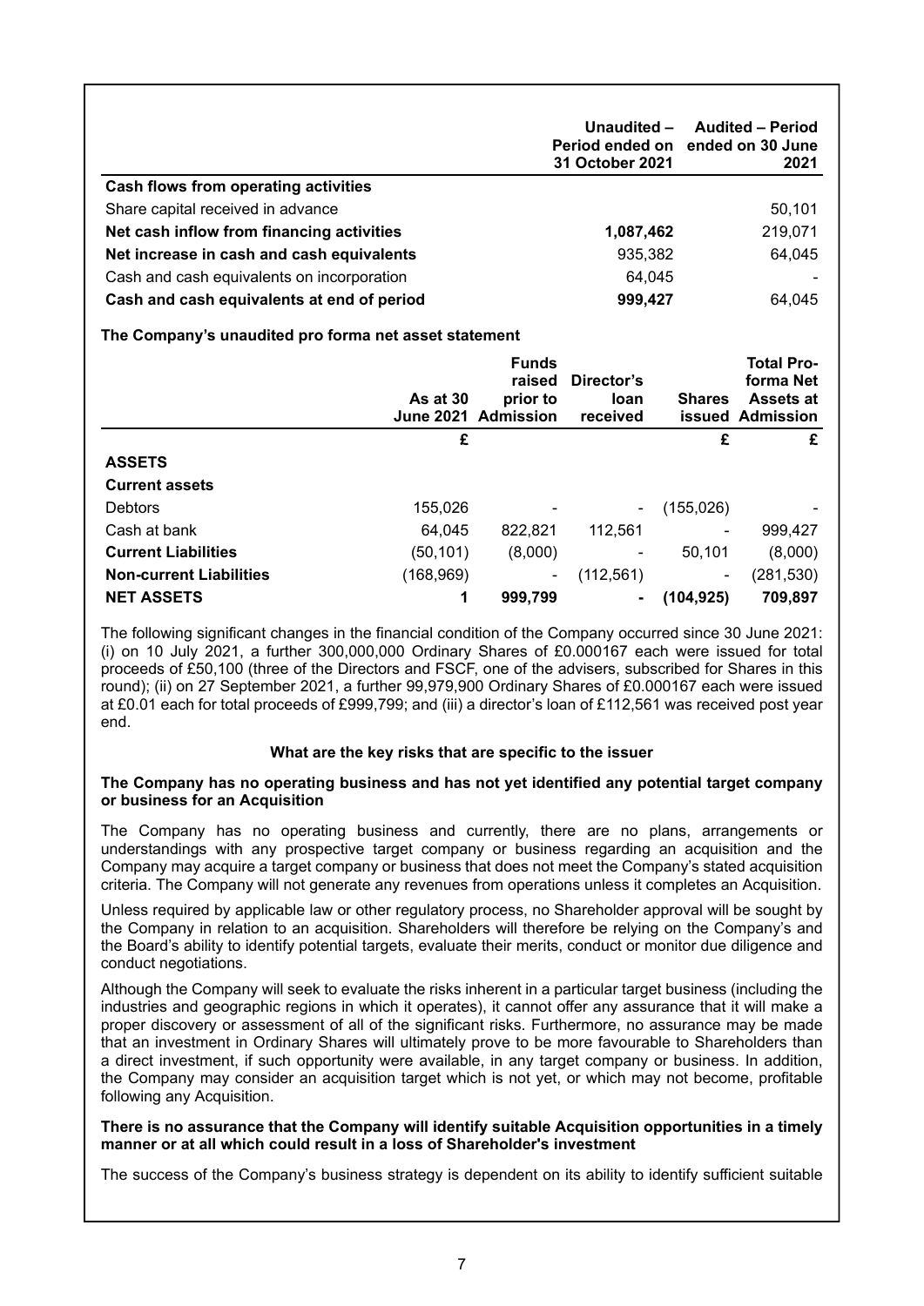| | Unaudited – Period ended on 31 October 2021 | Audited – Period ended on 30 June 2021 |
|---|---|---|
| **Cash flows from operating activities** | | |
| Share capital received in advance | | 50,101 |
| **Net cash inflow from financing activities** | **1,087,462** | 219,071 |
| **Net increase in cash and cash equivalents** | 935,382 | 64,045 |
| Cash and cash equivalents on incorporation | 64,045 | - |
| **Cash and cash equivalents at end of period** | **999,427** | 64,045 |

**The Company's unaudited pro forma net asset statement**

| | As at 30 June 2021 | Funds raised prior to Admission | Director's loan received | Shares issued | Total Pro-forma Net Assets at Admission |
|---|---|---|---|---|---|
| | £ | | | £ | £ |
| **ASSETS** | | | | | |
| **Current assets** | | | | | |
| Debtors | 155,026 | - | - | (155,026) | - |
| Cash at bank | 64,045 | 822,821 | 112,561 | - | 999,427 |
| **Current Liabilities** | (50,101) | (8,000) | - | 50,101 | (8,000) |
| **Non-current Liabilities** | (168,969) | - | (112,561) | - | (281,530) |
| **NET ASSETS** | **1** | **999,799** | **-** | **(104,925)** | **709,897** |

The following significant changes in the financial condition of the Company occurred since 30 June 2021: (i) on 10 July 2021, a further 300,000,000 Ordinary Shares of £0.000167 each were issued for total proceeds of £50,100 (three of the Directors and FSCF, one of the advisers, subscribed for Shares in this round); (ii) on 27 September 2021, a further 99,979,900 Ordinary Shares of £0.000167 each were issued at £0.01 each for total proceeds of £999,799; and (iii) a director's loan of £112,561 was received post year end.

**What are the key risks that are specific to the issuer**

**The Company has no operating business and has not yet identified any potential target company or business for an Acquisition**

The Company has no operating business and currently, there are no plans, arrangements or understandings with any prospective target company or business regarding an acquisition and the Company may acquire a target company or business that does not meet the Company's stated acquisition criteria. The Company will not generate any revenues from operations unless it completes an Acquisition.

Unless required by applicable law or other regulatory process, no Shareholder approval will be sought by the Company in relation to an acquisition. Shareholders will therefore be relying on the Company's and the Board's ability to identify potential targets, evaluate their merits, conduct or monitor due diligence and conduct negotiations.

Although the Company will seek to evaluate the risks inherent in a particular target business (including the industries and geographic regions in which it operates), it cannot offer any assurance that it will make a proper discovery or assessment of all of the significant risks. Furthermore, no assurance may be made that an investment in Ordinary Shares will ultimately prove to be more favourable to Shareholders than a direct investment, if such opportunity were available, in any target company or business. In addition, the Company may consider an acquisition target which is not yet, or which may not become, profitable following any Acquisition.

**There is no assurance that the Company will identify suitable Acquisition opportunities in a timely manner or at all which could result in a loss of Shareholder's investment**

The success of the Company's business strategy is dependent on its ability to identify sufficient suitable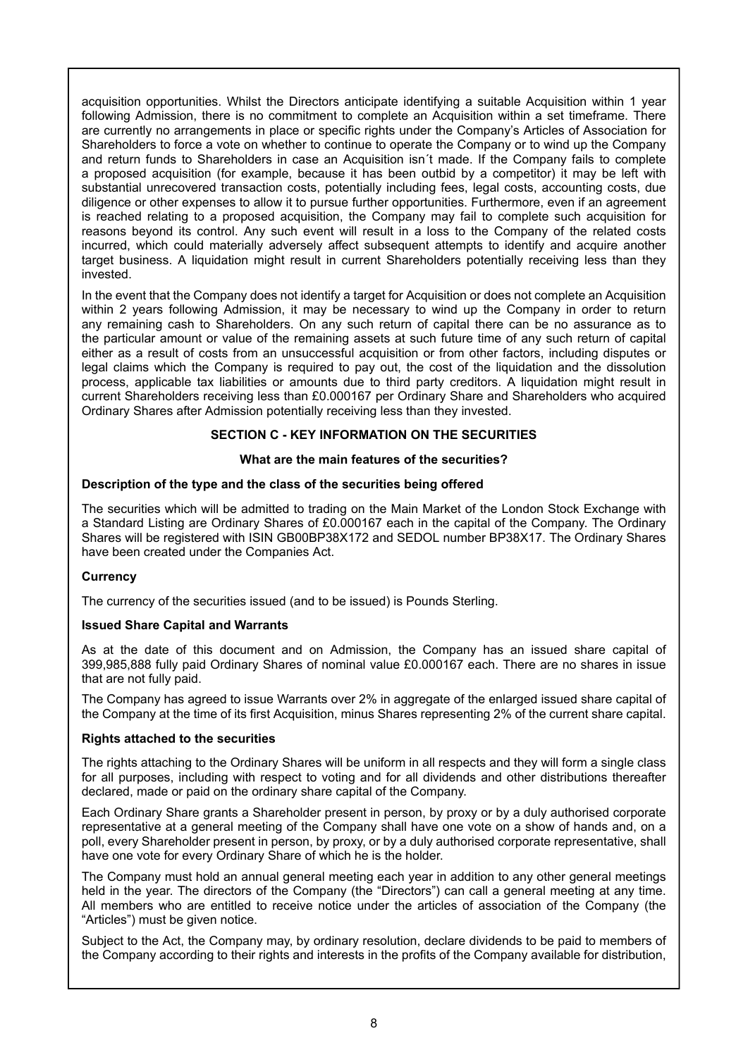acquisition opportunities. Whilst the Directors anticipate identifying a suitable Acquisition within 1 year following Admission, there is no commitment to complete an Acquisition within a set timeframe. There are currently no arrangements in place or specific rights under the Company's Articles of Association for Shareholders to force a vote on whether to continue to operate the Company or to wind up the Company and return funds to Shareholders in case an Acquisition isn´t made. If the Company fails to complete a proposed acquisition (for example, because it has been outbid by a competitor) it may be left with substantial unrecovered transaction costs, potentially including fees, legal costs, accounting costs, due diligence or other expenses to allow it to pursue further opportunities. Furthermore, even if an agreement is reached relating to a proposed acquisition, the Company may fail to complete such acquisition for reasons beyond its control. Any such event will result in a loss to the Company of the related costs incurred, which could materially adversely affect subsequent attempts to identify and acquire another target business. A liquidation might result in current Shareholders potentially receiving less than they invested.

In the event that the Company does not identify a target for Acquisition or does not complete an Acquisition within 2 years following Admission, it may be necessary to wind up the Company in order to return any remaining cash to Shareholders. On any such return of capital there can be no assurance as to the particular amount or value of the remaining assets at such future time of any such return of capital either as a result of costs from an unsuccessful acquisition or from other factors, including disputes or legal claims which the Company is required to pay out, the cost of the liquidation and the dissolution process, applicable tax liabilities or amounts due to third party creditors. A liquidation might result in current Shareholders receiving less than £0.000167 per Ordinary Share and Shareholders who acquired Ordinary Shares after Admission potentially receiving less than they invested.

## SECTION C - KEY INFORMATION ON THE SECURITIES

### What are the main features of the securities?

**Description of the type and the class of the securities being offered**

The securities which will be admitted to trading on the Main Market of the London Stock Exchange with a Standard Listing are Ordinary Shares of £0.000167 each in the capital of the Company. The Ordinary Shares will be registered with ISIN GB00BP38X172 and SEDOL number BP38X17. The Ordinary Shares have been created under the Companies Act.

**Currency**

The currency of the securities issued (and to be issued) is Pounds Sterling.

**Issued Share Capital and Warrants**

As at the date of this document and on Admission, the Company has an issued share capital of 399,985,888 fully paid Ordinary Shares of nominal value £0.000167 each. There are no shares in issue that are not fully paid.

The Company has agreed to issue Warrants over 2% in aggregate of the enlarged issued share capital of the Company at the time of its first Acquisition, minus Shares representing 2% of the current share capital.

**Rights attached to the securities**

The rights attaching to the Ordinary Shares will be uniform in all respects and they will form a single class for all purposes, including with respect to voting and for all dividends and other distributions thereafter declared, made or paid on the ordinary share capital of the Company.

Each Ordinary Share grants a Shareholder present in person, by proxy or by a duly authorised corporate representative at a general meeting of the Company shall have one vote on a show of hands and, on a poll, every Shareholder present in person, by proxy, or by a duly authorised corporate representative, shall have one vote for every Ordinary Share of which he is the holder.

The Company must hold an annual general meeting each year in addition to any other general meetings held in the year. The directors of the Company (the "Directors") can call a general meeting at any time. All members who are entitled to receive notice under the articles of association of the Company (the "Articles") must be given notice.

Subject to the Act, the Company may, by ordinary resolution, declare dividends to be paid to members of the Company according to their rights and interests in the profits of the Company available for distribution,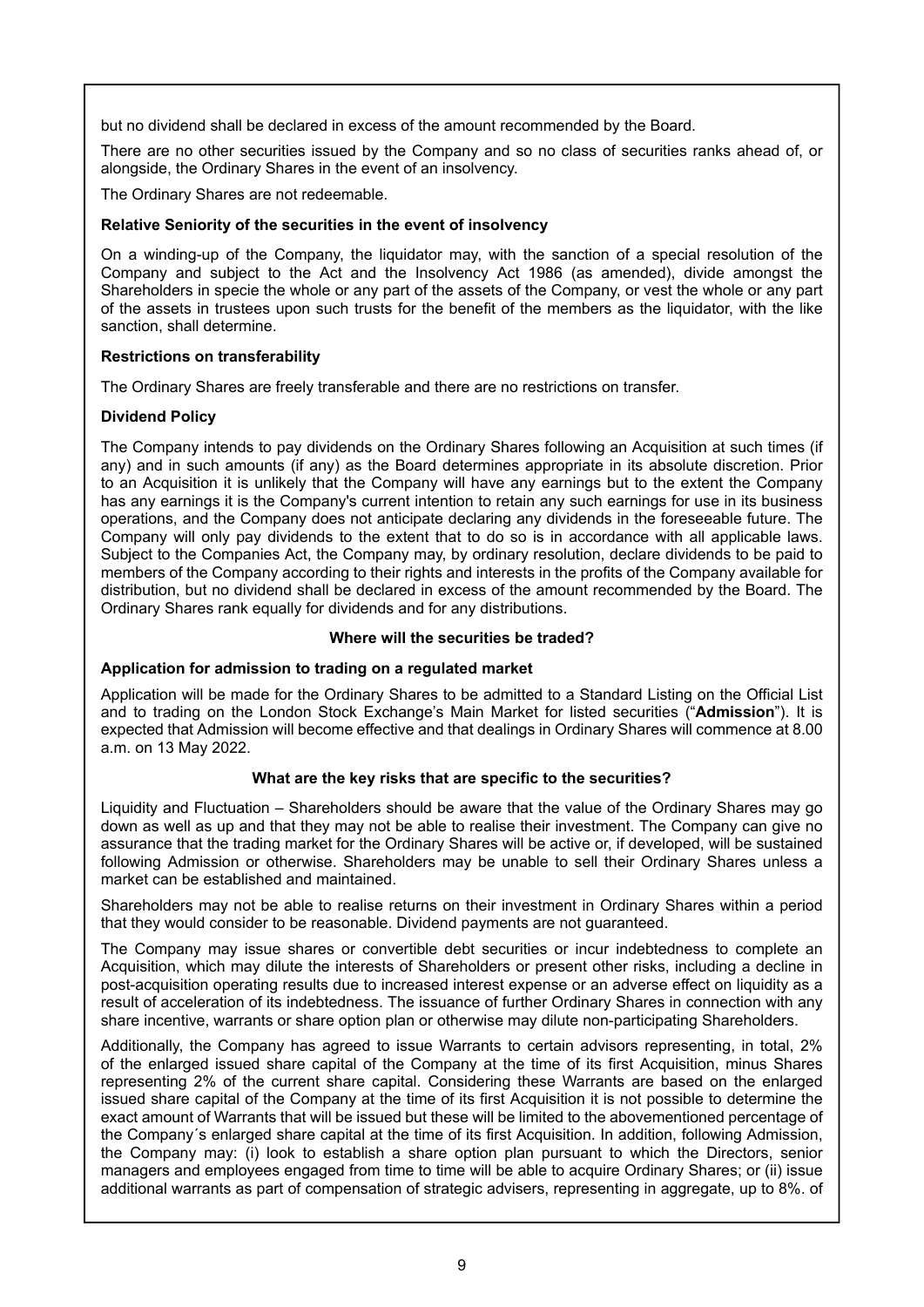but no dividend shall be declared in excess of the amount recommended by the Board.

There are no other securities issued by the Company and so no class of securities ranks ahead of, or alongside, the Ordinary Shares in the event of an insolvency.

The Ordinary Shares are not redeemable.

**Relative Seniority of the securities in the event of insolvency**

On a winding-up of the Company, the liquidator may, with the sanction of a special resolution of the Company and subject to the Act and the Insolvency Act 1986 (as amended), divide amongst the Shareholders in specie the whole or any part of the assets of the Company, or vest the whole or any part of the assets in trustees upon such trusts for the benefit of the members as the liquidator, with the like sanction, shall determine.

**Restrictions on transferability**

The Ordinary Shares are freely transferable and there are no restrictions on transfer.

**Dividend Policy**

The Company intends to pay dividends on the Ordinary Shares following an Acquisition at such times (if any) and in such amounts (if any) as the Board determines appropriate in its absolute discretion. Prior to an Acquisition it is unlikely that the Company will have any earnings but to the extent the Company has any earnings it is the Company's current intention to retain any such earnings for use in its business operations, and the Company does not anticipate declaring any dividends in the foreseeable future. The Company will only pay dividends to the extent that to do so is in accordance with all applicable laws. Subject to the Companies Act, the Company may, by ordinary resolution, declare dividends to be paid to members of the Company according to their rights and interests in the profits of the Company available for distribution, but no dividend shall be declared in excess of the amount recommended by the Board. The Ordinary Shares rank equally for dividends and for any distributions.

**Where will the securities be traded?**

**Application for admission to trading on a regulated market**

Application will be made for the Ordinary Shares to be admitted to a Standard Listing on the Official List and to trading on the London Stock Exchange's Main Market for listed securities ("**Admission**"). It is expected that Admission will become effective and that dealings in Ordinary Shares will commence at 8.00 a.m. on 13 May 2022.

**What are the key risks that are specific to the securities?**

Liquidity and Fluctuation – Shareholders should be aware that the value of the Ordinary Shares may go down as well as up and that they may not be able to realise their investment. The Company can give no assurance that the trading market for the Ordinary Shares will be active or, if developed, will be sustained following Admission or otherwise. Shareholders may be unable to sell their Ordinary Shares unless a market can be established and maintained.

Shareholders may not be able to realise returns on their investment in Ordinary Shares within a period that they would consider to be reasonable. Dividend payments are not guaranteed.

The Company may issue shares or convertible debt securities or incur indebtedness to complete an Acquisition, which may dilute the interests of Shareholders or present other risks, including a decline in post-acquisition operating results due to increased interest expense or an adverse effect on liquidity as a result of acceleration of its indebtedness. The issuance of further Ordinary Shares in connection with any share incentive, warrants or share option plan or otherwise may dilute non-participating Shareholders.

Additionally, the Company has agreed to issue Warrants to certain advisors representing, in total, 2% of the enlarged issued share capital of the Company at the time of its first Acquisition, minus Shares representing 2% of the current share capital. Considering these Warrants are based on the enlarged issued share capital of the Company at the time of its first Acquisition it is not possible to determine the exact amount of Warrants that will be issued but these will be limited to the abovementioned percentage of the Company´s enlarged share capital at the time of its first Acquisition. In addition, following Admission, the Company may: (i) look to establish a share option plan pursuant to which the Directors, senior managers and employees engaged from time to time will be able to acquire Ordinary Shares; or (ii) issue additional warrants as part of compensation of strategic advisers, representing in aggregate, up to 8%. of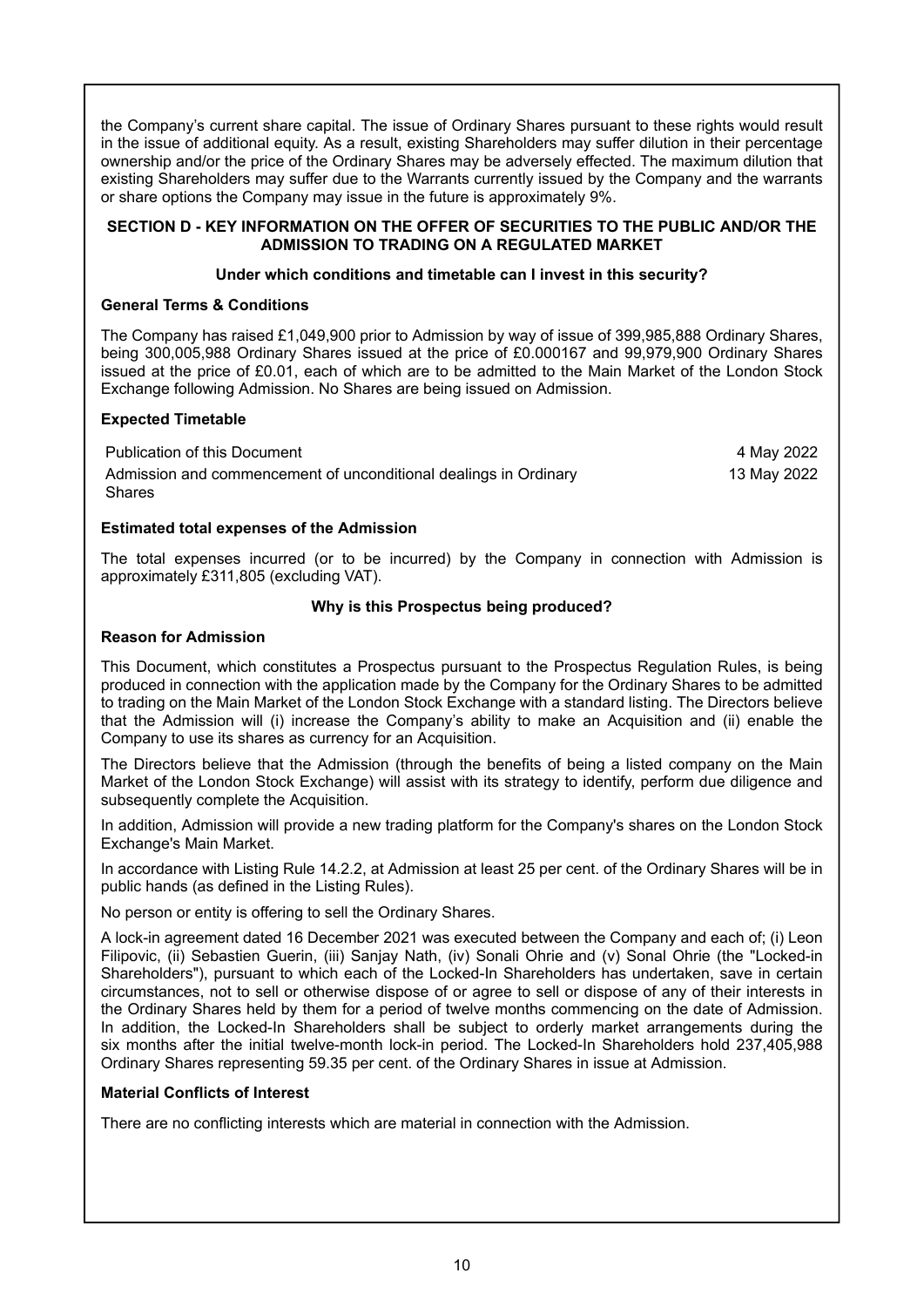the Company's current share capital. The issue of Ordinary Shares pursuant to these rights would result in the issue of additional equity. As a result, existing Shareholders may suffer dilution in their percentage ownership and/or the price of the Ordinary Shares may be adversely effected. The maximum dilution that existing Shareholders may suffer due to the Warrants currently issued by the Company and the warrants or share options the Company may issue in the future is approximately 9%.

## SECTION D - KEY INFORMATION ON THE OFFER OF SECURITIES TO THE PUBLIC AND/OR THE ADMISSION TO TRADING ON A REGULATED MARKET

### Under which conditions and timetable can I invest in this security?

**General Terms & Conditions**

The Company has raised £1,049,900 prior to Admission by way of issue of 399,985,888 Ordinary Shares, being 300,005,988 Ordinary Shares issued at the price of £0.000167 and 99,979,900 Ordinary Shares issued at the price of £0.01, each of which are to be admitted to the Main Market of the London Stock Exchange following Admission. No Shares are being issued on Admission.

**Expected Timetable**

| | |
|---|---|
| Publication of this Document | 4 May 2022 |
| Admission and commencement of unconditional dealings in Ordinary Shares | 13 May 2022 |

**Estimated total expenses of the Admission**

The total expenses incurred (or to be incurred) by the Company in connection with Admission is approximately £311,805 (excluding VAT).

### Why is this Prospectus being produced?

**Reason for Admission**

This Document, which constitutes a Prospectus pursuant to the Prospectus Regulation Rules, is being produced in connection with the application made by the Company for the Ordinary Shares to be admitted to trading on the Main Market of the London Stock Exchange with a standard listing. The Directors believe that the Admission will (i) increase the Company's ability to make an Acquisition and (ii) enable the Company to use its shares as currency for an Acquisition.

The Directors believe that the Admission (through the benefits of being a listed company on the Main Market of the London Stock Exchange) will assist with its strategy to identify, perform due diligence and subsequently complete the Acquisition.

In addition, Admission will provide a new trading platform for the Company's shares on the London Stock Exchange's Main Market.

In accordance with Listing Rule 14.2.2, at Admission at least 25 per cent. of the Ordinary Shares will be in public hands (as defined in the Listing Rules).

No person or entity is offering to sell the Ordinary Shares.

A lock-in agreement dated 16 December 2021 was executed between the Company and each of; (i) Leon Filipovic, (ii) Sebastien Guerin, (iii) Sanjay Nath, (iv) Sonali Ohrie and (v) Sonal Ohrie (the "Locked-in Shareholders"), pursuant to which each of the Locked-In Shareholders has undertaken, save in certain circumstances, not to sell or otherwise dispose of or agree to sell or dispose of any of their interests in the Ordinary Shares held by them for a period of twelve months commencing on the date of Admission. In addition, the Locked-In Shareholders shall be subject to orderly market arrangements during the six months after the initial twelve-month lock-in period. The Locked-In Shareholders hold 237,405,988 Ordinary Shares representing 59.35 per cent. of the Ordinary Shares in issue at Admission.

**Material Conflicts of Interest**

There are no conflicting interests which are material in connection with the Admission.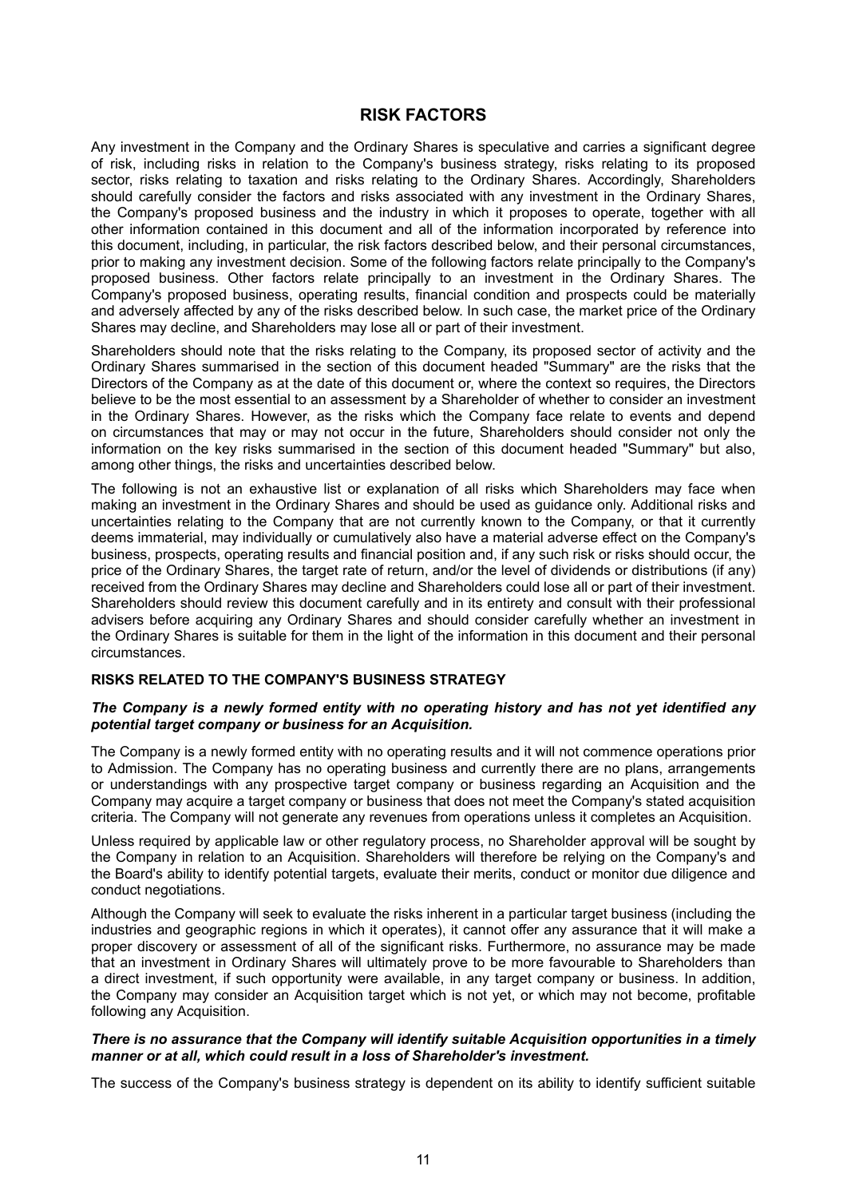# RISK FACTORS

Any investment in the Company and the Ordinary Shares is speculative and carries a significant degree of risk, including risks in relation to the Company's business strategy, risks relating to its proposed sector, risks relating to taxation and risks relating to the Ordinary Shares. Accordingly, Shareholders should carefully consider the factors and risks associated with any investment in the Ordinary Shares, the Company's proposed business and the industry in which it proposes to operate, together with all other information contained in this document and all of the information incorporated by reference into this document, including, in particular, the risk factors described below, and their personal circumstances, prior to making any investment decision. Some of the following factors relate principally to the Company's proposed business. Other factors relate principally to an investment in the Ordinary Shares. The Company's proposed business, operating results, financial condition and prospects could be materially and adversely affected by any of the risks described below. In such case, the market price of the Ordinary Shares may decline, and Shareholders may lose all or part of their investment.

Shareholders should note that the risks relating to the Company, its proposed sector of activity and the Ordinary Shares summarised in the section of this document headed "Summary" are the risks that the Directors of the Company as at the date of this document or, where the context so requires, the Directors believe to be the most essential to an assessment by a Shareholder of whether to consider an investment in the Ordinary Shares. However, as the risks which the Company face relate to events and depend on circumstances that may or may not occur in the future, Shareholders should consider not only the information on the key risks summarised in the section of this document headed "Summary" but also, among other things, the risks and uncertainties described below.

The following is not an exhaustive list or explanation of all risks which Shareholders may face when making an investment in the Ordinary Shares and should be used as guidance only. Additional risks and uncertainties relating to the Company that are not currently known to the Company, or that it currently deems immaterial, may individually or cumulatively also have a material adverse effect on the Company's business, prospects, operating results and financial position and, if any such risk or risks should occur, the price of the Ordinary Shares, the target rate of return, and/or the level of dividends or distributions (if any) received from the Ordinary Shares may decline and Shareholders could lose all or part of their investment. Shareholders should review this document carefully and in its entirety and consult with their professional advisers before acquiring any Ordinary Shares and should consider carefully whether an investment in the Ordinary Shares is suitable for them in the light of the information in this document and their personal circumstances.

## RISKS RELATED TO THE COMPANY'S BUSINESS STRATEGY

***The Company is a newly formed entity with no operating history and has not yet identified any potential target company or business for an Acquisition.***

The Company is a newly formed entity with no operating results and it will not commence operations prior to Admission. The Company has no operating business and currently there are no plans, arrangements or understandings with any prospective target company or business regarding an Acquisition and the Company may acquire a target company or business that does not meet the Company's stated acquisition criteria. The Company will not generate any revenues from operations unless it completes an Acquisition.

Unless required by applicable law or other regulatory process, no Shareholder approval will be sought by the Company in relation to an Acquisition. Shareholders will therefore be relying on the Company's and the Board's ability to identify potential targets, evaluate their merits, conduct or monitor due diligence and conduct negotiations.

Although the Company will seek to evaluate the risks inherent in a particular target business (including the industries and geographic regions in which it operates), it cannot offer any assurance that it will make a proper discovery or assessment of all of the significant risks. Furthermore, no assurance may be made that an investment in Ordinary Shares will ultimately prove to be more favourable to Shareholders than a direct investment, if such opportunity were available, in any target company or business. In addition, the Company may consider an Acquisition target which is not yet, or which may not become, profitable following any Acquisition.

***There is no assurance that the Company will identify suitable Acquisition opportunities in a timely manner or at all, which could result in a loss of Shareholder's investment.***

The success of the Company's business strategy is dependent on its ability to identify sufficient suitable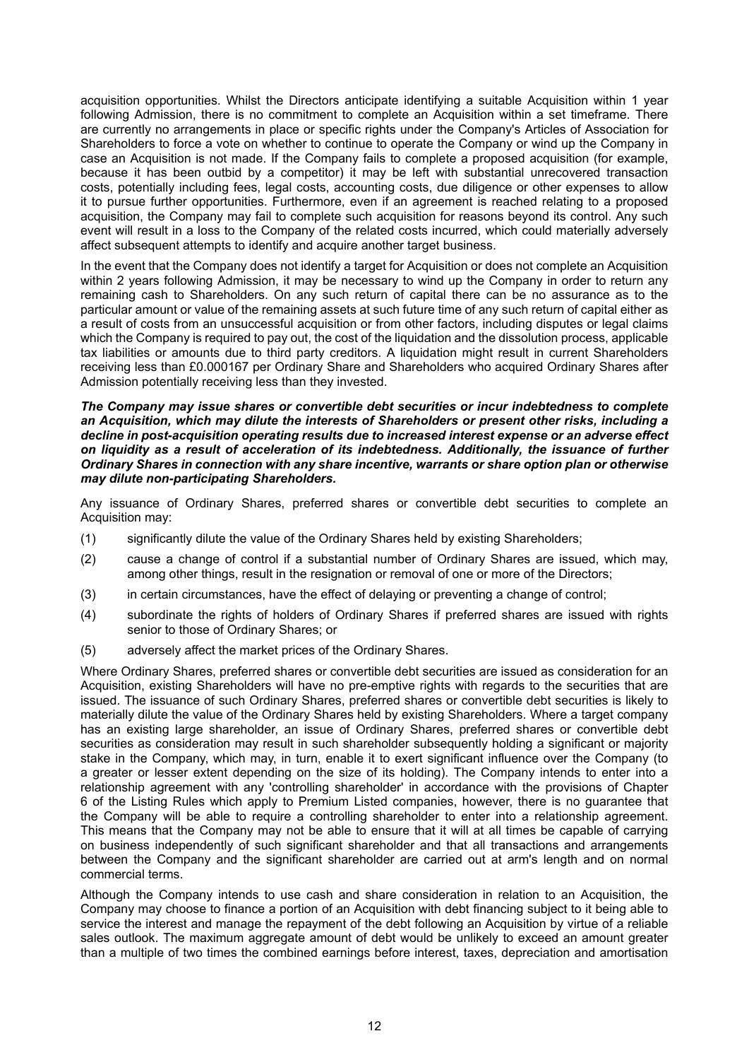acquisition opportunities. Whilst the Directors anticipate identifying a suitable Acquisition within 1 year following Admission, there is no commitment to complete an Acquisition within a set timeframe. There are currently no arrangements in place or specific rights under the Company's Articles of Association for Shareholders to force a vote on whether to continue to operate the Company or wind up the Company in case an Acquisition is not made. If the Company fails to complete a proposed acquisition (for example, because it has been outbid by a competitor) it may be left with substantial unrecovered transaction costs, potentially including fees, legal costs, accounting costs, due diligence or other expenses to allow it to pursue further opportunities. Furthermore, even if an agreement is reached relating to a proposed acquisition, the Company may fail to complete such acquisition for reasons beyond its control. Any such event will result in a loss to the Company of the related costs incurred, which could materially adversely affect subsequent attempts to identify and acquire another target business.

In the event that the Company does not identify a target for Acquisition or does not complete an Acquisition within 2 years following Admission, it may be necessary to wind up the Company in order to return any remaining cash to Shareholders. On any such return of capital there can be no assurance as to the particular amount or value of the remaining assets at such future time of any such return of capital either as a result of costs from an unsuccessful acquisition or from other factors, including disputes or legal claims which the Company is required to pay out, the cost of the liquidation and the dissolution process, applicable tax liabilities or amounts due to third party creditors. A liquidation might result in current Shareholders receiving less than £0.000167 per Ordinary Share and Shareholders who acquired Ordinary Shares after Admission potentially receiving less than they invested.

***The Company may issue shares or convertible debt securities or incur indebtedness to complete an Acquisition, which may dilute the interests of Shareholders or present other risks, including a decline in post-acquisition operating results due to increased interest expense or an adverse effect on liquidity as a result of acceleration of its indebtedness. Additionally, the issuance of further Ordinary Shares in connection with any share incentive, warrants or share option plan or otherwise may dilute non-participating Shareholders.***

Any issuance of Ordinary Shares, preferred shares or convertible debt securities to complete an Acquisition may:

(1) significantly dilute the value of the Ordinary Shares held by existing Shareholders;

(2) cause a change of control if a substantial number of Ordinary Shares are issued, which may, among other things, result in the resignation or removal of one or more of the Directors;

(3) in certain circumstances, have the effect of delaying or preventing a change of control;

(4) subordinate the rights of holders of Ordinary Shares if preferred shares are issued with rights senior to those of Ordinary Shares; or

(5) adversely affect the market prices of the Ordinary Shares.

Where Ordinary Shares, preferred shares or convertible debt securities are issued as consideration for an Acquisition, existing Shareholders will have no pre-emptive rights with regards to the securities that are issued. The issuance of such Ordinary Shares, preferred shares or convertible debt securities is likely to materially dilute the value of the Ordinary Shares held by existing Shareholders. Where a target company has an existing large shareholder, an issue of Ordinary Shares, preferred shares or convertible debt securities as consideration may result in such shareholder subsequently holding a significant or majority stake in the Company, which may, in turn, enable it to exert significant influence over the Company (to a greater or lesser extent depending on the size of its holding). The Company intends to enter into a relationship agreement with any 'controlling shareholder' in accordance with the provisions of Chapter 6 of the Listing Rules which apply to Premium Listed companies, however, there is no guarantee that the Company will be able to require a controlling shareholder to enter into a relationship agreement. This means that the Company may not be able to ensure that it will at all times be capable of carrying on business independently of such significant shareholder and that all transactions and arrangements between the Company and the significant shareholder are carried out at arm's length and on normal commercial terms.

Although the Company intends to use cash and share consideration in relation to an Acquisition, the Company may choose to finance a portion of an Acquisition with debt financing subject to it being able to service the interest and manage the repayment of the debt following an Acquisition by virtue of a reliable sales outlook. The maximum aggregate amount of debt would be unlikely to exceed an amount greater than a multiple of two times the combined earnings before interest, taxes, depreciation and amortisation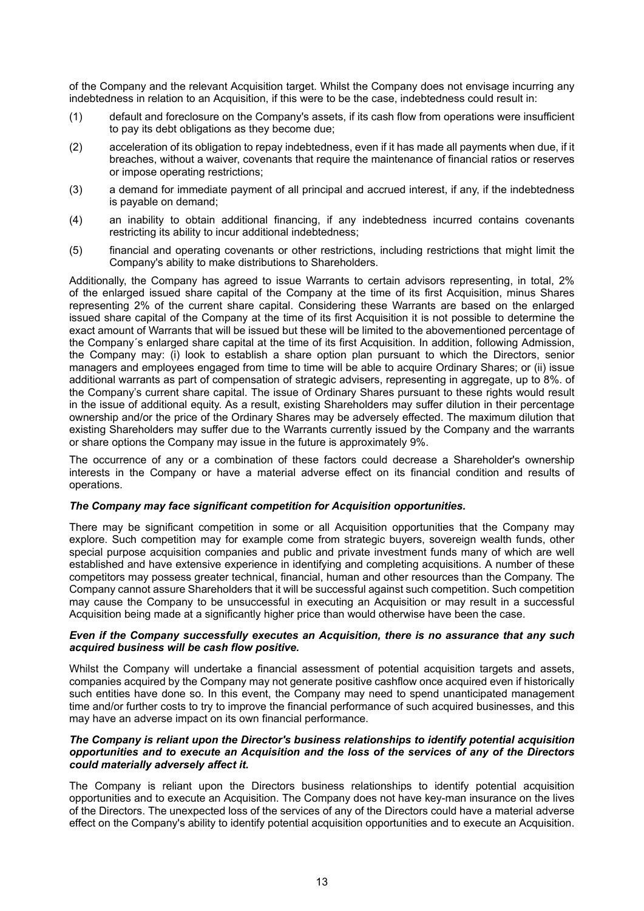of the Company and the relevant Acquisition target. Whilst the Company does not envisage incurring any indebtedness in relation to an Acquisition, if this were to be the case, indebtedness could result in:

(1) default and foreclosure on the Company's assets, if its cash flow from operations were insufficient to pay its debt obligations as they become due;

(2) acceleration of its obligation to repay indebtedness, even if it has made all payments when due, if it breaches, without a waiver, covenants that require the maintenance of financial ratios or reserves or impose operating restrictions;

(3) a demand for immediate payment of all principal and accrued interest, if any, if the indebtedness is payable on demand;

(4) an inability to obtain additional financing, if any indebtedness incurred contains covenants restricting its ability to incur additional indebtedness;

(5) financial and operating covenants or other restrictions, including restrictions that might limit the Company's ability to make distributions to Shareholders.

Additionally, the Company has agreed to issue Warrants to certain advisors representing, in total, 2% of the enlarged issued share capital of the Company at the time of its first Acquisition, minus Shares representing 2% of the current share capital. Considering these Warrants are based on the enlarged issued share capital of the Company at the time of its first Acquisition it is not possible to determine the exact amount of Warrants that will be issued but these will be limited to the abovementioned percentage of the Company´s enlarged share capital at the time of its first Acquisition. In addition, following Admission, the Company may: (i) look to establish a share option plan pursuant to which the Directors, senior managers and employees engaged from time to time will be able to acquire Ordinary Shares; or (ii) issue additional warrants as part of compensation of strategic advisers, representing in aggregate, up to 8%. of the Company's current share capital. The issue of Ordinary Shares pursuant to these rights would result in the issue of additional equity. As a result, existing Shareholders may suffer dilution in their percentage ownership and/or the price of the Ordinary Shares may be adversely effected. The maximum dilution that existing Shareholders may suffer due to the Warrants currently issued by the Company and the warrants or share options the Company may issue in the future is approximately 9%.

The occurrence of any or a combination of these factors could decrease a Shareholder's ownership interests in the Company or have a material adverse effect on its financial condition and results of operations.

***The Company may face significant competition for Acquisition opportunities.***

There may be significant competition in some or all Acquisition opportunities that the Company may explore. Such competition may for example come from strategic buyers, sovereign wealth funds, other special purpose acquisition companies and public and private investment funds many of which are well established and have extensive experience in identifying and completing acquisitions. A number of these competitors may possess greater technical, financial, human and other resources than the Company. The Company cannot assure Shareholders that it will be successful against such competition. Such competition may cause the Company to be unsuccessful in executing an Acquisition or may result in a successful Acquisition being made at a significantly higher price than would otherwise have been the case.

***Even if the Company successfully executes an Acquisition, there is no assurance that any such acquired business will be cash flow positive.***

Whilst the Company will undertake a financial assessment of potential acquisition targets and assets, companies acquired by the Company may not generate positive cashflow once acquired even if historically such entities have done so. In this event, the Company may need to spend unanticipated management time and/or further costs to try to improve the financial performance of such acquired businesses, and this may have an adverse impact on its own financial performance.

***The Company is reliant upon the Director's business relationships to identify potential acquisition opportunities and to execute an Acquisition and the loss of the services of any of the Directors could materially adversely affect it.***

The Company is reliant upon the Directors business relationships to identify potential acquisition opportunities and to execute an Acquisition. The Company does not have key-man insurance on the lives of the Directors. The unexpected loss of the services of any of the Directors could have a material adverse effect on the Company's ability to identify potential acquisition opportunities and to execute an Acquisition.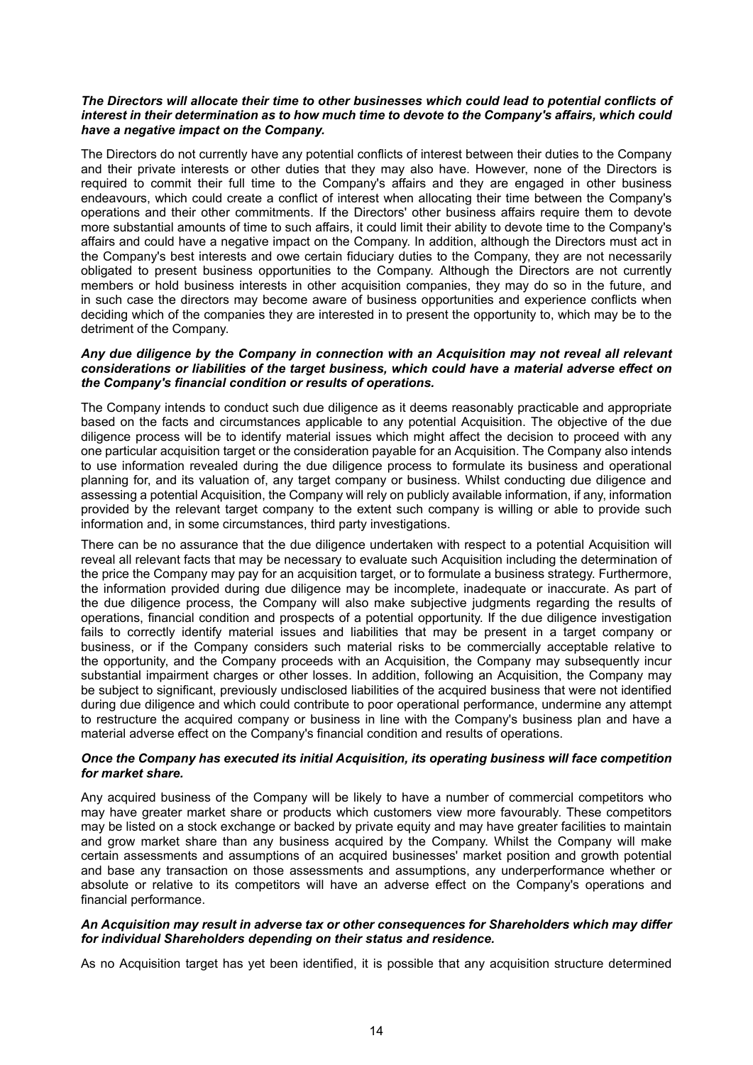***The Directors will allocate their time to other businesses which could lead to potential conflicts of interest in their determination as to how much time to devote to the Company's affairs, which could have a negative impact on the Company.***

The Directors do not currently have any potential conflicts of interest between their duties to the Company and their private interests or other duties that they may also have. However, none of the Directors is required to commit their full time to the Company's affairs and they are engaged in other business endeavours, which could create a conflict of interest when allocating their time between the Company's operations and their other commitments. If the Directors' other business affairs require them to devote more substantial amounts of time to such affairs, it could limit their ability to devote time to the Company's affairs and could have a negative impact on the Company. In addition, although the Directors must act in the Company's best interests and owe certain fiduciary duties to the Company, they are not necessarily obligated to present business opportunities to the Company. Although the Directors are not currently members or hold business interests in other acquisition companies, they may do so in the future, and in such case the directors may become aware of business opportunities and experience conflicts when deciding which of the companies they are interested in to present the opportunity to, which may be to the detriment of the Company.

***Any due diligence by the Company in connection with an Acquisition may not reveal all relevant considerations or liabilities of the target business, which could have a material adverse effect on the Company's financial condition or results of operations.***

The Company intends to conduct such due diligence as it deems reasonably practicable and appropriate based on the facts and circumstances applicable to any potential Acquisition. The objective of the due diligence process will be to identify material issues which might affect the decision to proceed with any one particular acquisition target or the consideration payable for an Acquisition. The Company also intends to use information revealed during the due diligence process to formulate its business and operational planning for, and its valuation of, any target company or business. Whilst conducting due diligence and assessing a potential Acquisition, the Company will rely on publicly available information, if any, information provided by the relevant target company to the extent such company is willing or able to provide such information and, in some circumstances, third party investigations.

There can be no assurance that the due diligence undertaken with respect to a potential Acquisition will reveal all relevant facts that may be necessary to evaluate such Acquisition including the determination of the price the Company may pay for an acquisition target, or to formulate a business strategy. Furthermore, the information provided during due diligence may be incomplete, inadequate or inaccurate. As part of the due diligence process, the Company will also make subjective judgments regarding the results of operations, financial condition and prospects of a potential opportunity. If the due diligence investigation fails to correctly identify material issues and liabilities that may be present in a target company or business, or if the Company considers such material risks to be commercially acceptable relative to the opportunity, and the Company proceeds with an Acquisition, the Company may subsequently incur substantial impairment charges or other losses. In addition, following an Acquisition, the Company may be subject to significant, previously undisclosed liabilities of the acquired business that were not identified during due diligence and which could contribute to poor operational performance, undermine any attempt to restructure the acquired company or business in line with the Company's business plan and have a material adverse effect on the Company's financial condition and results of operations.

***Once the Company has executed its initial Acquisition, its operating business will face competition for market share.***

Any acquired business of the Company will be likely to have a number of commercial competitors who may have greater market share or products which customers view more favourably. These competitors may be listed on a stock exchange or backed by private equity and may have greater facilities to maintain and grow market share than any business acquired by the Company. Whilst the Company will make certain assessments and assumptions of an acquired businesses' market position and growth potential and base any transaction on those assessments and assumptions, any underperformance whether or absolute or relative to its competitors will have an adverse effect on the Company's operations and financial performance.

***An Acquisition may result in adverse tax or other consequences for Shareholders which may differ for individual Shareholders depending on their status and residence.***

As no Acquisition target has yet been identified, it is possible that any acquisition structure determined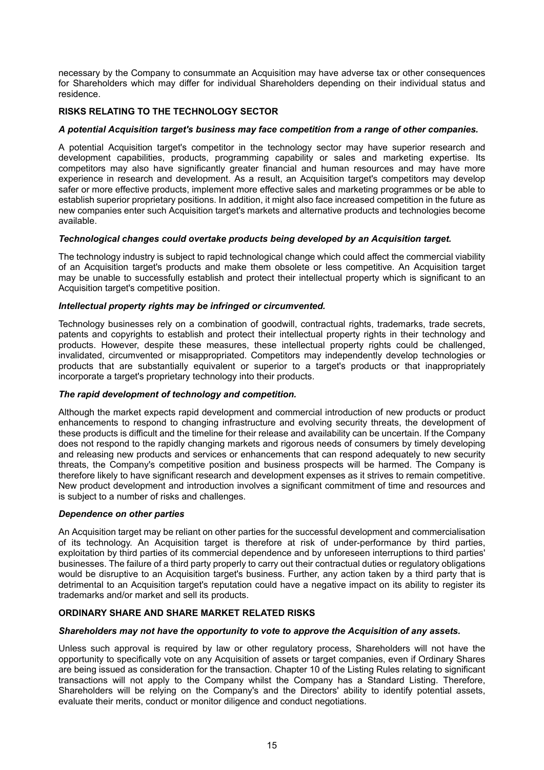necessary by the Company to consummate an Acquisition may have adverse tax or other consequences for Shareholders which may differ for individual Shareholders depending on their individual status and residence.

## RISKS RELATING TO THE TECHNOLOGY SECTOR

### *A potential Acquisition target's business may face competition from a range of other companies.*

A potential Acquisition target's competitor in the technology sector may have superior research and development capabilities, products, programming capability or sales and marketing expertise. Its competitors may also have significantly greater financial and human resources and may have more experience in research and development. As a result, an Acquisition target's competitors may develop safer or more effective products, implement more effective sales and marketing programmes or be able to establish superior proprietary positions. In addition, it might also face increased competition in the future as new companies enter such Acquisition target's markets and alternative products and technologies become available.

### *Technological changes could overtake products being developed by an Acquisition target.*

The technology industry is subject to rapid technological change which could affect the commercial viability of an Acquisition target's products and make them obsolete or less competitive. An Acquisition target may be unable to successfully establish and protect their intellectual property which is significant to an Acquisition target's competitive position.

### *Intellectual property rights may be infringed or circumvented.*

Technology businesses rely on a combination of goodwill, contractual rights, trademarks, trade secrets, patents and copyrights to establish and protect their intellectual property rights in their technology and products. However, despite these measures, these intellectual property rights could be challenged, invalidated, circumvented or misappropriated. Competitors may independently develop technologies or products that are substantially equivalent or superior to a target's products or that inappropriately incorporate a target's proprietary technology into their products.

### *The rapid development of technology and competition.*

Although the market expects rapid development and commercial introduction of new products or product enhancements to respond to changing infrastructure and evolving security threats, the development of these products is difficult and the timeline for their release and availability can be uncertain. If the Company does not respond to the rapidly changing markets and rigorous needs of consumers by timely developing and releasing new products and services or enhancements that can respond adequately to new security threats, the Company's competitive position and business prospects will be harmed. The Company is therefore likely to have significant research and development expenses as it strives to remain competitive. New product development and introduction involves a significant commitment of time and resources and is subject to a number of risks and challenges.

### *Dependence on other parties*

An Acquisition target may be reliant on other parties for the successful development and commercialisation of its technology. An Acquisition target is therefore at risk of under-performance by third parties, exploitation by third parties of its commercial dependence and by unforeseen interruptions to third parties' businesses. The failure of a third party properly to carry out their contractual duties or regulatory obligations would be disruptive to an Acquisition target's business. Further, any action taken by a third party that is detrimental to an Acquisition target's reputation could have a negative impact on its ability to register its trademarks and/or market and sell its products.

## ORDINARY SHARE AND SHARE MARKET RELATED RISKS

### *Shareholders may not have the opportunity to vote to approve the Acquisition of any assets.*

Unless such approval is required by law or other regulatory process, Shareholders will not have the opportunity to specifically vote on any Acquisition of assets or target companies, even if Ordinary Shares are being issued as consideration for the transaction. Chapter 10 of the Listing Rules relating to significant transactions will not apply to the Company whilst the Company has a Standard Listing. Therefore, Shareholders will be relying on the Company's and the Directors' ability to identify potential assets, evaluate their merits, conduct or monitor diligence and conduct negotiations.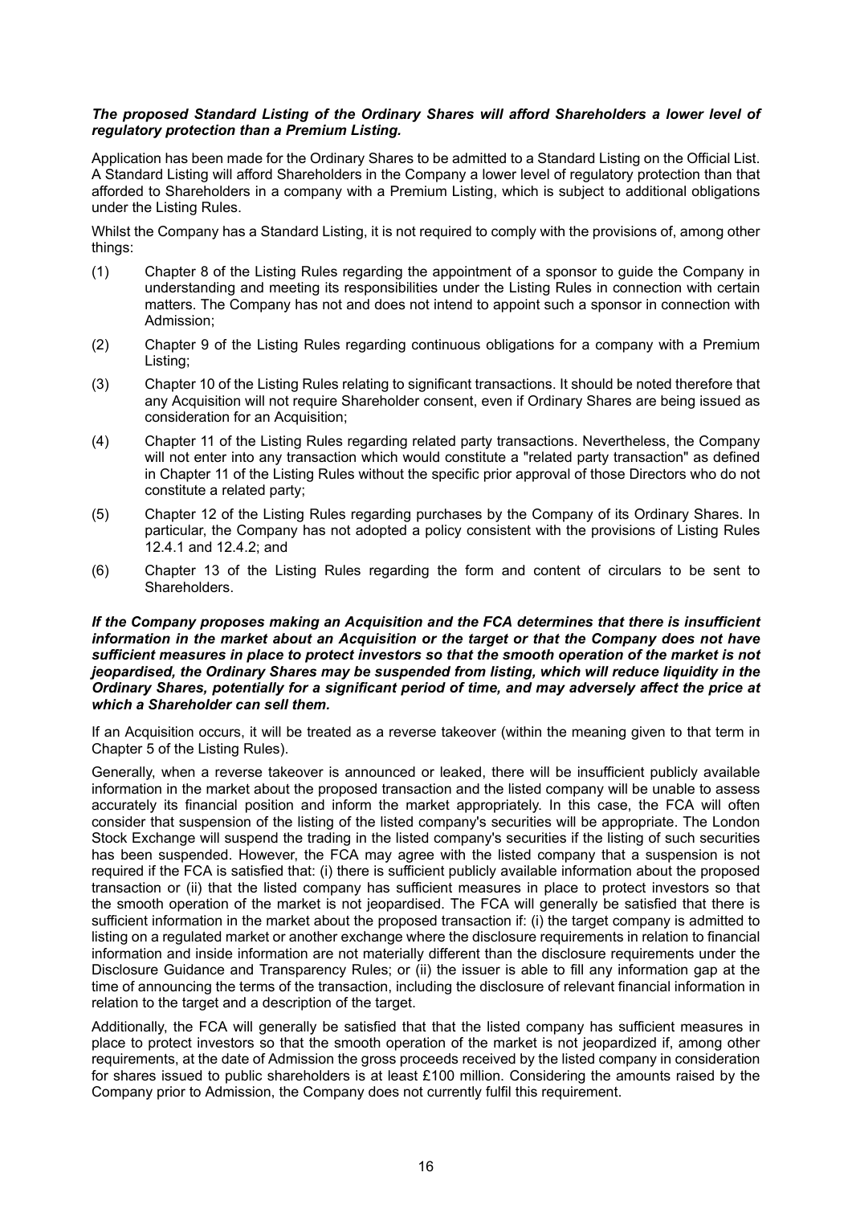***The proposed Standard Listing of the Ordinary Shares will afford Shareholders a lower level of regulatory protection than a Premium Listing.***

Application has been made for the Ordinary Shares to be admitted to a Standard Listing on the Official List. A Standard Listing will afford Shareholders in the Company a lower level of regulatory protection than that afforded to Shareholders in a company with a Premium Listing, which is subject to additional obligations under the Listing Rules.

Whilst the Company has a Standard Listing, it is not required to comply with the provisions of, among other things:

(1) Chapter 8 of the Listing Rules regarding the appointment of a sponsor to guide the Company in understanding and meeting its responsibilities under the Listing Rules in connection with certain matters. The Company has not and does not intend to appoint such a sponsor in connection with Admission;

(2) Chapter 9 of the Listing Rules regarding continuous obligations for a company with a Premium Listing;

(3) Chapter 10 of the Listing Rules relating to significant transactions. It should be noted therefore that any Acquisition will not require Shareholder consent, even if Ordinary Shares are being issued as consideration for an Acquisition;

(4) Chapter 11 of the Listing Rules regarding related party transactions. Nevertheless, the Company will not enter into any transaction which would constitute a "related party transaction" as defined in Chapter 11 of the Listing Rules without the specific prior approval of those Directors who do not constitute a related party;

(5) Chapter 12 of the Listing Rules regarding purchases by the Company of its Ordinary Shares. In particular, the Company has not adopted a policy consistent with the provisions of Listing Rules 12.4.1 and 12.4.2; and

(6) Chapter 13 of the Listing Rules regarding the form and content of circulars to be sent to Shareholders.

***If the Company proposes making an Acquisition and the FCA determines that there is insufficient information in the market about an Acquisition or the target or that the Company does not have sufficient measures in place to protect investors so that the smooth operation of the market is not jeopardised, the Ordinary Shares may be suspended from listing, which will reduce liquidity in the Ordinary Shares, potentially for a significant period of time, and may adversely affect the price at which a Shareholder can sell them.***

If an Acquisition occurs, it will be treated as a reverse takeover (within the meaning given to that term in Chapter 5 of the Listing Rules).

Generally, when a reverse takeover is announced or leaked, there will be insufficient publicly available information in the market about the proposed transaction and the listed company will be unable to assess accurately its financial position and inform the market appropriately. In this case, the FCA will often consider that suspension of the listing of the listed company's securities will be appropriate. The London Stock Exchange will suspend the trading in the listed company's securities if the listing of such securities has been suspended. However, the FCA may agree with the listed company that a suspension is not required if the FCA is satisfied that: (i) there is sufficient publicly available information about the proposed transaction or (ii) that the listed company has sufficient measures in place to protect investors so that the smooth operation of the market is not jeopardised. The FCA will generally be satisfied that there is sufficient information in the market about the proposed transaction if: (i) the target company is admitted to listing on a regulated market or another exchange where the disclosure requirements in relation to financial information and inside information are not materially different than the disclosure requirements under the Disclosure Guidance and Transparency Rules; or (ii) the issuer is able to fill any information gap at the time of announcing the terms of the transaction, including the disclosure of relevant financial information in relation to the target and a description of the target.

Additionally, the FCA will generally be satisfied that that the listed company has sufficient measures in place to protect investors so that the smooth operation of the market is not jeopardized if, among other requirements, at the date of Admission the gross proceeds received by the listed company in consideration for shares issued to public shareholders is at least £100 million. Considering the amounts raised by the Company prior to Admission, the Company does not currently fulfil this requirement.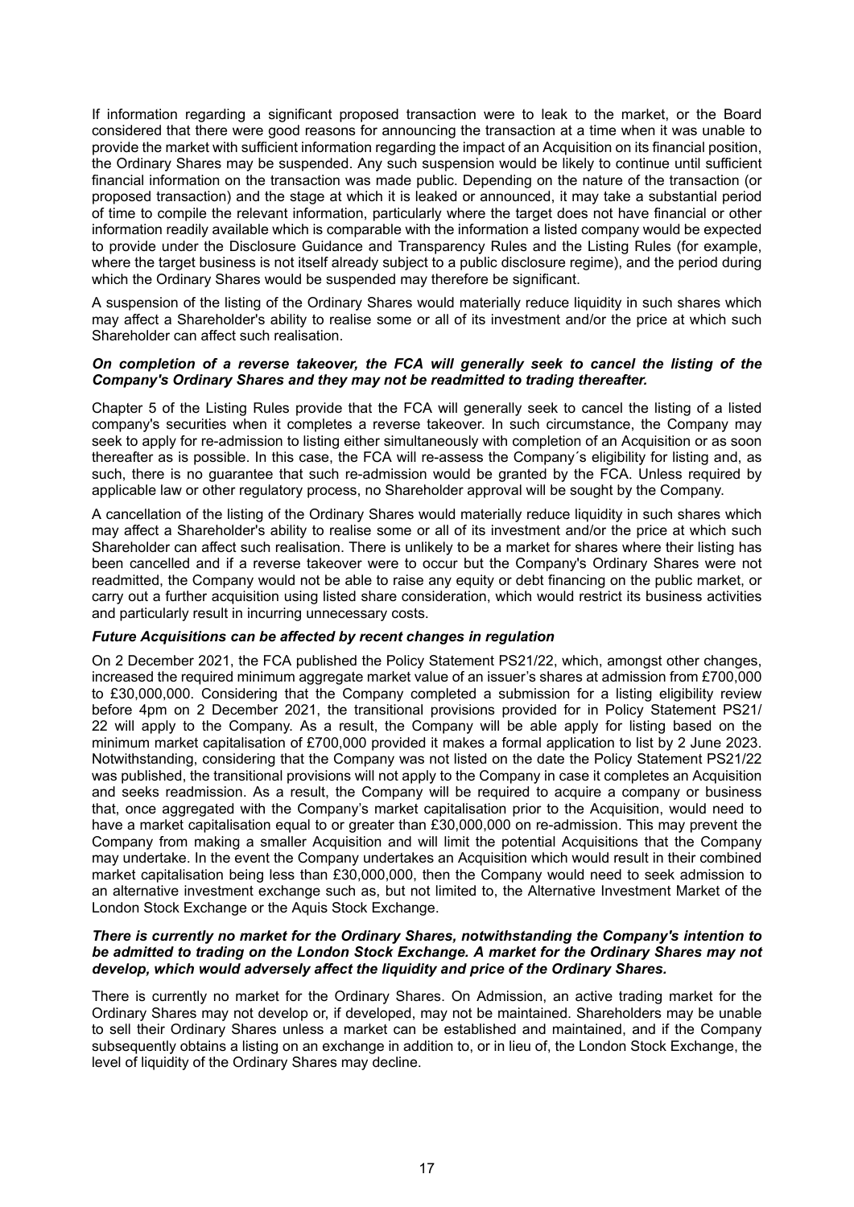If information regarding a significant proposed transaction were to leak to the market, or the Board considered that there were good reasons for announcing the transaction at a time when it was unable to provide the market with sufficient information regarding the impact of an Acquisition on its financial position, the Ordinary Shares may be suspended. Any such suspension would be likely to continue until sufficient financial information on the transaction was made public. Depending on the nature of the transaction (or proposed transaction) and the stage at which it is leaked or announced, it may take a substantial period of time to compile the relevant information, particularly where the target does not have financial or other information readily available which is comparable with the information a listed company would be expected to provide under the Disclosure Guidance and Transparency Rules and the Listing Rules (for example, where the target business is not itself already subject to a public disclosure regime), and the period during which the Ordinary Shares would be suspended may therefore be significant.

A suspension of the listing of the Ordinary Shares would materially reduce liquidity in such shares which may affect a Shareholder's ability to realise some or all of its investment and/or the price at which such Shareholder can affect such realisation.

***On completion of a reverse takeover, the FCA will generally seek to cancel the listing of the Company's Ordinary Shares and they may not be readmitted to trading thereafter.***

Chapter 5 of the Listing Rules provide that the FCA will generally seek to cancel the listing of a listed company's securities when it completes a reverse takeover. In such circumstance, the Company may seek to apply for re-admission to listing either simultaneously with completion of an Acquisition or as soon thereafter as is possible. In this case, the FCA will re-assess the Company´s eligibility for listing and, as such, there is no guarantee that such re-admission would be granted by the FCA. Unless required by applicable law or other regulatory process, no Shareholder approval will be sought by the Company.

A cancellation of the listing of the Ordinary Shares would materially reduce liquidity in such shares which may affect a Shareholder's ability to realise some or all of its investment and/or the price at which such Shareholder can affect such realisation. There is unlikely to be a market for shares where their listing has been cancelled and if a reverse takeover were to occur but the Company's Ordinary Shares were not readmitted, the Company would not be able to raise any equity or debt financing on the public market, or carry out a further acquisition using listed share consideration, which would restrict its business activities and particularly result in incurring unnecessary costs.

***Future Acquisitions can be affected by recent changes in regulation***

On 2 December 2021, the FCA published the Policy Statement PS21/22, which, amongst other changes, increased the required minimum aggregate market value of an issuer's shares at admission from £700,000 to £30,000,000. Considering that the Company completed a submission for a listing eligibility review before 4pm on 2 December 2021, the transitional provisions provided for in Policy Statement PS21/ 22 will apply to the Company. As a result, the Company will be able apply for listing based on the minimum market capitalisation of £700,000 provided it makes a formal application to list by 2 June 2023. Notwithstanding, considering that the Company was not listed on the date the Policy Statement PS21/22 was published, the transitional provisions will not apply to the Company in case it completes an Acquisition and seeks readmission. As a result, the Company will be required to acquire a company or business that, once aggregated with the Company's market capitalisation prior to the Acquisition, would need to have a market capitalisation equal to or greater than £30,000,000 on re-admission. This may prevent the Company from making a smaller Acquisition and will limit the potential Acquisitions that the Company may undertake. In the event the Company undertakes an Acquisition which would result in their combined market capitalisation being less than £30,000,000, then the Company would need to seek admission to an alternative investment exchange such as, but not limited to, the Alternative Investment Market of the London Stock Exchange or the Aquis Stock Exchange.

***There is currently no market for the Ordinary Shares, notwithstanding the Company's intention to be admitted to trading on the London Stock Exchange. A market for the Ordinary Shares may not develop, which would adversely affect the liquidity and price of the Ordinary Shares.***

There is currently no market for the Ordinary Shares. On Admission, an active trading market for the Ordinary Shares may not develop or, if developed, may not be maintained. Shareholders may be unable to sell their Ordinary Shares unless a market can be established and maintained, and if the Company subsequently obtains a listing on an exchange in addition to, or in lieu of, the London Stock Exchange, the level of liquidity of the Ordinary Shares may decline.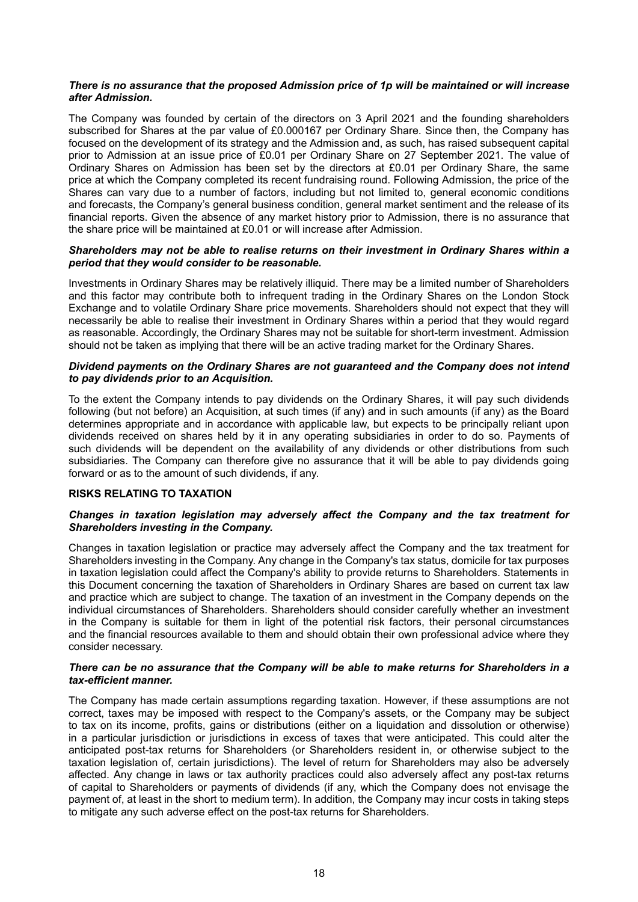***There is no assurance that the proposed Admission price of 1p will be maintained or will increase after Admission.***

The Company was founded by certain of the directors on 3 April 2021 and the founding shareholders subscribed for Shares at the par value of £0.000167 per Ordinary Share. Since then, the Company has focused on the development of its strategy and the Admission and, as such, has raised subsequent capital prior to Admission at an issue price of £0.01 per Ordinary Share on 27 September 2021. The value of Ordinary Shares on Admission has been set by the directors at £0.01 per Ordinary Share, the same price at which the Company completed its recent fundraising round. Following Admission, the price of the Shares can vary due to a number of factors, including but not limited to, general economic conditions and forecasts, the Company's general business condition, general market sentiment and the release of its financial reports. Given the absence of any market history prior to Admission, there is no assurance that the share price will be maintained at £0.01 or will increase after Admission.

***Shareholders may not be able to realise returns on their investment in Ordinary Shares within a period that they would consider to be reasonable.***

Investments in Ordinary Shares may be relatively illiquid. There may be a limited number of Shareholders and this factor may contribute both to infrequent trading in the Ordinary Shares on the London Stock Exchange and to volatile Ordinary Share price movements. Shareholders should not expect that they will necessarily be able to realise their investment in Ordinary Shares within a period that they would regard as reasonable. Accordingly, the Ordinary Shares may not be suitable for short-term investment. Admission should not be taken as implying that there will be an active trading market for the Ordinary Shares.

***Dividend payments on the Ordinary Shares are not guaranteed and the Company does not intend to pay dividends prior to an Acquisition.***

To the extent the Company intends to pay dividends on the Ordinary Shares, it will pay such dividends following (but not before) an Acquisition, at such times (if any) and in such amounts (if any) as the Board determines appropriate and in accordance with applicable law, but expects to be principally reliant upon dividends received on shares held by it in any operating subsidiaries in order to do so. Payments of such dividends will be dependent on the availability of any dividends or other distributions from such subsidiaries. The Company can therefore give no assurance that it will be able to pay dividends going forward or as to the amount of such dividends, if any.

**RISKS RELATING TO TAXATION**

***Changes in taxation legislation may adversely affect the Company and the tax treatment for Shareholders investing in the Company.***

Changes in taxation legislation or practice may adversely affect the Company and the tax treatment for Shareholders investing in the Company. Any change in the Company's tax status, domicile for tax purposes in taxation legislation could affect the Company's ability to provide returns to Shareholders. Statements in this Document concerning the taxation of Shareholders in Ordinary Shares are based on current tax law and practice which are subject to change. The taxation of an investment in the Company depends on the individual circumstances of Shareholders. Shareholders should consider carefully whether an investment in the Company is suitable for them in light of the potential risk factors, their personal circumstances and the financial resources available to them and should obtain their own professional advice where they consider necessary.

***There can be no assurance that the Company will be able to make returns for Shareholders in a tax-efficient manner.***

The Company has made certain assumptions regarding taxation. However, if these assumptions are not correct, taxes may be imposed with respect to the Company's assets, or the Company may be subject to tax on its income, profits, gains or distributions (either on a liquidation and dissolution or otherwise) in a particular jurisdiction or jurisdictions in excess of taxes that were anticipated. This could alter the anticipated post-tax returns for Shareholders (or Shareholders resident in, or otherwise subject to the taxation legislation of, certain jurisdictions). The level of return for Shareholders may also be adversely affected. Any change in laws or tax authority practices could also adversely affect any post-tax returns of capital to Shareholders or payments of dividends (if any, which the Company does not envisage the payment of, at least in the short to medium term). In addition, the Company may incur costs in taking steps to mitigate any such adverse effect on the post-tax returns for Shareholders.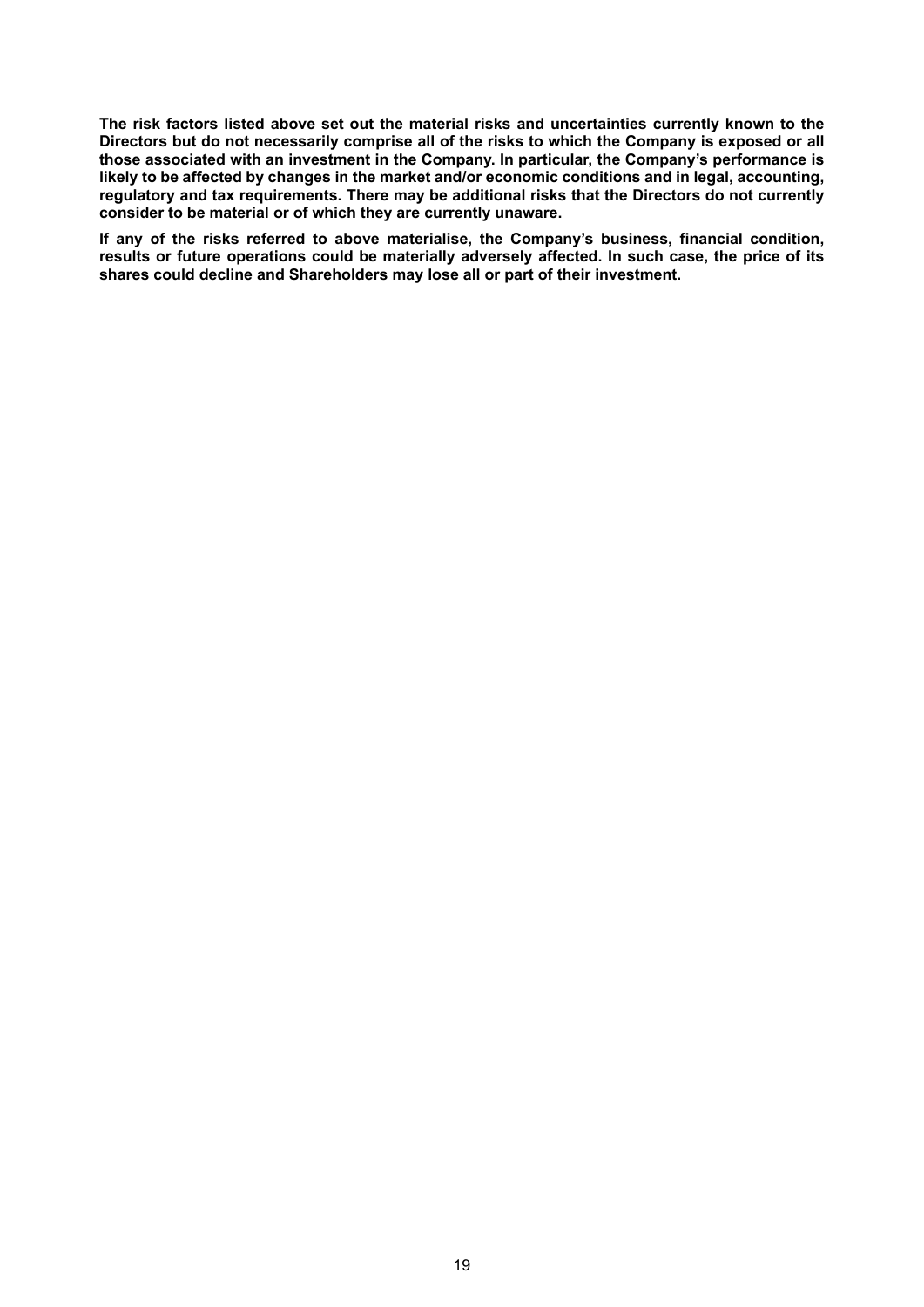**The risk factors listed above set out the material risks and uncertainties currently known to the Directors but do not necessarily comprise all of the risks to which the Company is exposed or all those associated with an investment in the Company. In particular, the Company's performance is likely to be affected by changes in the market and/or economic conditions and in legal, accounting, regulatory and tax requirements. There may be additional risks that the Directors do not currently consider to be material or of which they are currently unaware.**

**If any of the risks referred to above materialise, the Company's business, financial condition, results or future operations could be materially adversely affected. In such case, the price of its shares could decline and Shareholders may lose all or part of their investment.**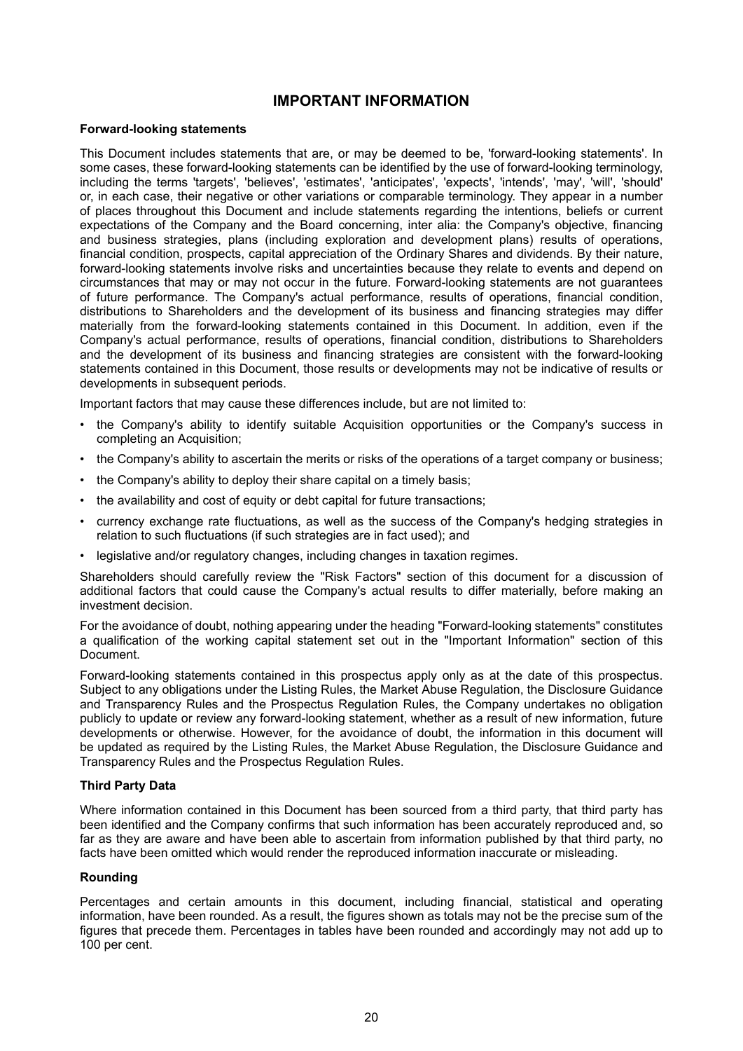# IMPORTANT INFORMATION

**Forward-looking statements**

This Document includes statements that are, or may be deemed to be, 'forward-looking statements'. In some cases, these forward-looking statements can be identified by the use of forward-looking terminology, including the terms 'targets', 'believes', 'estimates', 'anticipates', 'expects', 'intends', 'may', 'will', 'should' or, in each case, their negative or other variations or comparable terminology. They appear in a number of places throughout this Document and include statements regarding the intentions, beliefs or current expectations of the Company and the Board concerning, inter alia: the Company's objective, financing and business strategies, plans (including exploration and development plans) results of operations, financial condition, prospects, capital appreciation of the Ordinary Shares and dividends. By their nature, forward-looking statements involve risks and uncertainties because they relate to events and depend on circumstances that may or may not occur in the future. Forward-looking statements are not guarantees of future performance. The Company's actual performance, results of operations, financial condition, distributions to Shareholders and the development of its business and financing strategies may differ materially from the forward-looking statements contained in this Document. In addition, even if the Company's actual performance, results of operations, financial condition, distributions to Shareholders and the development of its business and financing strategies are consistent with the forward-looking statements contained in this Document, those results or developments may not be indicative of results or developments in subsequent periods.

Important factors that may cause these differences include, but are not limited to:

- the Company's ability to identify suitable Acquisition opportunities or the Company's success in completing an Acquisition;
- the Company's ability to ascertain the merits or risks of the operations of a target company or business;
- the Company's ability to deploy their share capital on a timely basis;
- the availability and cost of equity or debt capital for future transactions;
- currency exchange rate fluctuations, as well as the success of the Company's hedging strategies in relation to such fluctuations (if such strategies are in fact used); and
- legislative and/or regulatory changes, including changes in taxation regimes.

Shareholders should carefully review the "Risk Factors" section of this document for a discussion of additional factors that could cause the Company's actual results to differ materially, before making an investment decision.

For the avoidance of doubt, nothing appearing under the heading "Forward-looking statements" constitutes a qualification of the working capital statement set out in the "Important Information" section of this Document.

Forward-looking statements contained in this prospectus apply only as at the date of this prospectus. Subject to any obligations under the Listing Rules, the Market Abuse Regulation, the Disclosure Guidance and Transparency Rules and the Prospectus Regulation Rules, the Company undertakes no obligation publicly to update or review any forward-looking statement, whether as a result of new information, future developments or otherwise. However, for the avoidance of doubt, the information in this document will be updated as required by the Listing Rules, the Market Abuse Regulation, the Disclosure Guidance and Transparency Rules and the Prospectus Regulation Rules.

**Third Party Data**

Where information contained in this Document has been sourced from a third party, that third party has been identified and the Company confirms that such information has been accurately reproduced and, so far as they are aware and have been able to ascertain from information published by that third party, no facts have been omitted which would render the reproduced information inaccurate or misleading.

**Rounding**

Percentages and certain amounts in this document, including financial, statistical and operating information, have been rounded. As a result, the figures shown as totals may not be the precise sum of the figures that precede them. Percentages in tables have been rounded and accordingly may not add up to 100 per cent.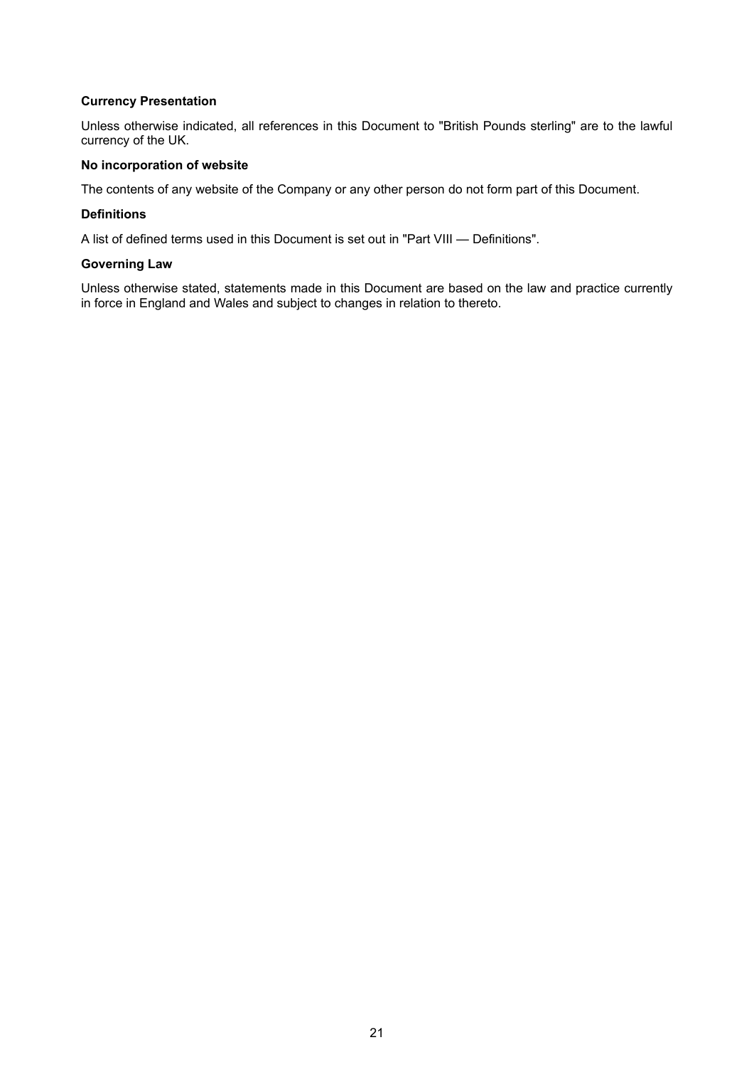**Currency Presentation**

Unless otherwise indicated, all references in this Document to "British Pounds sterling" are to the lawful currency of the UK.

**No incorporation of website**

The contents of any website of the Company or any other person do not form part of this Document.

**Definitions**

A list of defined terms used in this Document is set out in "Part VIII — Definitions".

**Governing Law**

Unless otherwise stated, statements made in this Document are based on the law and practice currently in force in England and Wales and subject to changes in relation to thereto.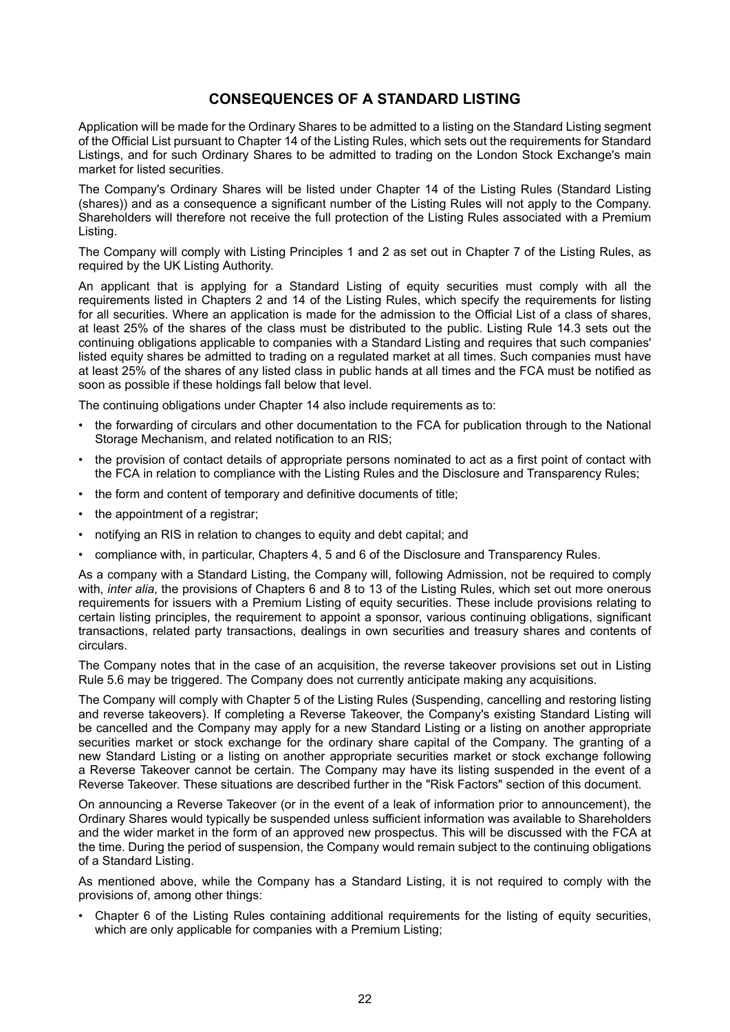## CONSEQUENCES OF A STANDARD LISTING

Application will be made for the Ordinary Shares to be admitted to a listing on the Standard Listing segment of the Official List pursuant to Chapter 14 of the Listing Rules, which sets out the requirements for Standard Listings, and for such Ordinary Shares to be admitted to trading on the London Stock Exchange's main market for listed securities.

The Company's Ordinary Shares will be listed under Chapter 14 of the Listing Rules (Standard Listing (shares)) and as a consequence a significant number of the Listing Rules will not apply to the Company. Shareholders will therefore not receive the full protection of the Listing Rules associated with a Premium Listing.

The Company will comply with Listing Principles 1 and 2 as set out in Chapter 7 of the Listing Rules, as required by the UK Listing Authority.

An applicant that is applying for a Standard Listing of equity securities must comply with all the requirements listed in Chapters 2 and 14 of the Listing Rules, which specify the requirements for listing for all securities. Where an application is made for the admission to the Official List of a class of shares, at least 25% of the shares of the class must be distributed to the public. Listing Rule 14.3 sets out the continuing obligations applicable to companies with a Standard Listing and requires that such companies' listed equity shares be admitted to trading on a regulated market at all times. Such companies must have at least 25% of the shares of any listed class in public hands at all times and the FCA must be notified as soon as possible if these holdings fall below that level.

The continuing obligations under Chapter 14 also include requirements as to:

- the forwarding of circulars and other documentation to the FCA for publication through to the National Storage Mechanism, and related notification to an RIS;
- the provision of contact details of appropriate persons nominated to act as a first point of contact with the FCA in relation to compliance with the Listing Rules and the Disclosure and Transparency Rules;
- the form and content of temporary and definitive documents of title;
- the appointment of a registrar;
- notifying an RIS in relation to changes to equity and debt capital; and
- compliance with, in particular, Chapters 4, 5 and 6 of the Disclosure and Transparency Rules.

As a company with a Standard Listing, the Company will, following Admission, not be required to comply with, *inter alia*, the provisions of Chapters 6 and 8 to 13 of the Listing Rules, which set out more onerous requirements for issuers with a Premium Listing of equity securities. These include provisions relating to certain listing principles, the requirement to appoint a sponsor, various continuing obligations, significant transactions, related party transactions, dealings in own securities and treasury shares and contents of circulars.

The Company notes that in the case of an acquisition, the reverse takeover provisions set out in Listing Rule 5.6 may be triggered. The Company does not currently anticipate making any acquisitions.

The Company will comply with Chapter 5 of the Listing Rules (Suspending, cancelling and restoring listing and reverse takeovers). If completing a Reverse Takeover, the Company's existing Standard Listing will be cancelled and the Company may apply for a new Standard Listing or a listing on another appropriate securities market or stock exchange for the ordinary share capital of the Company. The granting of a new Standard Listing or a listing on another appropriate securities market or stock exchange following a Reverse Takeover cannot be certain. The Company may have its listing suspended in the event of a Reverse Takeover. These situations are described further in the "Risk Factors" section of this document.

On announcing a Reverse Takeover (or in the event of a leak of information prior to announcement), the Ordinary Shares would typically be suspended unless sufficient information was available to Shareholders and the wider market in the form of an approved new prospectus. This will be discussed with the FCA at the time. During the period of suspension, the Company would remain subject to the continuing obligations of a Standard Listing.

As mentioned above, while the Company has a Standard Listing, it is not required to comply with the provisions of, among other things:

- Chapter 6 of the Listing Rules containing additional requirements for the listing of equity securities, which are only applicable for companies with a Premium Listing;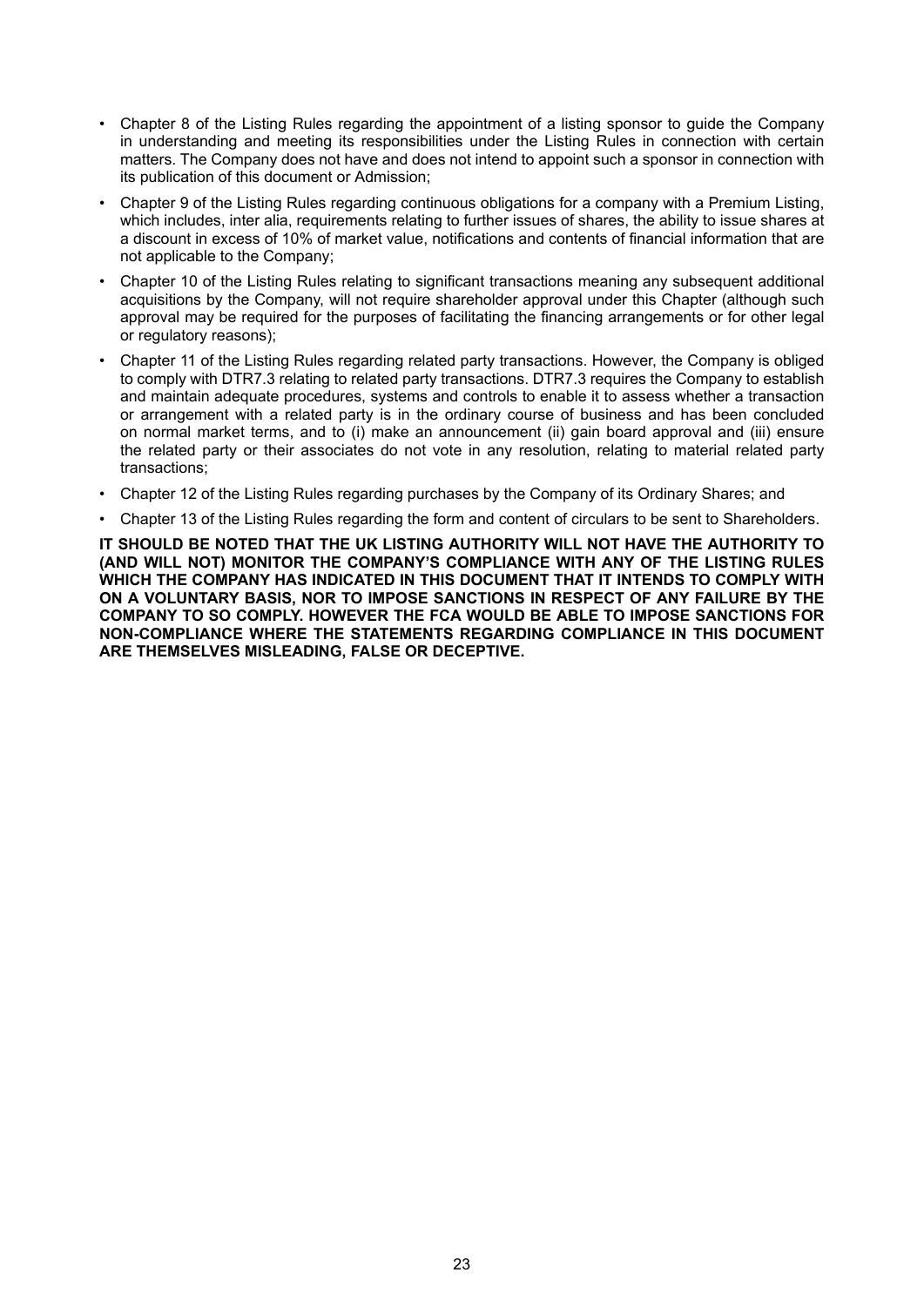- Chapter 8 of the Listing Rules regarding the appointment of a listing sponsor to guide the Company in understanding and meeting its responsibilities under the Listing Rules in connection with certain matters. The Company does not have and does not intend to appoint such a sponsor in connection with its publication of this document or Admission;
- Chapter 9 of the Listing Rules regarding continuous obligations for a company with a Premium Listing, which includes, inter alia, requirements relating to further issues of shares, the ability to issue shares at a discount in excess of 10% of market value, notifications and contents of financial information that are not applicable to the Company;
- Chapter 10 of the Listing Rules relating to significant transactions meaning any subsequent additional acquisitions by the Company, will not require shareholder approval under this Chapter (although such approval may be required for the purposes of facilitating the financing arrangements or for other legal or regulatory reasons);
- Chapter 11 of the Listing Rules regarding related party transactions. However, the Company is obliged to comply with DTR7.3 relating to related party transactions. DTR7.3 requires the Company to establish and maintain adequate procedures, systems and controls to enable it to assess whether a transaction or arrangement with a related party is in the ordinary course of business and has been concluded on normal market terms, and to (i) make an announcement (ii) gain board approval and (iii) ensure the related party or their associates do not vote in any resolution, relating to material related party transactions;
- Chapter 12 of the Listing Rules regarding purchases by the Company of its Ordinary Shares; and
- Chapter 13 of the Listing Rules regarding the form and content of circulars to be sent to Shareholders.

**IT SHOULD BE NOTED THAT THE UK LISTING AUTHORITY WILL NOT HAVE THE AUTHORITY TO (AND WILL NOT) MONITOR THE COMPANY'S COMPLIANCE WITH ANY OF THE LISTING RULES WHICH THE COMPANY HAS INDICATED IN THIS DOCUMENT THAT IT INTENDS TO COMPLY WITH ON A VOLUNTARY BASIS, NOR TO IMPOSE SANCTIONS IN RESPECT OF ANY FAILURE BY THE COMPANY TO SO COMPLY. HOWEVER THE FCA WOULD BE ABLE TO IMPOSE SANCTIONS FOR NON-COMPLIANCE WHERE THE STATEMENTS REGARDING COMPLIANCE IN THIS DOCUMENT ARE THEMSELVES MISLEADING, FALSE OR DECEPTIVE.**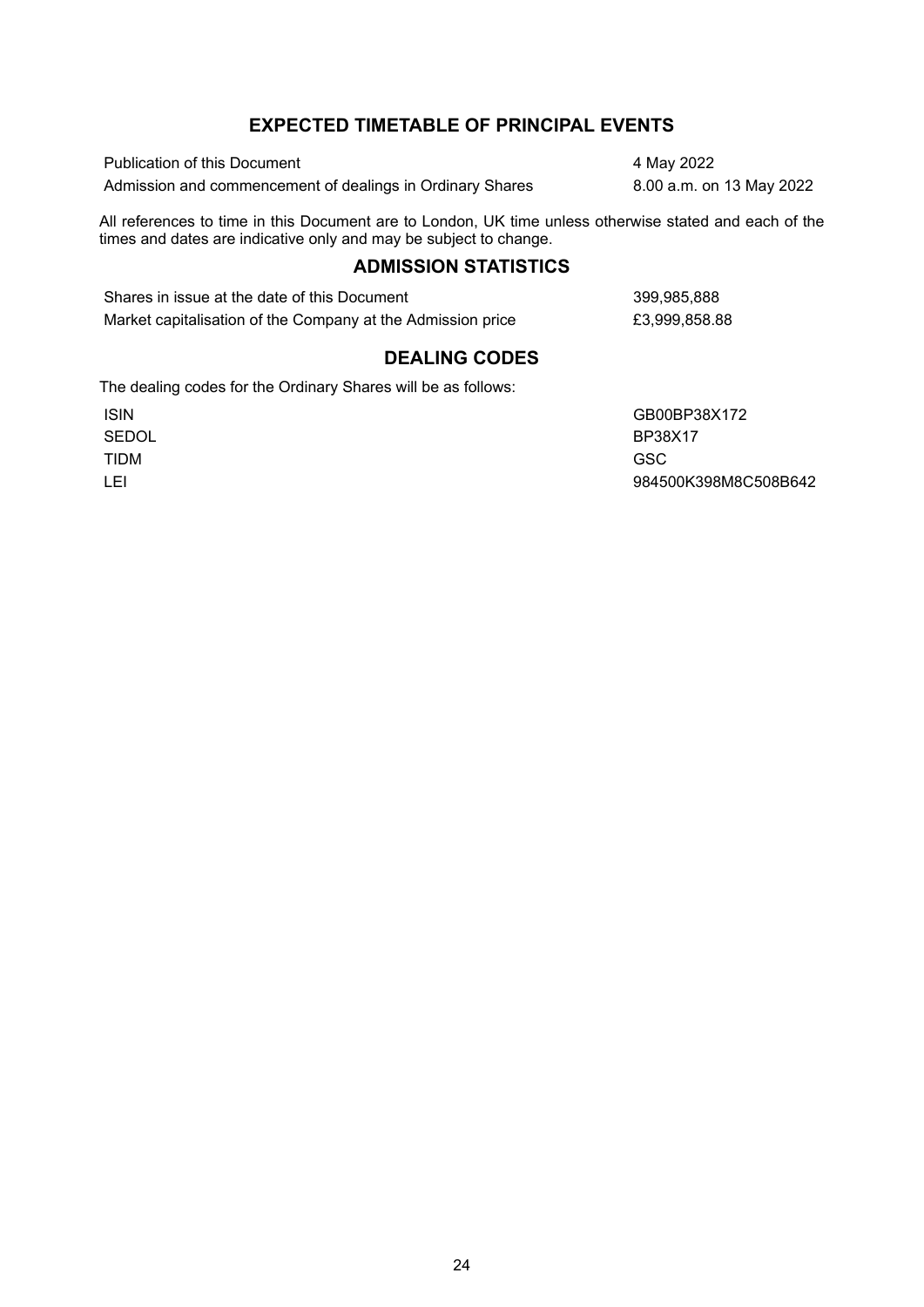## EXPECTED TIMETABLE OF PRINCIPAL EVENTS

| | |
|---|---|
| Publication of this Document | 4 May 2022 |
| Admission and commencement of dealings in Ordinary Shares | 8.00 a.m. on 13 May 2022 |

All references to time in this Document are to London, UK time unless otherwise stated and each of the times and dates are indicative only and may be subject to change.

## ADMISSION STATISTICS

| | |
|---|---|
| Shares in issue at the date of this Document | 399,985,888 |
| Market capitalisation of the Company at the Admission price | £3,999,858.88 |

## DEALING CODES

The dealing codes for the Ordinary Shares will be as follows:

| | |
|---|---|
| ISIN | GB00BP38X172 |
| SEDOL | BP38X17 |
| TIDM | GSC |
| LEI | 984500K398M8C508B642 |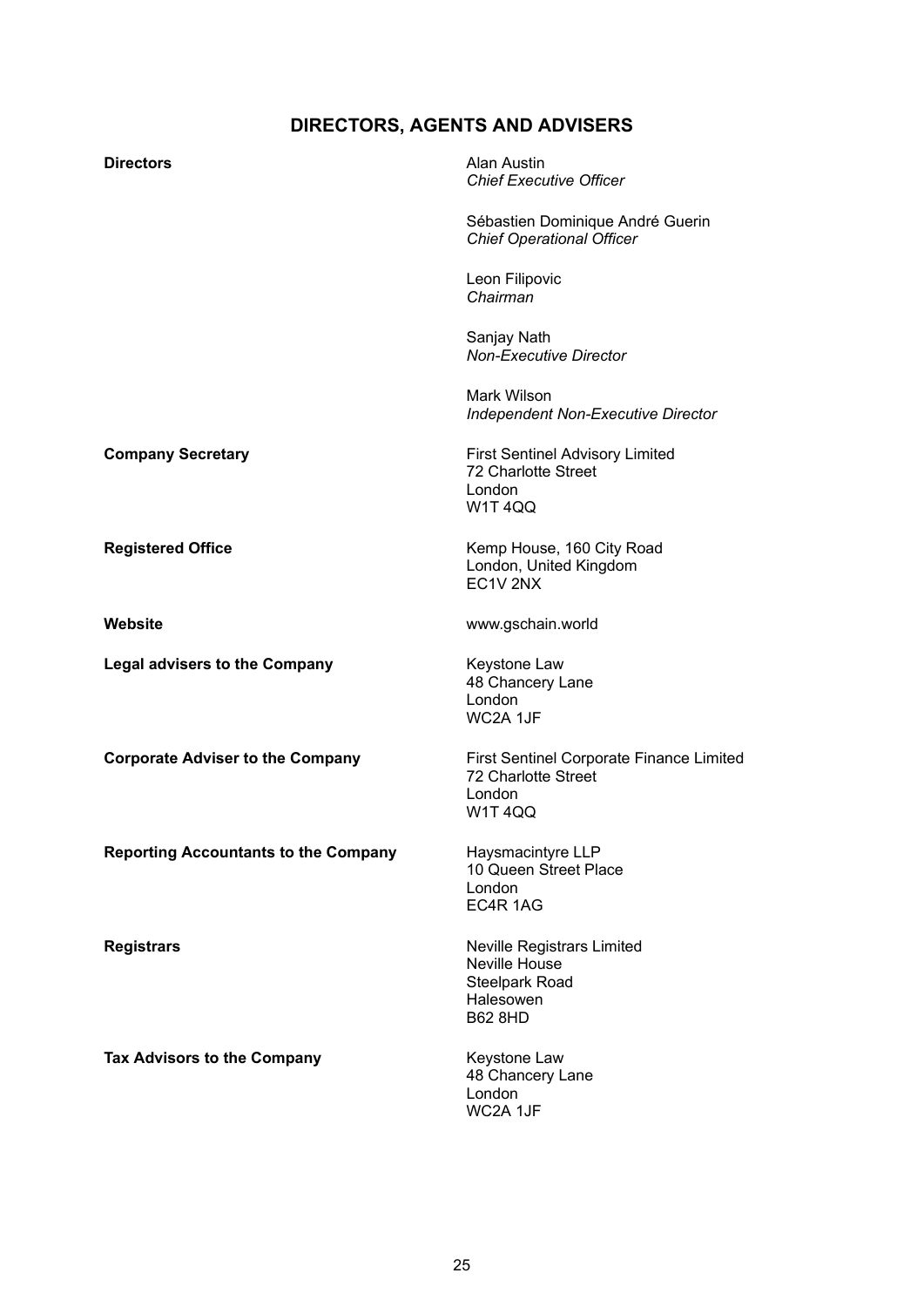# DIRECTORS, AGENTS AND ADVISERS

| | |
|---|---|
| **Directors** | Alan Austin<br>*Chief Executive Officer*<br><br>Sébastien Dominique André Guerin<br>*Chief Operational Officer*<br><br>Leon Filipovic<br>*Chairman*<br><br>Sanjay Nath<br>*Non-Executive Director*<br><br>Mark Wilson<br>*Independent Non-Executive Director* |
| **Company Secretary** | First Sentinel Advisory Limited<br>72 Charlotte Street<br>London<br>W1T 4QQ |
| **Registered Office** | Kemp House, 160 City Road<br>London, United Kingdom<br>EC1V 2NX |
| **Website** | www.gschain.world |
| **Legal advisers to the Company** | Keystone Law<br>48 Chancery Lane<br>London<br>WC2A 1JF |
| **Corporate Adviser to the Company** | First Sentinel Corporate Finance Limited<br>72 Charlotte Street<br>London<br>W1T 4QQ |
| **Reporting Accountants to the Company** | Haysmacintyre LLP<br>10 Queen Street Place<br>London<br>EC4R 1AG |
| **Registrars** | Neville Registrars Limited<br>Neville House<br>Steelpark Road<br>Halesowen<br>B62 8HD |
| **Tax Advisors to the Company** | Keystone Law<br>48 Chancery Lane<br>London<br>WC2A 1JF |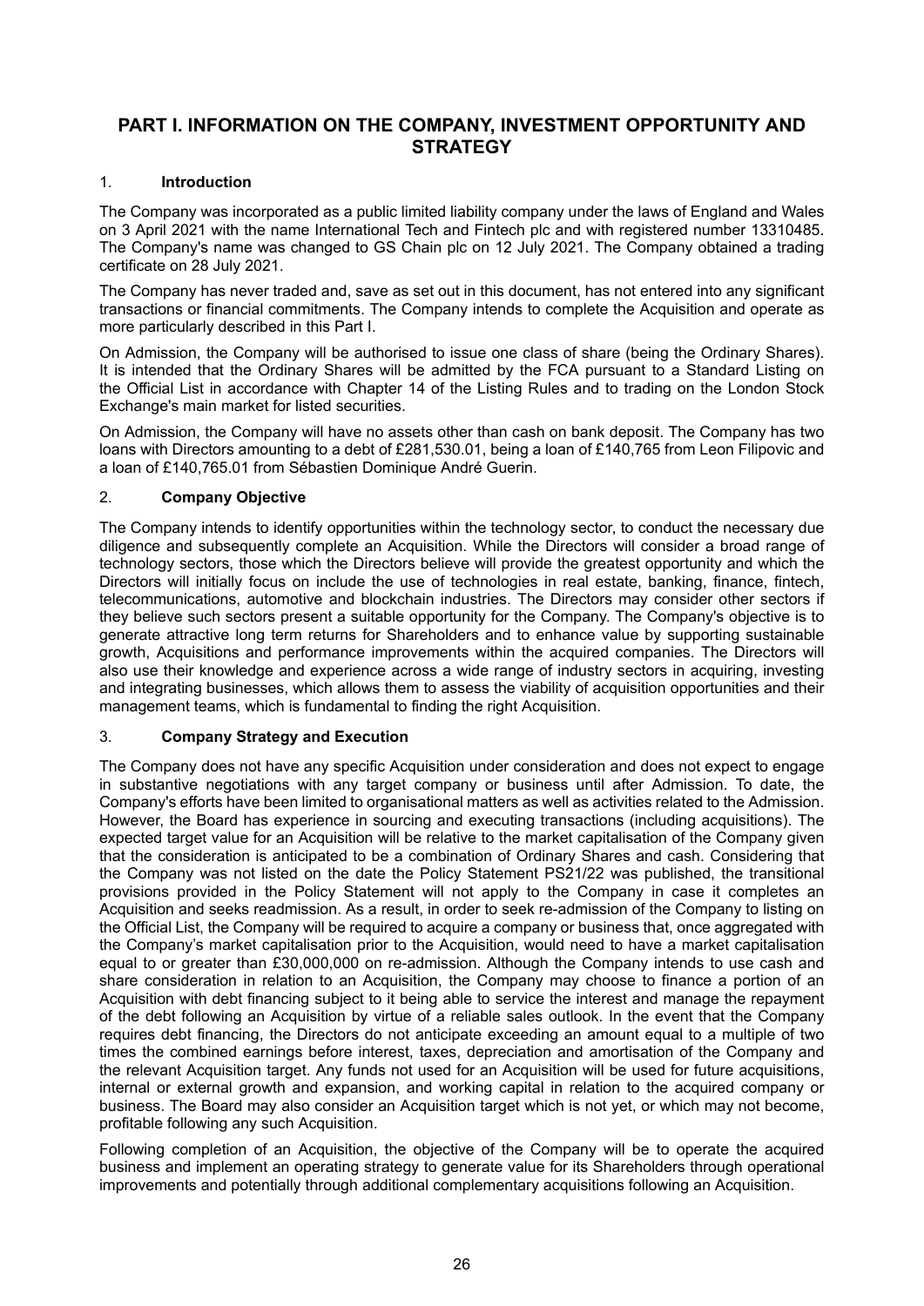# PART I. INFORMATION ON THE COMPANY, INVESTMENT OPPORTUNITY AND STRATEGY

## 1. Introduction

The Company was incorporated as a public limited liability company under the laws of England and Wales on 3 April 2021 with the name International Tech and Fintech plc and with registered number 13310485. The Company's name was changed to GS Chain plc on 12 July 2021. The Company obtained a trading certificate on 28 July 2021.

The Company has never traded and, save as set out in this document, has not entered into any significant transactions or financial commitments. The Company intends to complete the Acquisition and operate as more particularly described in this Part I.

On Admission, the Company will be authorised to issue one class of share (being the Ordinary Shares). It is intended that the Ordinary Shares will be admitted by the FCA pursuant to a Standard Listing on the Official List in accordance with Chapter 14 of the Listing Rules and to trading on the London Stock Exchange's main market for listed securities.

On Admission, the Company will have no assets other than cash on bank deposit. The Company has two loans with Directors amounting to a debt of £281,530.01, being a loan of £140,765 from Leon Filipovic and a loan of £140,765.01 from Sébastien Dominique André Guerin.

## 2. Company Objective

The Company intends to identify opportunities within the technology sector, to conduct the necessary due diligence and subsequently complete an Acquisition. While the Directors will consider a broad range of technology sectors, those which the Directors believe will provide the greatest opportunity and which the Directors will initially focus on include the use of technologies in real estate, banking, finance, fintech, telecommunications, automotive and blockchain industries. The Directors may consider other sectors if they believe such sectors present a suitable opportunity for the Company. The Company's objective is to generate attractive long term returns for Shareholders and to enhance value by supporting sustainable growth, Acquisitions and performance improvements within the acquired companies. The Directors will also use their knowledge and experience across a wide range of industry sectors in acquiring, investing and integrating businesses, which allows them to assess the viability of acquisition opportunities and their management teams, which is fundamental to finding the right Acquisition.

## 3. Company Strategy and Execution

The Company does not have any specific Acquisition under consideration and does not expect to engage in substantive negotiations with any target company or business until after Admission. To date, the Company's efforts have been limited to organisational matters as well as activities related to the Admission. However, the Board has experience in sourcing and executing transactions (including acquisitions). The expected target value for an Acquisition will be relative to the market capitalisation of the Company given that the consideration is anticipated to be a combination of Ordinary Shares and cash. Considering that the Company was not listed on the date the Policy Statement PS21/22 was published, the transitional provisions provided in the Policy Statement will not apply to the Company in case it completes an Acquisition and seeks readmission. As a result, in order to seek re-admission of the Company to listing on the Official List, the Company will be required to acquire a company or business that, once aggregated with the Company's market capitalisation prior to the Acquisition, would need to have a market capitalisation equal to or greater than £30,000,000 on re-admission. Although the Company intends to use cash and share consideration in relation to an Acquisition, the Company may choose to finance a portion of an Acquisition with debt financing subject to it being able to service the interest and manage the repayment of the debt following an Acquisition by virtue of a reliable sales outlook. In the event that the Company requires debt financing, the Directors do not anticipate exceeding an amount equal to a multiple of two times the combined earnings before interest, taxes, depreciation and amortisation of the Company and the relevant Acquisition target. Any funds not used for an Acquisition will be used for future acquisitions, internal or external growth and expansion, and working capital in relation to the acquired company or business. The Board may also consider an Acquisition target which is not yet, or which may not become, profitable following any such Acquisition.

Following completion of an Acquisition, the objective of the Company will be to operate the acquired business and implement an operating strategy to generate value for its Shareholders through operational improvements and potentially through additional complementary acquisitions following an Acquisition.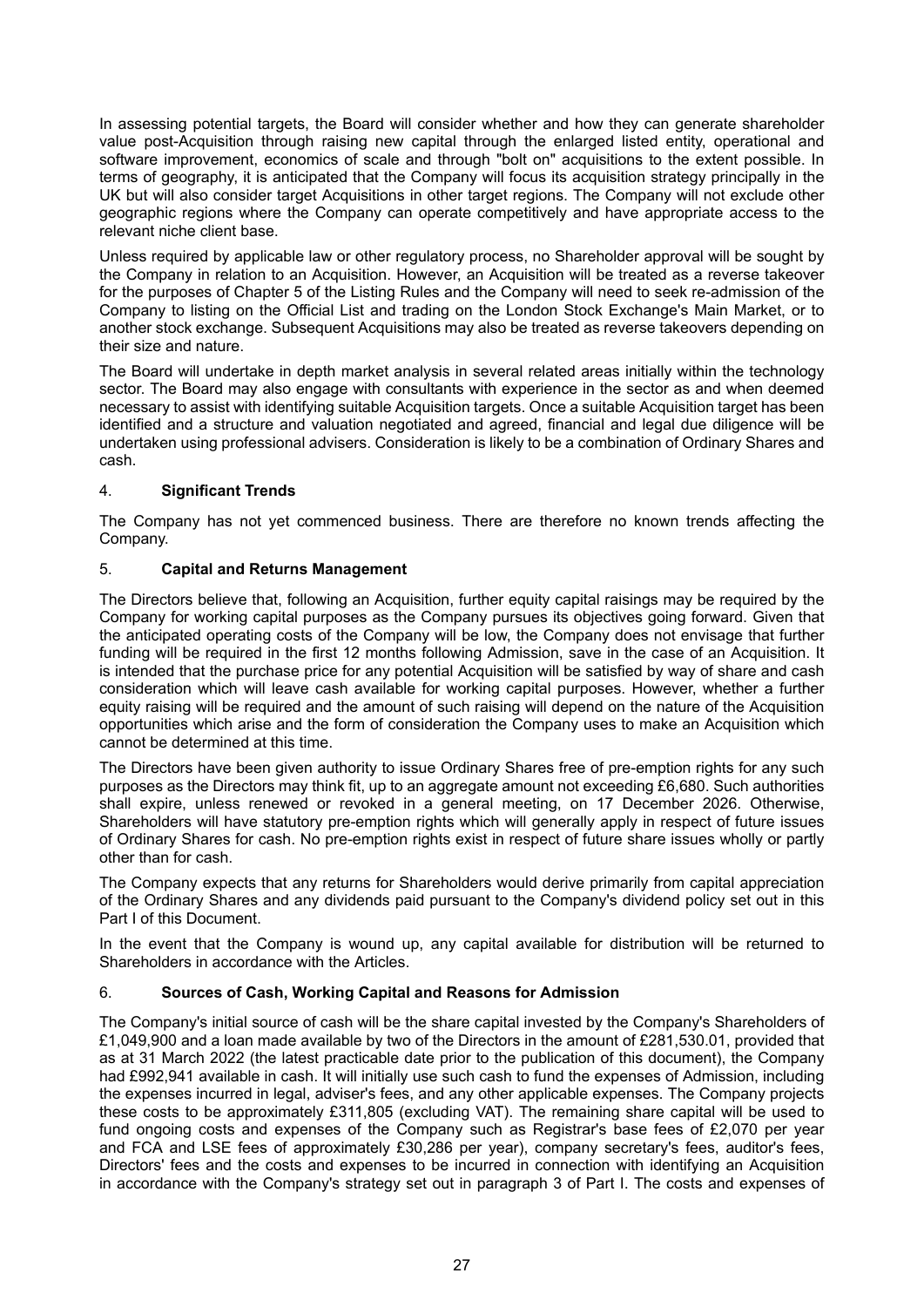In assessing potential targets, the Board will consider whether and how they can generate shareholder value post-Acquisition through raising new capital through the enlarged listed entity, operational and software improvement, economics of scale and through "bolt on" acquisitions to the extent possible. In terms of geography, it is anticipated that the Company will focus its acquisition strategy principally in the UK but will also consider target Acquisitions in other target regions. The Company will not exclude other geographic regions where the Company can operate competitively and have appropriate access to the relevant niche client base.

Unless required by applicable law or other regulatory process, no Shareholder approval will be sought by the Company in relation to an Acquisition. However, an Acquisition will be treated as a reverse takeover for the purposes of Chapter 5 of the Listing Rules and the Company will need to seek re-admission of the Company to listing on the Official List and trading on the London Stock Exchange's Main Market, or to another stock exchange. Subsequent Acquisitions may also be treated as reverse takeovers depending on their size and nature.

The Board will undertake in depth market analysis in several related areas initially within the technology sector. The Board may also engage with consultants with experience in the sector as and when deemed necessary to assist with identifying suitable Acquisition targets. Once a suitable Acquisition target has been identified and a structure and valuation negotiated and agreed, financial and legal due diligence will be undertaken using professional advisers. Consideration is likely to be a combination of Ordinary Shares and cash.

## 4. **Significant Trends**

The Company has not yet commenced business. There are therefore no known trends affecting the Company.

## 5. **Capital and Returns Management**

The Directors believe that, following an Acquisition, further equity capital raisings may be required by the Company for working capital purposes as the Company pursues its objectives going forward. Given that the anticipated operating costs of the Company will be low, the Company does not envisage that further funding will be required in the first 12 months following Admission, save in the case of an Acquisition. It is intended that the purchase price for any potential Acquisition will be satisfied by way of share and cash consideration which will leave cash available for working capital purposes. However, whether a further equity raising will be required and the amount of such raising will depend on the nature of the Acquisition opportunities which arise and the form of consideration the Company uses to make an Acquisition which cannot be determined at this time.

The Directors have been given authority to issue Ordinary Shares free of pre-emption rights for any such purposes as the Directors may think fit, up to an aggregate amount not exceeding £6,680. Such authorities shall expire, unless renewed or revoked in a general meeting, on 17 December 2026. Otherwise, Shareholders will have statutory pre-emption rights which will generally apply in respect of future issues of Ordinary Shares for cash. No pre-emption rights exist in respect of future share issues wholly or partly other than for cash.

The Company expects that any returns for Shareholders would derive primarily from capital appreciation of the Ordinary Shares and any dividends paid pursuant to the Company's dividend policy set out in this Part I of this Document.

In the event that the Company is wound up, any capital available for distribution will be returned to Shareholders in accordance with the Articles.

## 6. **Sources of Cash, Working Capital and Reasons for Admission**

The Company's initial source of cash will be the share capital invested by the Company's Shareholders of £1,049,900 and a loan made available by two of the Directors in the amount of £281,530.01, provided that as at 31 March 2022 (the latest practicable date prior to the publication of this document), the Company had £992,941 available in cash. It will initially use such cash to fund the expenses of Admission, including the expenses incurred in legal, adviser's fees, and any other applicable expenses. The Company projects these costs to be approximately £311,805 (excluding VAT). The remaining share capital will be used to fund ongoing costs and expenses of the Company such as Registrar's base fees of £2,070 per year and FCA and LSE fees of approximately £30,286 per year), company secretary's fees, auditor's fees, Directors' fees and the costs and expenses to be incurred in connection with identifying an Acquisition in accordance with the Company's strategy set out in paragraph 3 of Part I. The costs and expenses of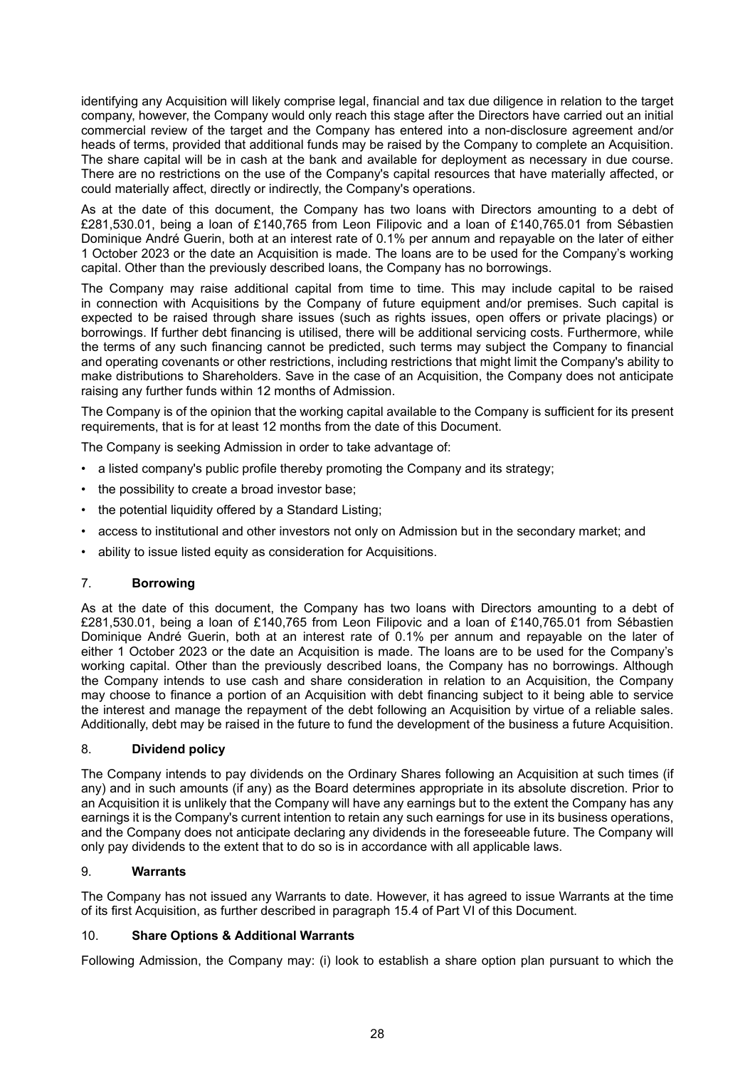identifying any Acquisition will likely comprise legal, financial and tax due diligence in relation to the target company, however, the Company would only reach this stage after the Directors have carried out an initial commercial review of the target and the Company has entered into a non-disclosure agreement and/or heads of terms, provided that additional funds may be raised by the Company to complete an Acquisition. The share capital will be in cash at the bank and available for deployment as necessary in due course. There are no restrictions on the use of the Company's capital resources that have materially affected, or could materially affect, directly or indirectly, the Company's operations.

As at the date of this document, the Company has two loans with Directors amounting to a debt of £281,530.01, being a loan of £140,765 from Leon Filipovic and a loan of £140,765.01 from Sébastien Dominique André Guerin, both at an interest rate of 0.1% per annum and repayable on the later of either 1 October 2023 or the date an Acquisition is made. The loans are to be used for the Company's working capital. Other than the previously described loans, the Company has no borrowings.

The Company may raise additional capital from time to time. This may include capital to be raised in connection with Acquisitions by the Company of future equipment and/or premises. Such capital is expected to be raised through share issues (such as rights issues, open offers or private placings) or borrowings. If further debt financing is utilised, there will be additional servicing costs. Furthermore, while the terms of any such financing cannot be predicted, such terms may subject the Company to financial and operating covenants or other restrictions, including restrictions that might limit the Company's ability to make distributions to Shareholders. Save in the case of an Acquisition, the Company does not anticipate raising any further funds within 12 months of Admission.

The Company is of the opinion that the working capital available to the Company is sufficient for its present requirements, that is for at least 12 months from the date of this Document.

The Company is seeking Admission in order to take advantage of:

- a listed company's public profile thereby promoting the Company and its strategy;
- the possibility to create a broad investor base;
- the potential liquidity offered by a Standard Listing;
- access to institutional and other investors not only on Admission but in the secondary market; and
- ability to issue listed equity as consideration for Acquisitions.

## 7. **Borrowing**

As at the date of this document, the Company has two loans with Directors amounting to a debt of £281,530.01, being a loan of £140,765 from Leon Filipovic and a loan of £140,765.01 from Sébastien Dominique André Guerin, both at an interest rate of 0.1% per annum and repayable on the later of either 1 October 2023 or the date an Acquisition is made. The loans are to be used for the Company's working capital. Other than the previously described loans, the Company has no borrowings. Although the Company intends to use cash and share consideration in relation to an Acquisition, the Company may choose to finance a portion of an Acquisition with debt financing subject to it being able to service the interest and manage the repayment of the debt following an Acquisition by virtue of a reliable sales. Additionally, debt may be raised in the future to fund the development of the business a future Acquisition.

## 8. **Dividend policy**

The Company intends to pay dividends on the Ordinary Shares following an Acquisition at such times (if any) and in such amounts (if any) as the Board determines appropriate in its absolute discretion. Prior to an Acquisition it is unlikely that the Company will have any earnings but to the extent the Company has any earnings it is the Company's current intention to retain any such earnings for use in its business operations, and the Company does not anticipate declaring any dividends in the foreseeable future. The Company will only pay dividends to the extent that to do so is in accordance with all applicable laws.

## 9. **Warrants**

The Company has not issued any Warrants to date. However, it has agreed to issue Warrants at the time of its first Acquisition, as further described in paragraph 15.4 of Part VI of this Document.

## 10. **Share Options & Additional Warrants**

Following Admission, the Company may: (i) look to establish a share option plan pursuant to which the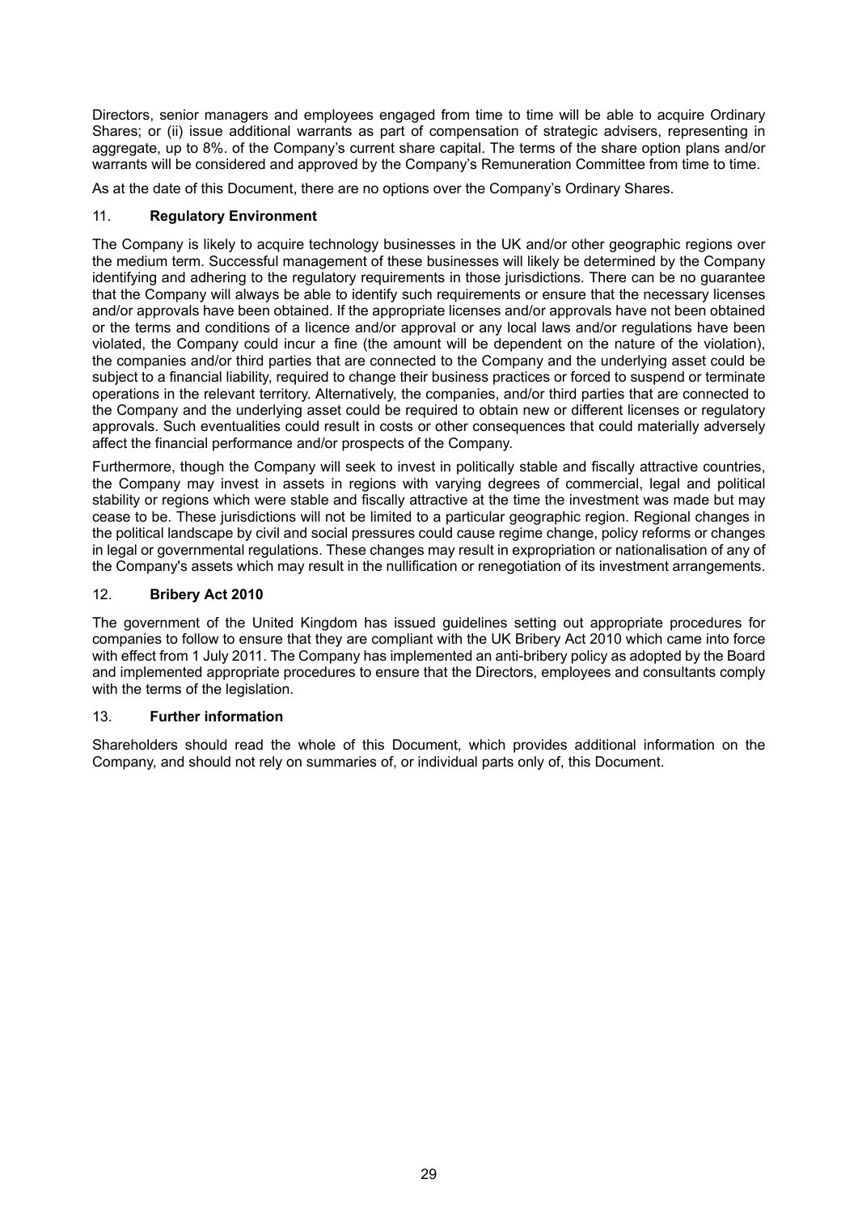Directors, senior managers and employees engaged from time to time will be able to acquire Ordinary Shares; or (ii) issue additional warrants as part of compensation of strategic advisers, representing in aggregate, up to 8%. of the Company's current share capital. The terms of the share option plans and/or warrants will be considered and approved by the Company's Remuneration Committee from time to time.

As at the date of this Document, there are no options over the Company's Ordinary Shares.

## 11. **Regulatory Environment**

The Company is likely to acquire technology businesses in the UK and/or other geographic regions over the medium term. Successful management of these businesses will likely be determined by the Company identifying and adhering to the regulatory requirements in those jurisdictions. There can be no guarantee that the Company will always be able to identify such requirements or ensure that the necessary licenses and/or approvals have been obtained. If the appropriate licenses and/or approvals have not been obtained or the terms and conditions of a licence and/or approval or any local laws and/or regulations have been violated, the Company could incur a fine (the amount will be dependent on the nature of the violation), the companies and/or third parties that are connected to the Company and the underlying asset could be subject to a financial liability, required to change their business practices or forced to suspend or terminate operations in the relevant territory. Alternatively, the companies, and/or third parties that are connected to the Company and the underlying asset could be required to obtain new or different licenses or regulatory approvals. Such eventualities could result in costs or other consequences that could materially adversely affect the financial performance and/or prospects of the Company.

Furthermore, though the Company will seek to invest in politically stable and fiscally attractive countries, the Company may invest in assets in regions with varying degrees of commercial, legal and political stability or regions which were stable and fiscally attractive at the time the investment was made but may cease to be. These jurisdictions will not be limited to a particular geographic region. Regional changes in the political landscape by civil and social pressures could cause regime change, policy reforms or changes in legal or governmental regulations. These changes may result in expropriation or nationalisation of any of the Company's assets which may result in the nullification or renegotiation of its investment arrangements.

## 12. **Bribery Act 2010**

The government of the United Kingdom has issued guidelines setting out appropriate procedures for companies to follow to ensure that they are compliant with the UK Bribery Act 2010 which came into force with effect from 1 July 2011. The Company has implemented an anti-bribery policy as adopted by the Board and implemented appropriate procedures to ensure that the Directors, employees and consultants comply with the terms of the legislation.

## 13. **Further information**

Shareholders should read the whole of this Document, which provides additional information on the Company, and should not rely on summaries of, or individual parts only of, this Document.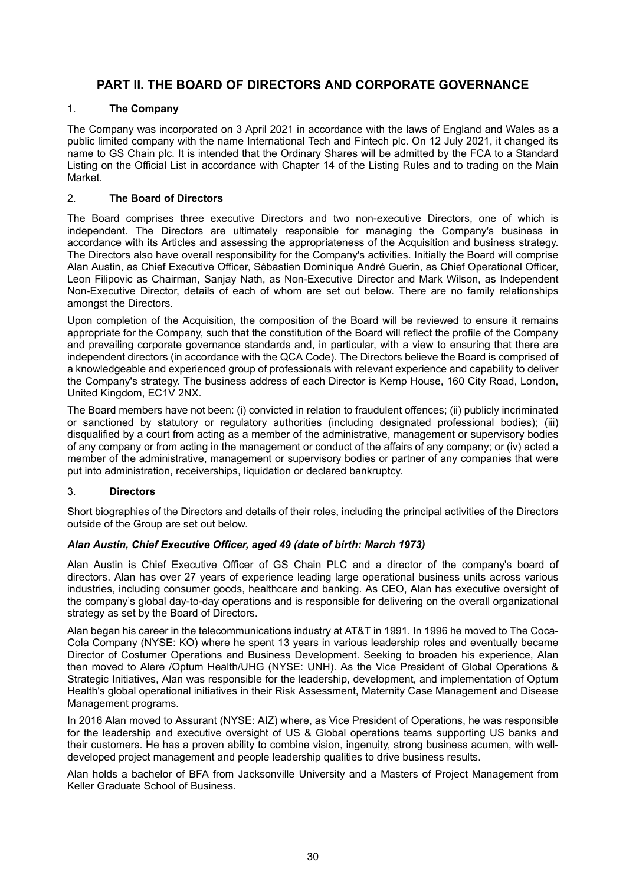# PART II. THE BOARD OF DIRECTORS AND CORPORATE GOVERNANCE

## 1. The Company

The Company was incorporated on 3 April 2021 in accordance with the laws of England and Wales as a public limited company with the name International Tech and Fintech plc. On 12 July 2021, it changed its name to GS Chain plc. It is intended that the Ordinary Shares will be admitted by the FCA to a Standard Listing on the Official List in accordance with Chapter 14 of the Listing Rules and to trading on the Main Market.

## 2. The Board of Directors

The Board comprises three executive Directors and two non-executive Directors, one of which is independent. The Directors are ultimately responsible for managing the Company's business in accordance with its Articles and assessing the appropriateness of the Acquisition and business strategy. The Directors also have overall responsibility for the Company's activities. Initially the Board will comprise Alan Austin, as Chief Executive Officer, Sébastien Dominique André Guerin, as Chief Operational Officer, Leon Filipovic as Chairman, Sanjay Nath, as Non-Executive Director and Mark Wilson, as Independent Non-Executive Director, details of each of whom are set out below. There are no family relationships amongst the Directors.

Upon completion of the Acquisition, the composition of the Board will be reviewed to ensure it remains appropriate for the Company, such that the constitution of the Board will reflect the profile of the Company and prevailing corporate governance standards and, in particular, with a view to ensuring that there are independent directors (in accordance with the QCA Code). The Directors believe the Board is comprised of a knowledgeable and experienced group of professionals with relevant experience and capability to deliver the Company's strategy. The business address of each Director is Kemp House, 160 City Road, London, United Kingdom, EC1V 2NX.

The Board members have not been: (i) convicted in relation to fraudulent offences; (ii) publicly incriminated or sanctioned by statutory or regulatory authorities (including designated professional bodies); (iii) disqualified by a court from acting as a member of the administrative, management or supervisory bodies of any company or from acting in the management or conduct of the affairs of any company; or (iv) acted a member of the administrative, management or supervisory bodies or partner of any companies that were put into administration, receiverships, liquidation or declared bankruptcy.

## 3. Directors

Short biographies of the Directors and details of their roles, including the principal activities of the Directors outside of the Group are set out below.

***Alan Austin, Chief Executive Officer, aged 49 (date of birth: March 1973)***

Alan Austin is Chief Executive Officer of GS Chain PLC and a director of the company's board of directors. Alan has over 27 years of experience leading large operational business units across various industries, including consumer goods, healthcare and banking. As CEO, Alan has executive oversight of the company's global day-to-day operations and is responsible for delivering on the overall organizational strategy as set by the Board of Directors.

Alan began his career in the telecommunications industry at AT&T in 1991. In 1996 he moved to The Coca-Cola Company (NYSE: KO) where he spent 13 years in various leadership roles and eventually became Director of Costumer Operations and Business Development. Seeking to broaden his experience, Alan then moved to Alere /Optum Health/UHG (NYSE: UNH). As the Vice President of Global Operations & Strategic Initiatives, Alan was responsible for the leadership, development, and implementation of Optum Health's global operational initiatives in their Risk Assessment, Maternity Case Management and Disease Management programs.

In 2016 Alan moved to Assurant (NYSE: AIZ) where, as Vice President of Operations, he was responsible for the leadership and executive oversight of US & Global operations teams supporting US banks and their customers. He has a proven ability to combine vision, ingenuity, strong business acumen, with well-developed project management and people leadership qualities to drive business results.

Alan holds a bachelor of BFA from Jacksonville University and a Masters of Project Management from Keller Graduate School of Business.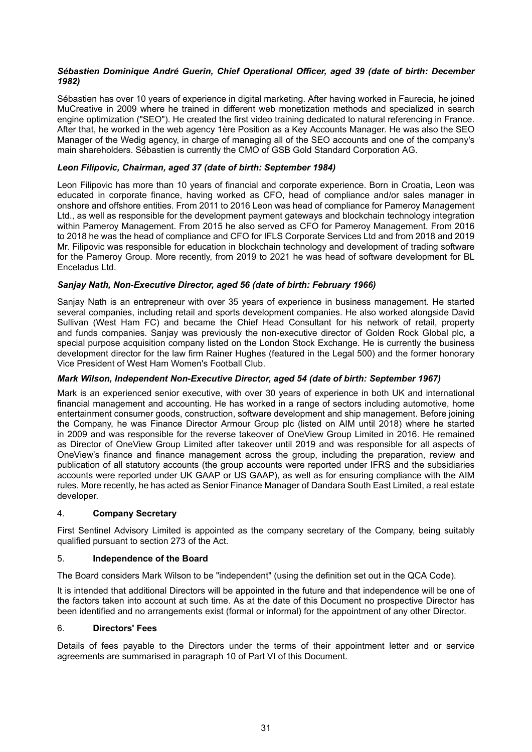***Sébastien Dominique André Guerin, Chief Operational Officer, aged 39 (date of birth: December 1982)***

Sébastien has over 10 years of experience in digital marketing. After having worked in Faurecia, he joined MuCreative in 2009 where he trained in different web monetization methods and specialized in search engine optimization ("SEO"). He created the first video training dedicated to natural referencing in France. After that, he worked in the web agency 1ère Position as a Key Accounts Manager. He was also the SEO Manager of the Wedig agency, in charge of managing all of the SEO accounts and one of the company's main shareholders. Sébastien is currently the CMO of GSB Gold Standard Corporation AG.

***Leon Filipovic, Chairman, aged 37 (date of birth: September 1984)***

Leon Filipovic has more than 10 years of financial and corporate experience. Born in Croatia, Leon was educated in corporate finance, having worked as CFO, head of compliance and/or sales manager in onshore and offshore entities. From 2011 to 2016 Leon was head of compliance for Pameroy Management Ltd., as well as responsible for the development payment gateways and blockchain technology integration within Pameroy Management. From 2015 he also served as CFO for Pameroy Management. From 2016 to 2018 he was the head of compliance and CFO for IFLS Corporate Services Ltd and from 2018 and 2019 Mr. Filipovic was responsible for education in blockchain technology and development of trading software for the Pameroy Group. More recently, from 2019 to 2021 he was head of software development for BL Enceladus Ltd.

***Sanjay Nath, Non-Executive Director, aged 56 (date of birth: February 1966)***

Sanjay Nath is an entrepreneur with over 35 years of experience in business management. He started several companies, including retail and sports development companies. He also worked alongside David Sullivan (West Ham FC) and became the Chief Head Consultant for his network of retail, property and funds companies. Sanjay was previously the non-executive director of Golden Rock Global plc, a special purpose acquisition company listed on the London Stock Exchange. He is currently the business development director for the law firm Rainer Hughes (featured in the Legal 500) and the former honorary Vice President of West Ham Women's Football Club.

***Mark Wilson, Independent Non-Executive Director, aged 54 (date of birth: September 1967)***

Mark is an experienced senior executive, with over 30 years of experience in both UK and international financial management and accounting. He has worked in a range of sectors including automotive, home entertainment consumer goods, construction, software development and ship management. Before joining the Company, he was Finance Director Armour Group plc (listed on AIM until 2018) where he started in 2009 and was responsible for the reverse takeover of OneView Group Limited in 2016. He remained as Director of OneView Group Limited after takeover until 2019 and was responsible for all aspects of OneView's finance and finance management across the group, including the preparation, review and publication of all statutory accounts (the group accounts were reported under IFRS and the subsidiaries accounts were reported under UK GAAP or US GAAP), as well as for ensuring compliance with the AIM rules. More recently, he has acted as Senior Finance Manager of Dandara South East Limited, a real estate developer.

## 4. **Company Secretary**

First Sentinel Advisory Limited is appointed as the company secretary of the Company, being suitably qualified pursuant to section 273 of the Act.

## 5. **Independence of the Board**

The Board considers Mark Wilson to be "independent" (using the definition set out in the QCA Code).

It is intended that additional Directors will be appointed in the future and that independence will be one of the factors taken into account at such time. As at the date of this Document no prospective Director has been identified and no arrangements exist (formal or informal) for the appointment of any other Director.

## 6. **Directors' Fees**

Details of fees payable to the Directors under the terms of their appointment letter and or service agreements are summarised in paragraph 10 of Part VI of this Document.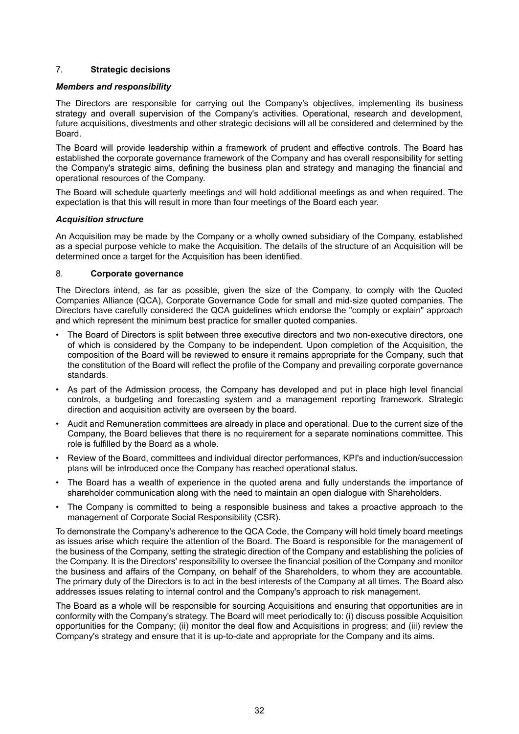## 7. **Strategic decisions**

***Members and responsibility***

The Directors are responsible for carrying out the Company's objectives, implementing its business strategy and overall supervision of the Company's activities. Operational, research and development, future acquisitions, divestments and other strategic decisions will all be considered and determined by the Board.

The Board will provide leadership within a framework of prudent and effective controls. The Board has established the corporate governance framework of the Company and has overall responsibility for setting the Company's strategic aims, defining the business plan and strategy and managing the financial and operational resources of the Company.

The Board will schedule quarterly meetings and will hold additional meetings as and when required. The expectation is that this will result in more than four meetings of the Board each year.

***Acquisition structure***

An Acquisition may be made by the Company or a wholly owned subsidiary of the Company, established as a special purpose vehicle to make the Acquisition. The details of the structure of an Acquisition will be determined once a target for the Acquisition has been identified.

## 8. **Corporate governance**

The Directors intend, as far as possible, given the size of the Company, to comply with the Quoted Companies Alliance (QCA), Corporate Governance Code for small and mid-size quoted companies. The Directors have carefully considered the QCA guidelines which endorse the "comply or explain" approach and which represent the minimum best practice for smaller quoted companies.

- The Board of Directors is split between three executive directors and two non-executive directors, one of which is considered by the Company to be independent. Upon completion of the Acquisition, the composition of the Board will be reviewed to ensure it remains appropriate for the Company, such that the constitution of the Board will reflect the profile of the Company and prevailing corporate governance standards.
- As part of the Admission process, the Company has developed and put in place high level financial controls, a budgeting and forecasting system and a management reporting framework. Strategic direction and acquisition activity are overseen by the board.
- Audit and Remuneration committees are already in place and operational. Due to the current size of the Company, the Board believes that there is no requirement for a separate nominations committee. This role is fulfilled by the Board as a whole.
- Review of the Board, committees and individual director performances, KPI's and induction/succession plans will be introduced once the Company has reached operational status.
- The Board has a wealth of experience in the quoted arena and fully understands the importance of shareholder communication along with the need to maintain an open dialogue with Shareholders.
- The Company is committed to being a responsible business and takes a proactive approach to the management of Corporate Social Responsibility (CSR).

To demonstrate the Company's adherence to the QCA Code, the Company will hold timely board meetings as issues arise which require the attention of the Board. The Board is responsible for the management of the business of the Company, setting the strategic direction of the Company and establishing the policies of the Company. It is the Directors' responsibility to oversee the financial position of the Company and monitor the business and affairs of the Company, on behalf of the Shareholders, to whom they are accountable. The primary duty of the Directors is to act in the best interests of the Company at all times. The Board also addresses issues relating to internal control and the Company's approach to risk management.

The Board as a whole will be responsible for sourcing Acquisitions and ensuring that opportunities are in conformity with the Company's strategy. The Board will meet periodically to: (i) discuss possible Acquisition opportunities for the Company; (ii) monitor the deal flow and Acquisitions in progress; and (iii) review the Company's strategy and ensure that it is up-to-date and appropriate for the Company and its aims.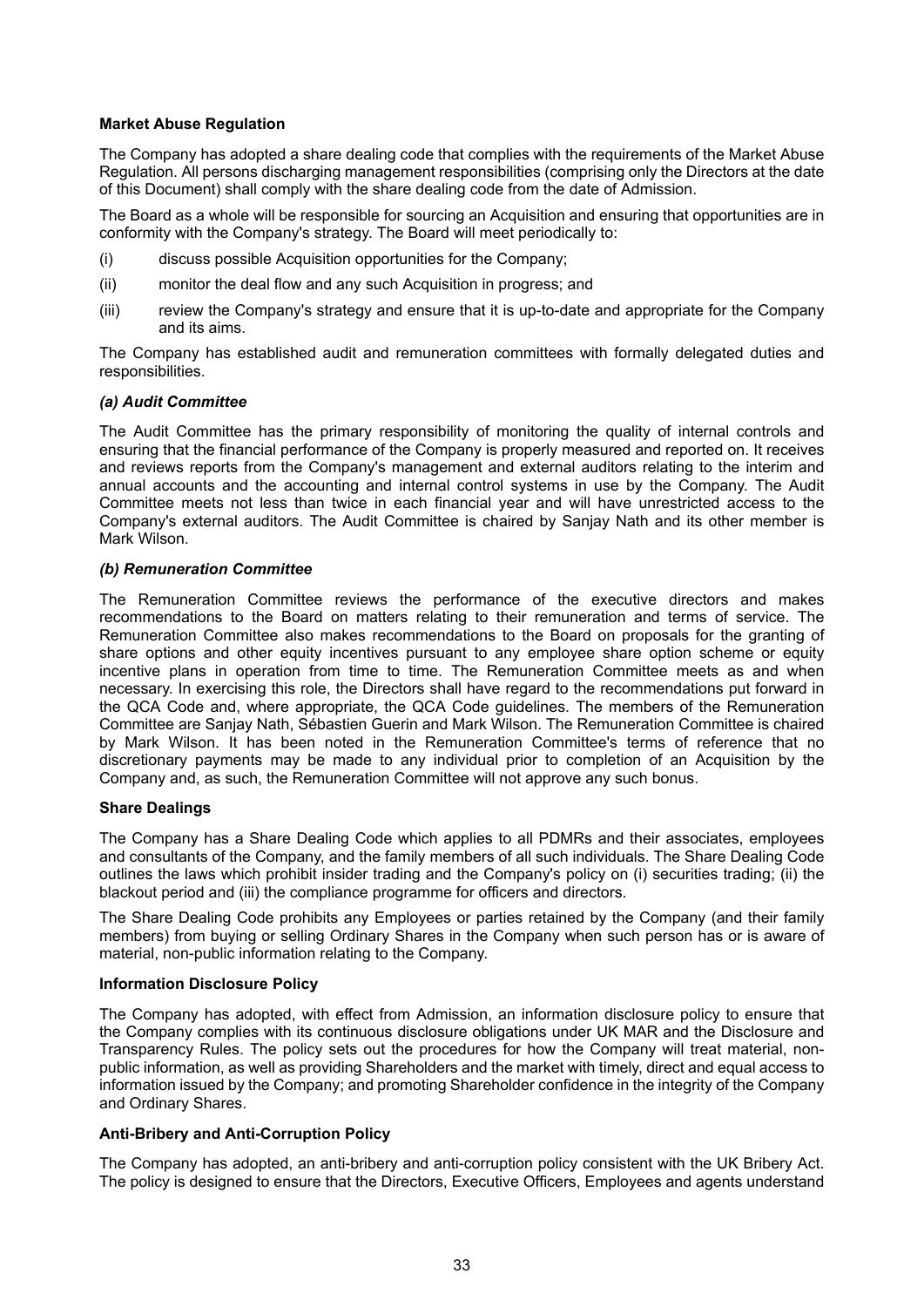**Market Abuse Regulation**

The Company has adopted a share dealing code that complies with the requirements of the Market Abuse Regulation. All persons discharging management responsibilities (comprising only the Directors at the date of this Document) shall comply with the share dealing code from the date of Admission.

The Board as a whole will be responsible for sourcing an Acquisition and ensuring that opportunities are in conformity with the Company's strategy. The Board will meet periodically to:

(i) discuss possible Acquisition opportunities for the Company;

(ii) monitor the deal flow and any such Acquisition in progress; and

(iii) review the Company's strategy and ensure that it is up-to-date and appropriate for the Company and its aims.

The Company has established audit and remuneration committees with formally delegated duties and responsibilities.

***(a) Audit Committee***

The Audit Committee has the primary responsibility of monitoring the quality of internal controls and ensuring that the financial performance of the Company is properly measured and reported on. It receives and reviews reports from the Company's management and external auditors relating to the interim and annual accounts and the accounting and internal control systems in use by the Company. The Audit Committee meets not less than twice in each financial year and will have unrestricted access to the Company's external auditors. The Audit Committee is chaired by Sanjay Nath and its other member is Mark Wilson.

***(b) Remuneration Committee***

The Remuneration Committee reviews the performance of the executive directors and makes recommendations to the Board on matters relating to their remuneration and terms of service. The Remuneration Committee also makes recommendations to the Board on proposals for the granting of share options and other equity incentives pursuant to any employee share option scheme or equity incentive plans in operation from time to time. The Remuneration Committee meets as and when necessary. In exercising this role, the Directors shall have regard to the recommendations put forward in the QCA Code and, where appropriate, the QCA Code guidelines. The members of the Remuneration Committee are Sanjay Nath, Sébastien Guerin and Mark Wilson. The Remuneration Committee is chaired by Mark Wilson. It has been noted in the Remuneration Committee's terms of reference that no discretionary payments may be made to any individual prior to completion of an Acquisition by the Company and, as such, the Remuneration Committee will not approve any such bonus.

**Share Dealings**

The Company has a Share Dealing Code which applies to all PDMRs and their associates, employees and consultants of the Company, and the family members of all such individuals. The Share Dealing Code outlines the laws which prohibit insider trading and the Company's policy on (i) securities trading; (ii) the blackout period and (iii) the compliance programme for officers and directors.

The Share Dealing Code prohibits any Employees or parties retained by the Company (and their family members) from buying or selling Ordinary Shares in the Company when such person has or is aware of material, non-public information relating to the Company.

**Information Disclosure Policy**

The Company has adopted, with effect from Admission, an information disclosure policy to ensure that the Company complies with its continuous disclosure obligations under UK MAR and the Disclosure and Transparency Rules. The policy sets out the procedures for how the Company will treat material, non-public information, as well as providing Shareholders and the market with timely, direct and equal access to information issued by the Company; and promoting Shareholder confidence in the integrity of the Company and Ordinary Shares.

**Anti-Bribery and Anti-Corruption Policy**

The Company has adopted, an anti-bribery and anti-corruption policy consistent with the UK Bribery Act. The policy is designed to ensure that the Directors, Executive Officers, Employees and agents understand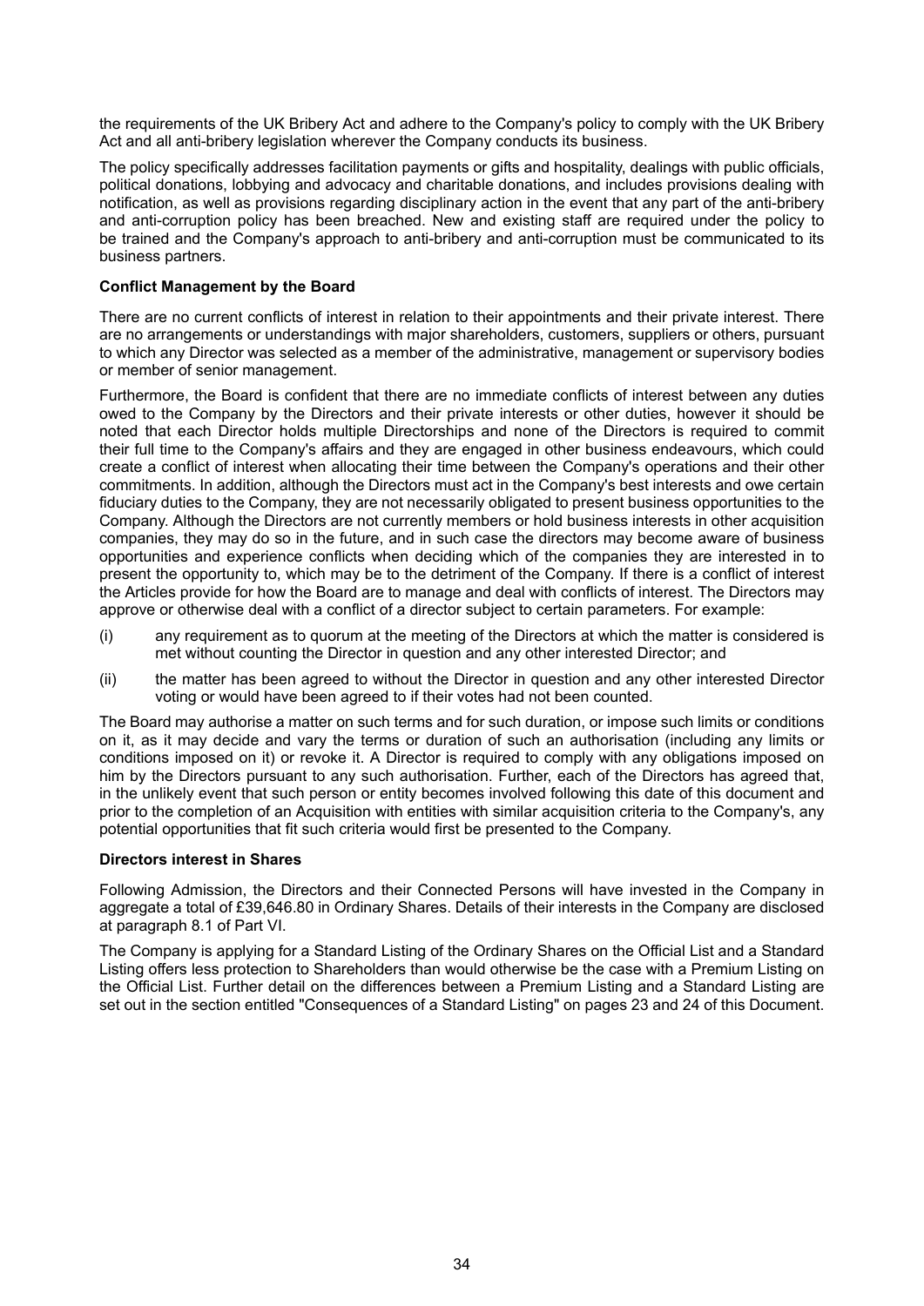the requirements of the UK Bribery Act and adhere to the Company's policy to comply with the UK Bribery Act and all anti-bribery legislation wherever the Company conducts its business.

The policy specifically addresses facilitation payments or gifts and hospitality, dealings with public officials, political donations, lobbying and advocacy and charitable donations, and includes provisions dealing with notification, as well as provisions regarding disciplinary action in the event that any part of the anti-bribery and anti-corruption policy has been breached. New and existing staff are required under the policy to be trained and the Company's approach to anti-bribery and anti-corruption must be communicated to its business partners.

**Conflict Management by the Board**

There are no current conflicts of interest in relation to their appointments and their private interest. There are no arrangements or understandings with major shareholders, customers, suppliers or others, pursuant to which any Director was selected as a member of the administrative, management or supervisory bodies or member of senior management.

Furthermore, the Board is confident that there are no immediate conflicts of interest between any duties owed to the Company by the Directors and their private interests or other duties, however it should be noted that each Director holds multiple Directorships and none of the Directors is required to commit their full time to the Company's affairs and they are engaged in other business endeavours, which could create a conflict of interest when allocating their time between the Company's operations and their other commitments. In addition, although the Directors must act in the Company's best interests and owe certain fiduciary duties to the Company, they are not necessarily obligated to present business opportunities to the Company. Although the Directors are not currently members or hold business interests in other acquisition companies, they may do so in the future, and in such case the directors may become aware of business opportunities and experience conflicts when deciding which of the companies they are interested in to present the opportunity to, which may be to the detriment of the Company. If there is a conflict of interest the Articles provide for how the Board are to manage and deal with conflicts of interest. The Directors may approve or otherwise deal with a conflict of a director subject to certain parameters. For example:

(i) any requirement as to quorum at the meeting of the Directors at which the matter is considered is met without counting the Director in question and any other interested Director; and

(ii) the matter has been agreed to without the Director in question and any other interested Director voting or would have been agreed to if their votes had not been counted.

The Board may authorise a matter on such terms and for such duration, or impose such limits or conditions on it, as it may decide and vary the terms or duration of such an authorisation (including any limits or conditions imposed on it) or revoke it. A Director is required to comply with any obligations imposed on him by the Directors pursuant to any such authorisation. Further, each of the Directors has agreed that, in the unlikely event that such person or entity becomes involved following this date of this document and prior to the completion of an Acquisition with entities with similar acquisition criteria to the Company's, any potential opportunities that fit such criteria would first be presented to the Company.

**Directors interest in Shares**

Following Admission, the Directors and their Connected Persons will have invested in the Company in aggregate a total of £39,646.80 in Ordinary Shares. Details of their interests in the Company are disclosed at paragraph 8.1 of Part VI.

The Company is applying for a Standard Listing of the Ordinary Shares on the Official List and a Standard Listing offers less protection to Shareholders than would otherwise be the case with a Premium Listing on the Official List. Further detail on the differences between a Premium Listing and a Standard Listing are set out in the section entitled "Consequences of a Standard Listing" on pages 23 and 24 of this Document.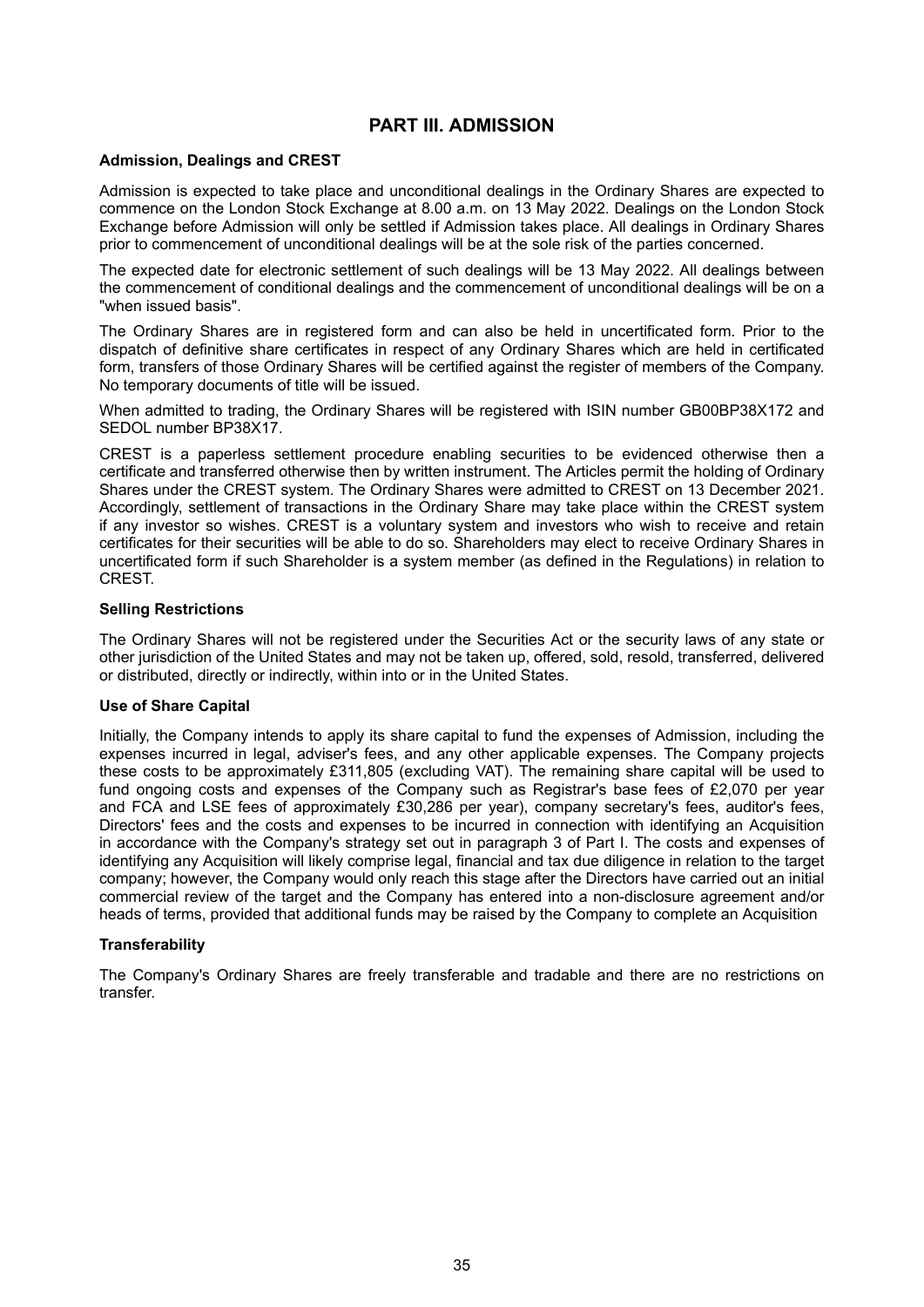# PART III. ADMISSION

**Admission, Dealings and CREST**

Admission is expected to take place and unconditional dealings in the Ordinary Shares are expected to commence on the London Stock Exchange at 8.00 a.m. on 13 May 2022. Dealings on the London Stock Exchange before Admission will only be settled if Admission takes place. All dealings in Ordinary Shares prior to commencement of unconditional dealings will be at the sole risk of the parties concerned.

The expected date for electronic settlement of such dealings will be 13 May 2022. All dealings between the commencement of conditional dealings and the commencement of unconditional dealings will be on a "when issued basis".

The Ordinary Shares are in registered form and can also be held in uncertificated form. Prior to the dispatch of definitive share certificates in respect of any Ordinary Shares which are held in certificated form, transfers of those Ordinary Shares will be certified against the register of members of the Company. No temporary documents of title will be issued.

When admitted to trading, the Ordinary Shares will be registered with ISIN number GB00BP38X172 and SEDOL number BP38X17.

CREST is a paperless settlement procedure enabling securities to be evidenced otherwise then a certificate and transferred otherwise then by written instrument. The Articles permit the holding of Ordinary Shares under the CREST system. The Ordinary Shares were admitted to CREST on 13 December 2021. Accordingly, settlement of transactions in the Ordinary Share may take place within the CREST system if any investor so wishes. CREST is a voluntary system and investors who wish to receive and retain certificates for their securities will be able to do so. Shareholders may elect to receive Ordinary Shares in uncertificated form if such Shareholder is a system member (as defined in the Regulations) in relation to CREST.

**Selling Restrictions**

The Ordinary Shares will not be registered under the Securities Act or the security laws of any state or other jurisdiction of the United States and may not be taken up, offered, sold, resold, transferred, delivered or distributed, directly or indirectly, within into or in the United States.

**Use of Share Capital**

Initially, the Company intends to apply its share capital to fund the expenses of Admission, including the expenses incurred in legal, adviser's fees, and any other applicable expenses. The Company projects these costs to be approximately £311,805 (excluding VAT). The remaining share capital will be used to fund ongoing costs and expenses of the Company such as Registrar's base fees of £2,070 per year and FCA and LSE fees of approximately £30,286 per year), company secretary's fees, auditor's fees, Directors' fees and the costs and expenses to be incurred in connection with identifying an Acquisition in accordance with the Company's strategy set out in paragraph 3 of Part I. The costs and expenses of identifying any Acquisition will likely comprise legal, financial and tax due diligence in relation to the target company; however, the Company would only reach this stage after the Directors have carried out an initial commercial review of the target and the Company has entered into a non-disclosure agreement and/or heads of terms, provided that additional funds may be raised by the Company to complete an Acquisition

**Transferability**

The Company's Ordinary Shares are freely transferable and tradable and there are no restrictions on transfer.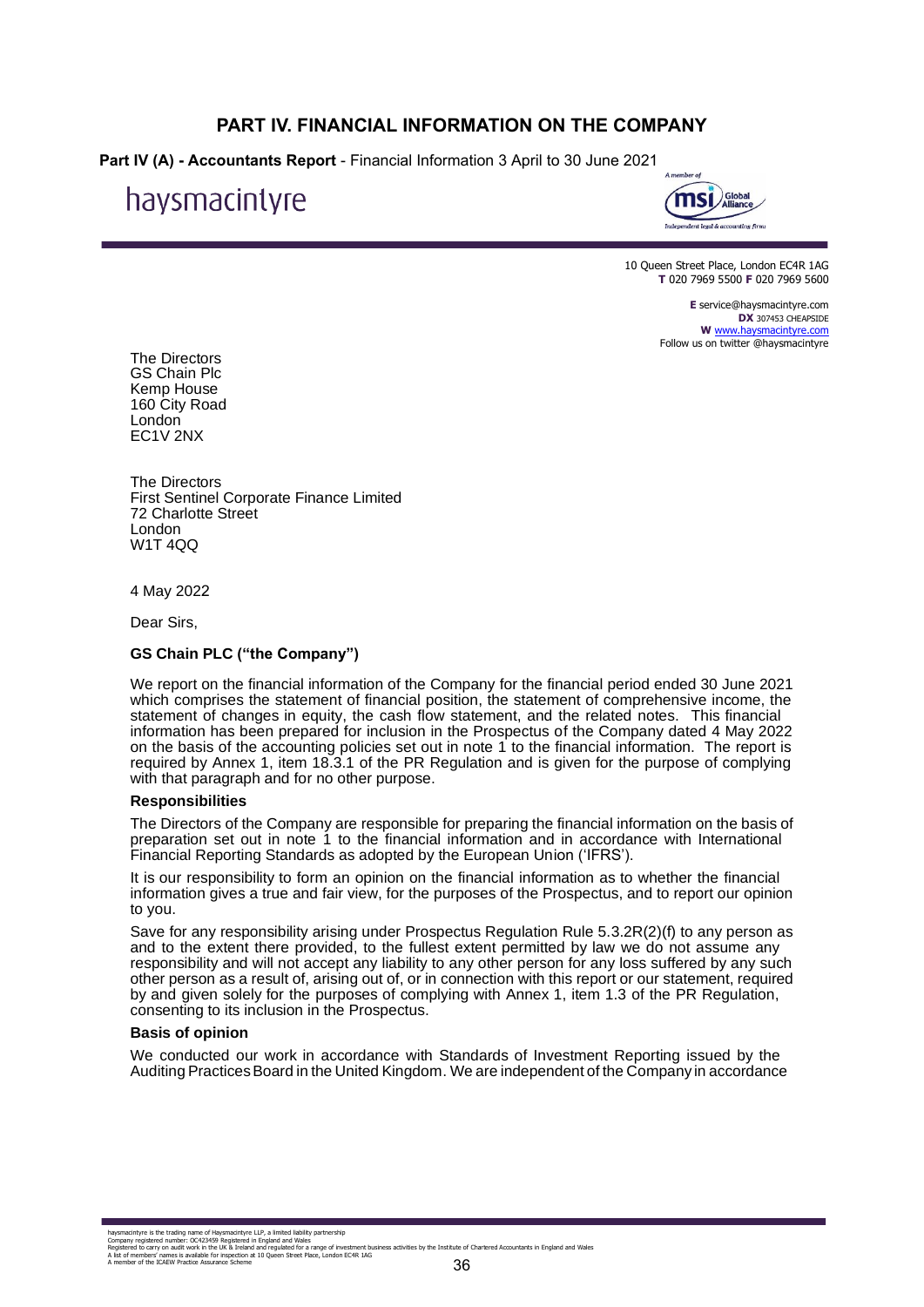# PART IV. FINANCIAL INFORMATION ON THE COMPANY

**Part IV (A) - Accountants Report** - Financial Information 3 April to 30 June 2021

haysmacintyre

A member of msi Global Alliance
Independent legal & accounting firms

10 Queen Street Place, London EC4R 1AG
**T** 020 7969 5500 **F** 020 7969 5600

**E** service@haysmacintyre.com
**DX** 307453 CHEAPSIDE
**W** www.haysmacintyre.com
Follow us on twitter @haysmacintyre

The Directors
GS Chain Plc
Kemp House
160 City Road
London
EC1V 2NX

The Directors
First Sentinel Corporate Finance Limited
72 Charlotte Street
London
W1T 4QQ

4 May 2022

Dear Sirs,

**GS Chain PLC ("the Company")**

We report on the financial information of the Company for the financial period ended 30 June 2021 which comprises the statement of financial position, the statement of comprehensive income, the statement of changes in equity, the cash flow statement, and the related notes. This financial information has been prepared for inclusion in the Prospectus of the Company dated 4 May 2022 on the basis of the accounting policies set out in note 1 to the financial information. The report is required by Annex 1, item 18.3.1 of the PR Regulation and is given for the purpose of complying with that paragraph and for no other purpose.

**Responsibilities**

The Directors of the Company are responsible for preparing the financial information on the basis of preparation set out in note 1 to the financial information and in accordance with International Financial Reporting Standards as adopted by the European Union ('IFRS').

It is our responsibility to form an opinion on the financial information as to whether the financial information gives a true and fair view, for the purposes of the Prospectus, and to report our opinion to you.

Save for any responsibility arising under Prospectus Regulation Rule 5.3.2R(2)(f) to any person as and to the extent there provided, to the fullest extent permitted by law we do not assume any responsibility and will not accept any liability to any other person for any loss suffered by any such other person as a result of, arising out of, or in connection with this report or our statement, required by and given solely for the purposes of complying with Annex 1, item 1.3 of the PR Regulation, consenting to its inclusion in the Prospectus.

**Basis of opinion**

We conducted our work in accordance with Standards of Investment Reporting issued by the Auditing Practices Board in the United Kingdom. We are independent of the Company in accordance

haysmacintyre is the trading name of Haysmacintyre LLP, a limited liability partnership
Company registered number: OC423459 Registered in England and Wales
Registered to carry on audit work in the UK & Ireland and regulated for a range of investment business activities by the Institute of Chartered Accountants in England and Wales
A list of members' names is available for inspection at 10 Queen Street Place, London EC4R 1AG
A member of the ICAEW Practice Assurance Scheme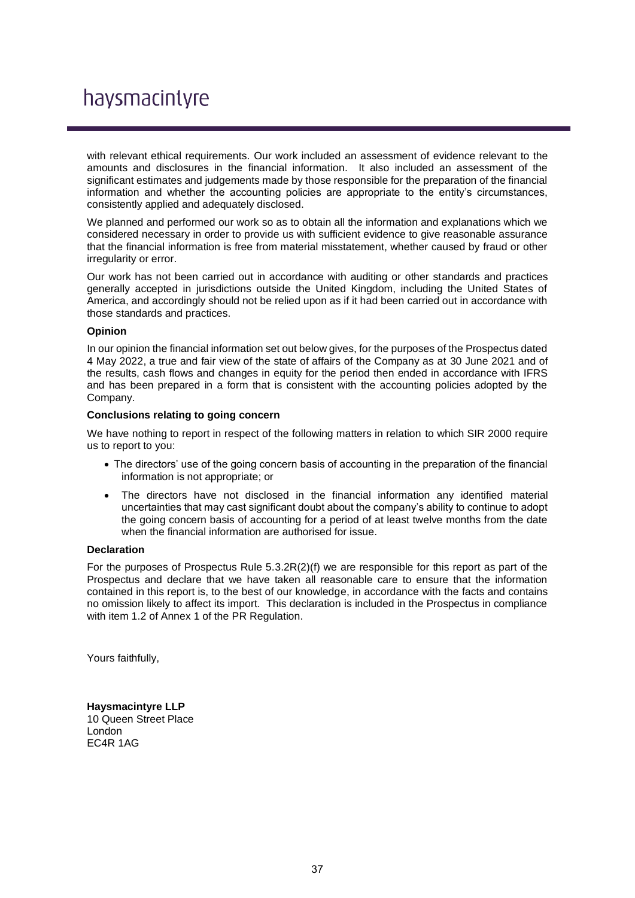with relevant ethical requirements. Our work included an assessment of evidence relevant to the amounts and disclosures in the financial information. It also included an assessment of the significant estimates and judgements made by those responsible for the preparation of the financial information and whether the accounting policies are appropriate to the entity's circumstances, consistently applied and adequately disclosed.

We planned and performed our work so as to obtain all the information and explanations which we considered necessary in order to provide us with sufficient evidence to give reasonable assurance that the financial information is free from material misstatement, whether caused by fraud or other irregularity or error.

Our work has not been carried out in accordance with auditing or other standards and practices generally accepted in jurisdictions outside the United Kingdom, including the United States of America, and accordingly should not be relied upon as if it had been carried out in accordance with those standards and practices.

**Opinion**

In our opinion the financial information set out below gives, for the purposes of the Prospectus dated 4 May 2022, a true and fair view of the state of affairs of the Company as at 30 June 2021 and of the results, cash flows and changes in equity for the period then ended in accordance with IFRS and has been prepared in a form that is consistent with the accounting policies adopted by the Company.

**Conclusions relating to going concern**

We have nothing to report in respect of the following matters in relation to which SIR 2000 require us to report to you:

- The directors' use of the going concern basis of accounting in the preparation of the financial information is not appropriate; or
- The directors have not disclosed in the financial information any identified material uncertainties that may cast significant doubt about the company's ability to continue to adopt the going concern basis of accounting for a period of at least twelve months from the date when the financial information are authorised for issue.

**Declaration**

For the purposes of Prospectus Rule 5.3.2R(2)(f) we are responsible for this report as part of the Prospectus and declare that we have taken all reasonable care to ensure that the information contained in this report is, to the best of our knowledge, in accordance with the facts and contains no omission likely to affect its import. This declaration is included in the Prospectus in compliance with item 1.2 of Annex 1 of the PR Regulation.

Yours faithfully,

**Haysmacintyre LLP**
10 Queen Street Place
London
EC4R 1AG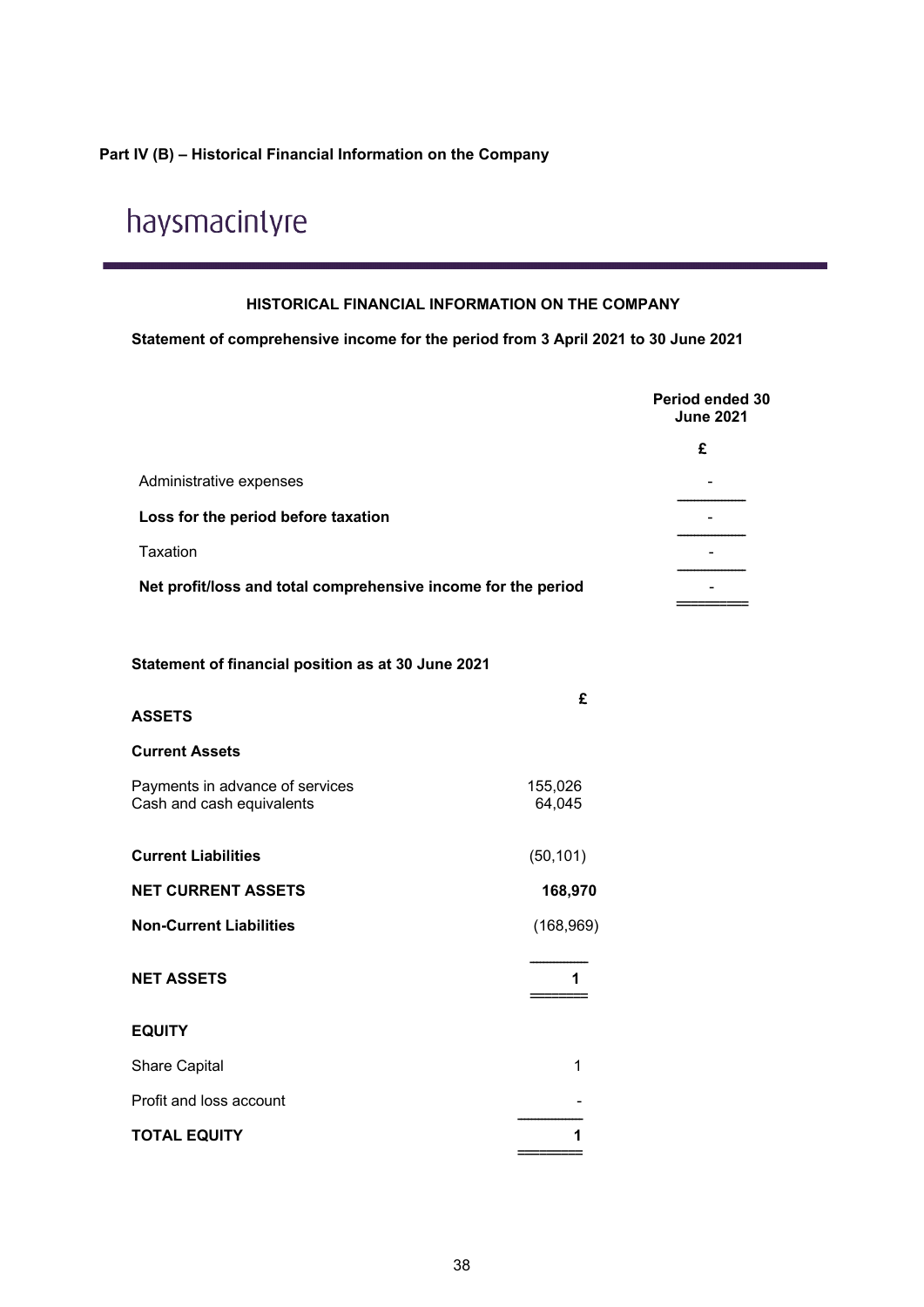**Part IV (B) – Historical Financial Information on the Company**

haysmacintyre

## HISTORICAL FINANCIAL INFORMATION ON THE COMPANY

**Statement of comprehensive income for the period from 3 April 2021 to 30 June 2021**

| | **Period ended 30 June 2021** |
|---|---|
| | **£** |
| Administrative expenses | - |
| **Loss for the period before taxation** | - |
| Taxation | - |
| **Net profit/loss and total comprehensive income for the period** | - |

**Statement of financial position as at 30 June 2021**

| | **£** |
|---|---|
| **ASSETS** | |
| **Current Assets** | |
| Payments in advance of services | 155,026 |
| Cash and cash equivalents | 64,045 |
| **Current Liabilities** | (50,101) |
| **NET CURRENT ASSETS** | **168,970** |
| **Non-Current Liabilities** | (168,969) |
| **NET ASSETS** | **1** |
| **EQUITY** | |
| Share Capital | 1 |
| Profit and loss account | - |
| **TOTAL EQUITY** | **1** |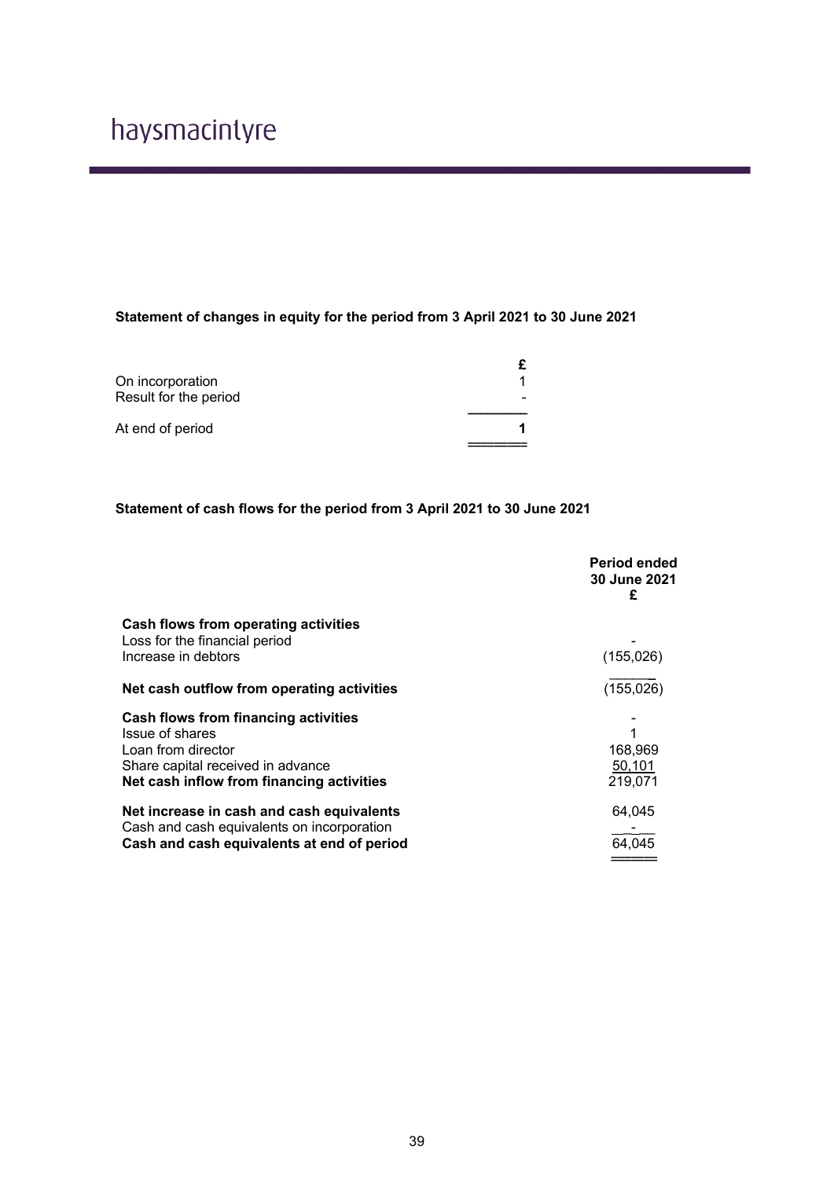**Statement of changes in equity for the period from 3 April 2021 to 30 June 2021**

| | £ |
|---|---|
| On incorporation | 1 |
| Result for the period | - |
| At end of period | **1** |

**Statement of cash flows for the period from 3 April 2021 to 30 June 2021**

| | **Period ended 30 June 2021 £** |
|---|---|
| **Cash flows from operating activities** | |
| Loss for the financial period | - |
| Increase in debtors | (155,026) |
| **Net cash outflow from operating activities** | (155,026) |
| **Cash flows from financing activities** | - |
| Issue of shares | 1 |
| Loan from director | 168,969 |
| Share capital received in advance | 50,101 |
| **Net cash inflow from financing activities** | 219,071 |
| **Net increase in cash and cash equivalents** | 64,045 |
| Cash and cash equivalents on incorporation | - |
| **Cash and cash equivalents at end of period** | 64,045 |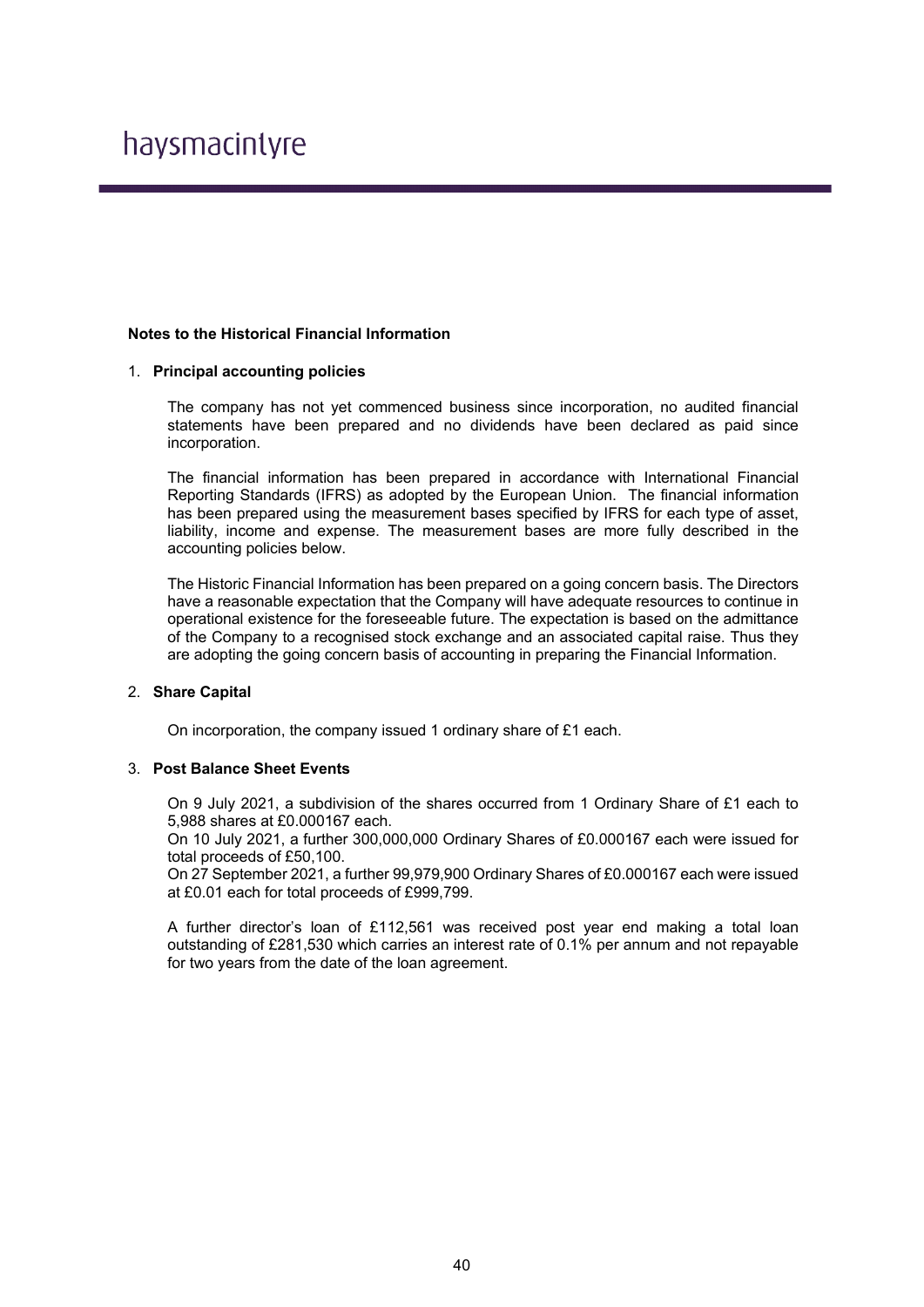haysmacintyre

**Notes to the Historical Financial Information**

1. **Principal accounting policies**

   The company has not yet commenced business since incorporation, no audited financial statements have been prepared and no dividends have been declared as paid since incorporation.

   The financial information has been prepared in accordance with International Financial Reporting Standards (IFRS) as adopted by the European Union. The financial information has been prepared using the measurement bases specified by IFRS for each type of asset, liability, income and expense. The measurement bases are more fully described in the accounting policies below.

   The Historic Financial Information has been prepared on a going concern basis. The Directors have a reasonable expectation that the Company will have adequate resources to continue in operational existence for the foreseeable future. The expectation is based on the admittance of the Company to a recognised stock exchange and an associated capital raise. Thus they are adopting the going concern basis of accounting in preparing the Financial Information.

2. **Share Capital**

   On incorporation, the company issued 1 ordinary share of £1 each.

3. **Post Balance Sheet Events**

   On 9 July 2021, a subdivision of the shares occurred from 1 Ordinary Share of £1 each to 5,988 shares at £0.000167 each.
   On 10 July 2021, a further 300,000,000 Ordinary Shares of £0.000167 each were issued for total proceeds of £50,100.
   On 27 September 2021, a further 99,979,900 Ordinary Shares of £0.000167 each were issued at £0.01 each for total proceeds of £999,799.

   A further director's loan of £112,561 was received post year end making a total loan outstanding of £281,530 which carries an interest rate of 0.1% per annum and not repayable for two years from the date of the loan agreement.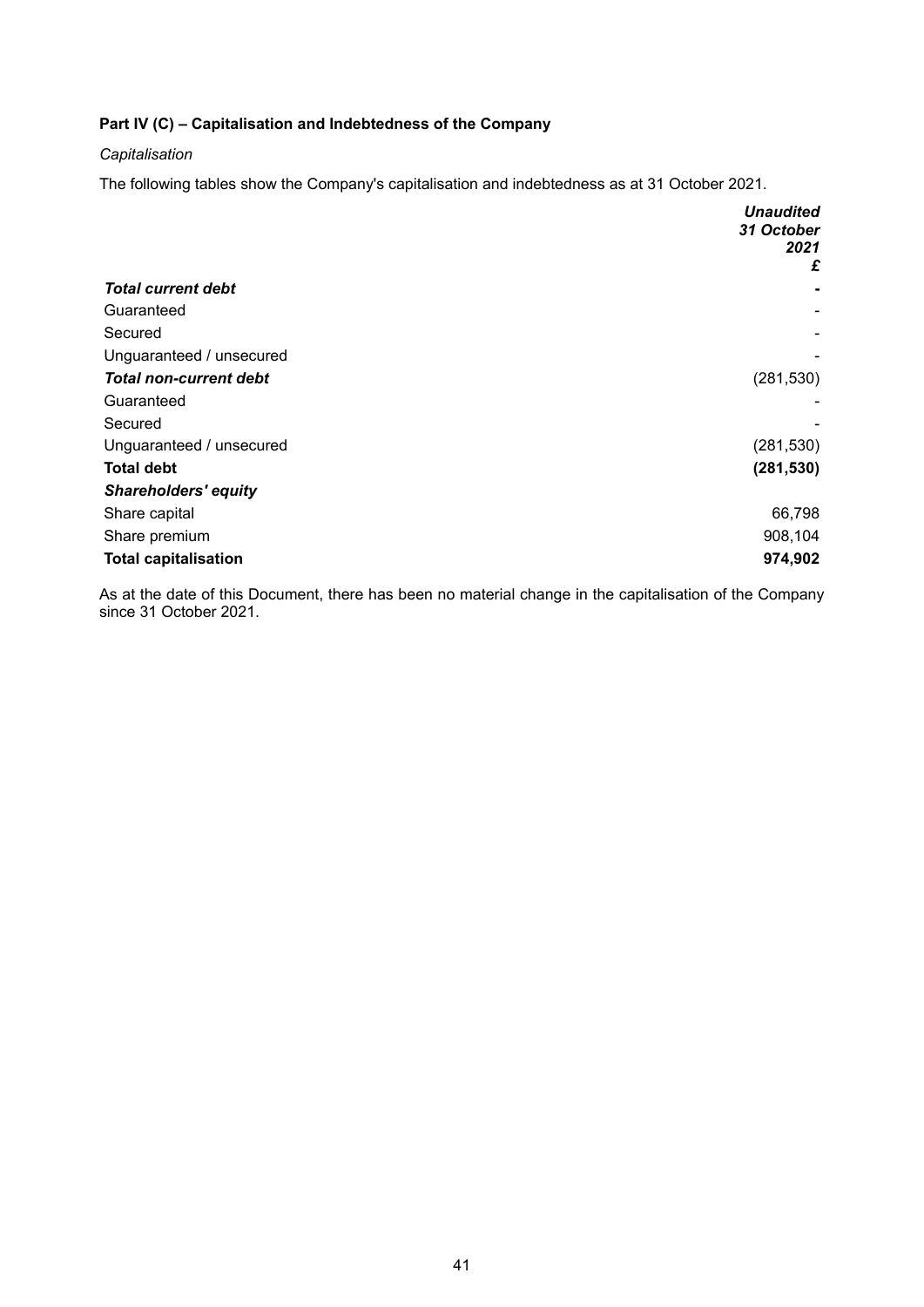### Part IV (C) – Capitalisation and Indebtedness of the Company

*Capitalisation*

The following tables show the Company's capitalisation and indebtedness as at 31 October 2021.

| | ***Unaudited 31 October 2021 £*** |
|---|---|
| ***Total current debt*** | **-** |
| Guaranteed | - |
| Secured | - |
| Unguaranteed / unsecured | - |
| ***Total non-current debt*** | (281,530) |
| Guaranteed | - |
| Secured | - |
| Unguaranteed / unsecured | (281,530) |
| **Total debt** | **(281,530)** |
| ***Shareholders' equity*** | |
| Share capital | 66,798 |
| Share premium | 908,104 |
| **Total capitalisation** | **974,902** |

As at the date of this Document, there has been no material change in the capitalisation of the Company since 31 October 2021.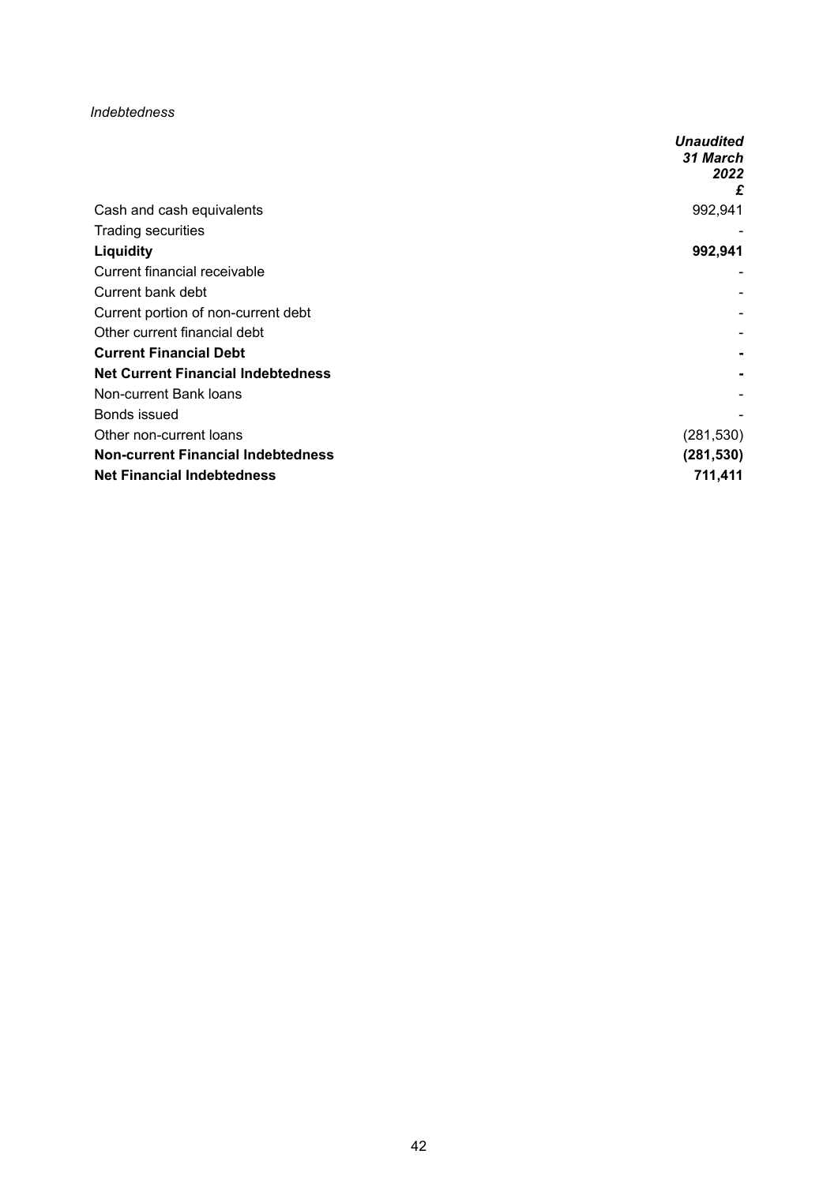*Indebtedness*

| | ***Unaudited 31 March 2022 £*** |
|---|---|
| Cash and cash equivalents | 992,941 |
| Trading securities | - |
| **Liquidity** | **992,941** |
| Current financial receivable | - |
| Current bank debt | - |
| Current portion of non-current debt | - |
| Other current financial debt | - |
| **Current Financial Debt** | **-** |
| **Net Current Financial Indebtedness** | **-** |
| Non-current Bank loans | - |
| Bonds issued | - |
| Other non-current loans | (281,530) |
| **Non-current Financial Indebtedness** | **(281,530)** |
| **Net Financial Indebtedness** | **711,411** |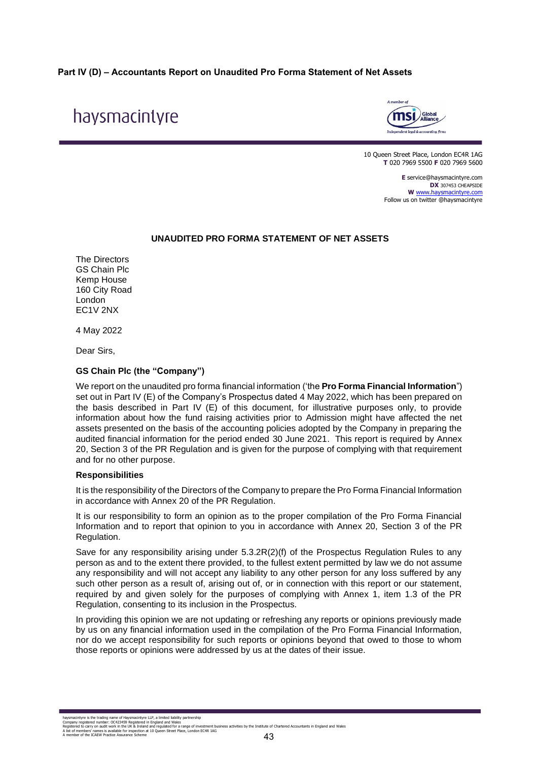**Part IV (D) – Accountants Report on Unaudited Pro Forma Statement of Net Assets**

haysmacintyre

A member of msi Global Alliance
Independent legal & accounting firms

10 Queen Street Place, London EC4R 1AG
**T** 020 7969 5500 **F** 020 7969 5600

**E** service@haysmacintyre.com
**DX** 307453 CHEAPSIDE
**W** www.haysmacintyre.com
Follow us on twitter @haysmacintyre

## UNAUDITED PRO FORMA STATEMENT OF NET ASSETS

The Directors
GS Chain Plc
Kemp House
160 City Road
London
EC1V 2NX

4 May 2022

Dear Sirs,

**GS Chain Plc (the "Company")**

We report on the unaudited pro forma financial information ('the **Pro Forma Financial Information**") set out in Part IV (E) of the Company's Prospectus dated 4 May 2022, which has been prepared on the basis described in Part IV (E) of this document, for illustrative purposes only, to provide information about how the fund raising activities prior to Admission might have affected the net assets presented on the basis of the accounting policies adopted by the Company in preparing the audited financial information for the period ended 30 June 2021. This report is required by Annex 20, Section 3 of the PR Regulation and is given for the purpose of complying with that requirement and for no other purpose.

**Responsibilities**

It is the responsibility of the Directors of the Company to prepare the Pro Forma Financial Information in accordance with Annex 20 of the PR Regulation.

It is our responsibility to form an opinion as to the proper compilation of the Pro Forma Financial Information and to report that opinion to you in accordance with Annex 20, Section 3 of the PR Regulation.

Save for any responsibility arising under 5.3.2R(2)(f) of the Prospectus Regulation Rules to any person as and to the extent there provided, to the fullest extent permitted by law we do not assume any responsibility and will not accept any liability to any other person for any loss suffered by any such other person as a result of, arising out of, or in connection with this report or our statement, required by and given solely for the purposes of complying with Annex 1, item 1.3 of the PR Regulation, consenting to its inclusion in the Prospectus.

In providing this opinion we are not updating or refreshing any reports or opinions previously made by us on any financial information used in the compilation of the Pro Forma Financial Information, nor do we accept responsibility for such reports or opinions beyond that owed to those to whom those reports or opinions were addressed by us at the dates of their issue.

haysmacintyre is the trading name of Haysmacintyre LLP, a limited liability partnership
Company registered number: OC423459 Registered in England and Wales
Registered to carry on audit work in the UK & Ireland and regulated for a range of investment business activities by the Institute of Chartered Accountants in England and Wales
A list of members' names is available for inspection at 10 Queen Street Place, London EC4R 1AG
A member of the ICAEW Practice Assurance Scheme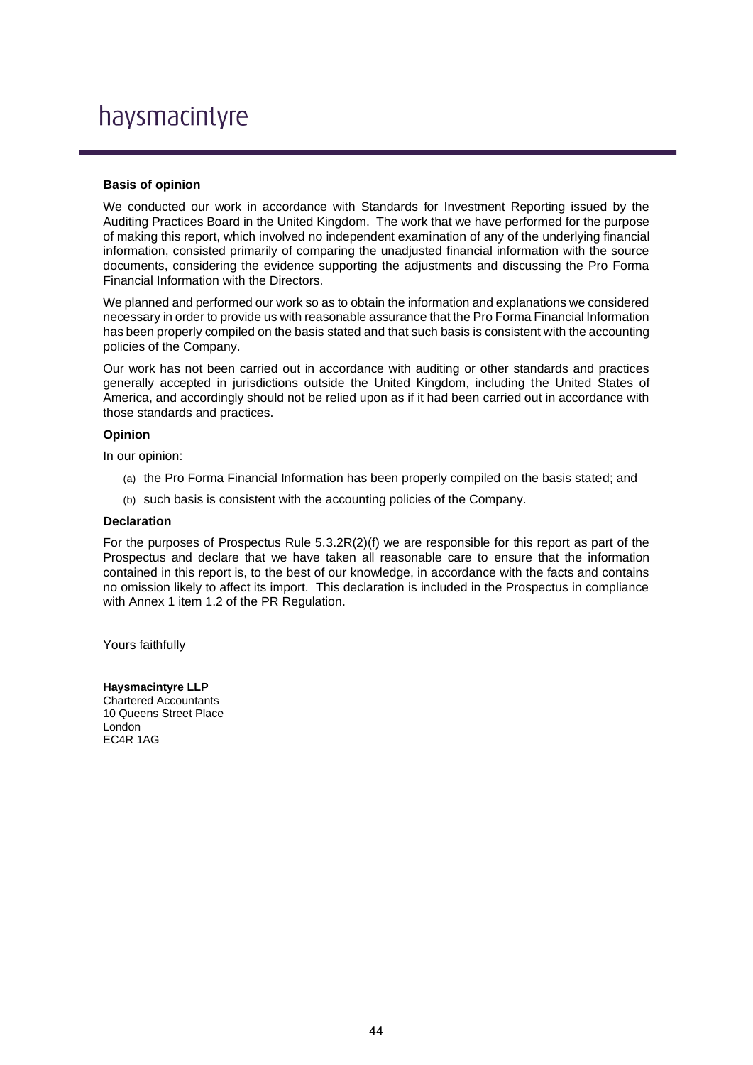**Basis of opinion**

We conducted our work in accordance with Standards for Investment Reporting issued by the Auditing Practices Board in the United Kingdom. The work that we have performed for the purpose of making this report, which involved no independent examination of any of the underlying financial information, consisted primarily of comparing the unadjusted financial information with the source documents, considering the evidence supporting the adjustments and discussing the Pro Forma Financial Information with the Directors.

We planned and performed our work so as to obtain the information and explanations we considered necessary in order to provide us with reasonable assurance that the Pro Forma Financial Information has been properly compiled on the basis stated and that such basis is consistent with the accounting policies of the Company.

Our work has not been carried out in accordance with auditing or other standards and practices generally accepted in jurisdictions outside the United Kingdom, including the United States of America, and accordingly should not be relied upon as if it had been carried out in accordance with those standards and practices.

**Opinion**

In our opinion:

(a) the Pro Forma Financial Information has been properly compiled on the basis stated; and

(b) such basis is consistent with the accounting policies of the Company.

**Declaration**

For the purposes of Prospectus Rule 5.3.2R(2)(f) we are responsible for this report as part of the Prospectus and declare that we have taken all reasonable care to ensure that the information contained in this report is, to the best of our knowledge, in accordance with the facts and contains no omission likely to affect its import. This declaration is included in the Prospectus in compliance with Annex 1 item 1.2 of the PR Regulation.

Yours faithfully

**Haysmacintyre LLP**
Chartered Accountants
10 Queens Street Place
London
EC4R 1AG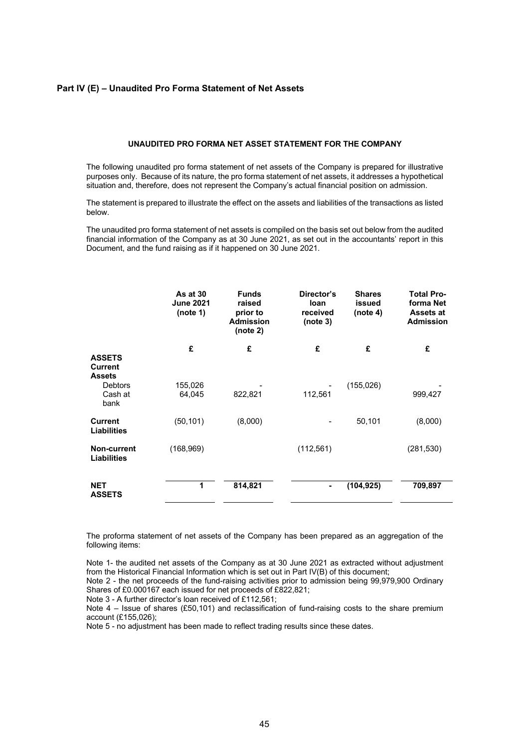## Part IV (E) – Unaudited Pro Forma Statement of Net Assets

### UNAUDITED PRO FORMA NET ASSET STATEMENT FOR THE COMPANY

The following unaudited pro forma statement of net assets of the Company is prepared for illustrative purposes only. Because of its nature, the pro forma statement of net assets, it addresses a hypothetical situation and, therefore, does not represent the Company's actual financial position on admission.

The statement is prepared to illustrate the effect on the assets and liabilities of the transactions as listed below.

The unaudited pro forma statement of net assets is compiled on the basis set out below from the audited financial information of the Company as at 30 June 2021, as set out in the accountants' report in this Document, and the fund raising as if it happened on 30 June 2021.

| | As at 30 June 2021 (note 1) | Funds raised prior to Admission (note 2) | Director's loan received (note 3) | Shares issued (note 4) | Total Pro-forma Net Assets at Admission |
|---|---|---|---|---|---|
| | £ | £ | £ | £ | £ |
| **ASSETS** | | | | | |
| **Current Assets** | | | | | |
| Debtors | 155,026 | - | - | (155,026) | - |
| Cash at bank | 64,045 | 822,821 | 112,561 | | 999,427 |
| **Current Liabilities** | (50,101) | (8,000) | - | 50,101 | (8,000) |
| **Non-current Liabilities** | (168,969) | | (112,561) | | (281,530) |
| **NET ASSETS** | **1** | **814,821** | **-** | **(104,925)** | **709,897** |

The proforma statement of net assets of the Company has been prepared as an aggregation of the following items:

Note 1- the audited net assets of the Company as at 30 June 2021 as extracted without adjustment from the Historical Financial Information which is set out in Part IV(B) of this document;

Note 2 - the net proceeds of the fund-raising activities prior to admission being 99,979,900 Ordinary Shares of £0.000167 each issued for net proceeds of £822,821;

Note 3 - A further director's loan received of £112,561;

Note 4 – Issue of shares (£50,101) and reclassification of fund-raising costs to the share premium account (£155,026);

Note 5 - no adjustment has been made to reflect trading results since these dates.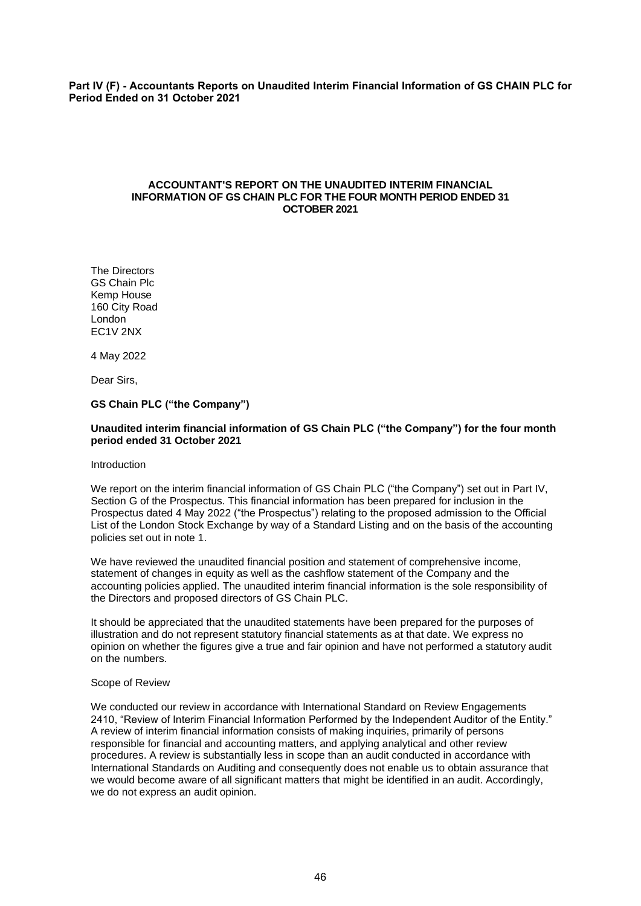**Part IV (F) - Accountants Reports on Unaudited Interim Financial Information of GS CHAIN PLC for Period Ended on 31 October 2021**

**ACCOUNTANT'S REPORT ON THE UNAUDITED INTERIM FINANCIAL INFORMATION OF GS CHAIN PLC FOR THE FOUR MONTH PERIOD ENDED 31 OCTOBER 2021**

The Directors
GS Chain Plc
Kemp House
160 City Road
London
EC1V 2NX

4 May 2022

Dear Sirs,

**GS Chain PLC ("the Company")**

**Unaudited interim financial information of GS Chain PLC ("the Company") for the four month period ended 31 October 2021**

Introduction

We report on the interim financial information of GS Chain PLC ("the Company") set out in Part IV, Section G of the Prospectus. This financial information has been prepared for inclusion in the Prospectus dated 4 May 2022 ("the Prospectus") relating to the proposed admission to the Official List of the London Stock Exchange by way of a Standard Listing and on the basis of the accounting policies set out in note 1.

We have reviewed the unaudited financial position and statement of comprehensive income, statement of changes in equity as well as the cashflow statement of the Company and the accounting policies applied. The unaudited interim financial information is the sole responsibility of the Directors and proposed directors of GS Chain PLC.

It should be appreciated that the unaudited statements have been prepared for the purposes of illustration and do not represent statutory financial statements as at that date. We express no opinion on whether the figures give a true and fair opinion and have not performed a statutory audit on the numbers.

Scope of Review

We conducted our review in accordance with International Standard on Review Engagements 2410, "Review of Interim Financial Information Performed by the Independent Auditor of the Entity." A review of interim financial information consists of making inquiries, primarily of persons responsible for financial and accounting matters, and applying analytical and other review procedures. A review is substantially less in scope than an audit conducted in accordance with International Standards on Auditing and consequently does not enable us to obtain assurance that we would become aware of all significant matters that might be identified in an audit. Accordingly, we do not express an audit opinion.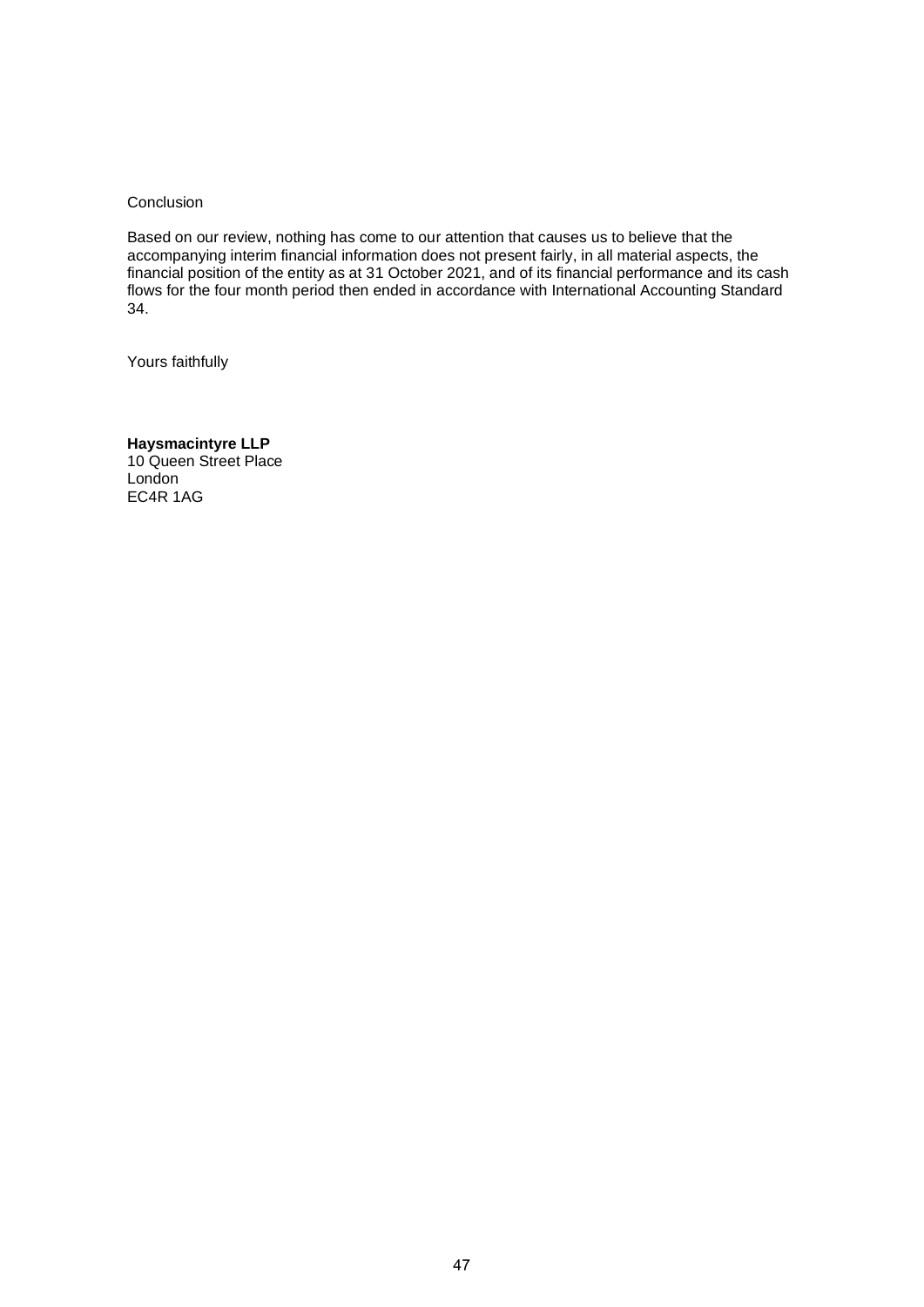Conclusion

Based on our review, nothing has come to our attention that causes us to believe that the accompanying interim financial information does not present fairly, in all material aspects, the financial position of the entity as at 31 October 2021, and of its financial performance and its cash flows for the four month period then ended in accordance with International Accounting Standard 34.

Yours faithfully

**Haysmacintyre LLP**
10 Queen Street Place
London
EC4R 1AG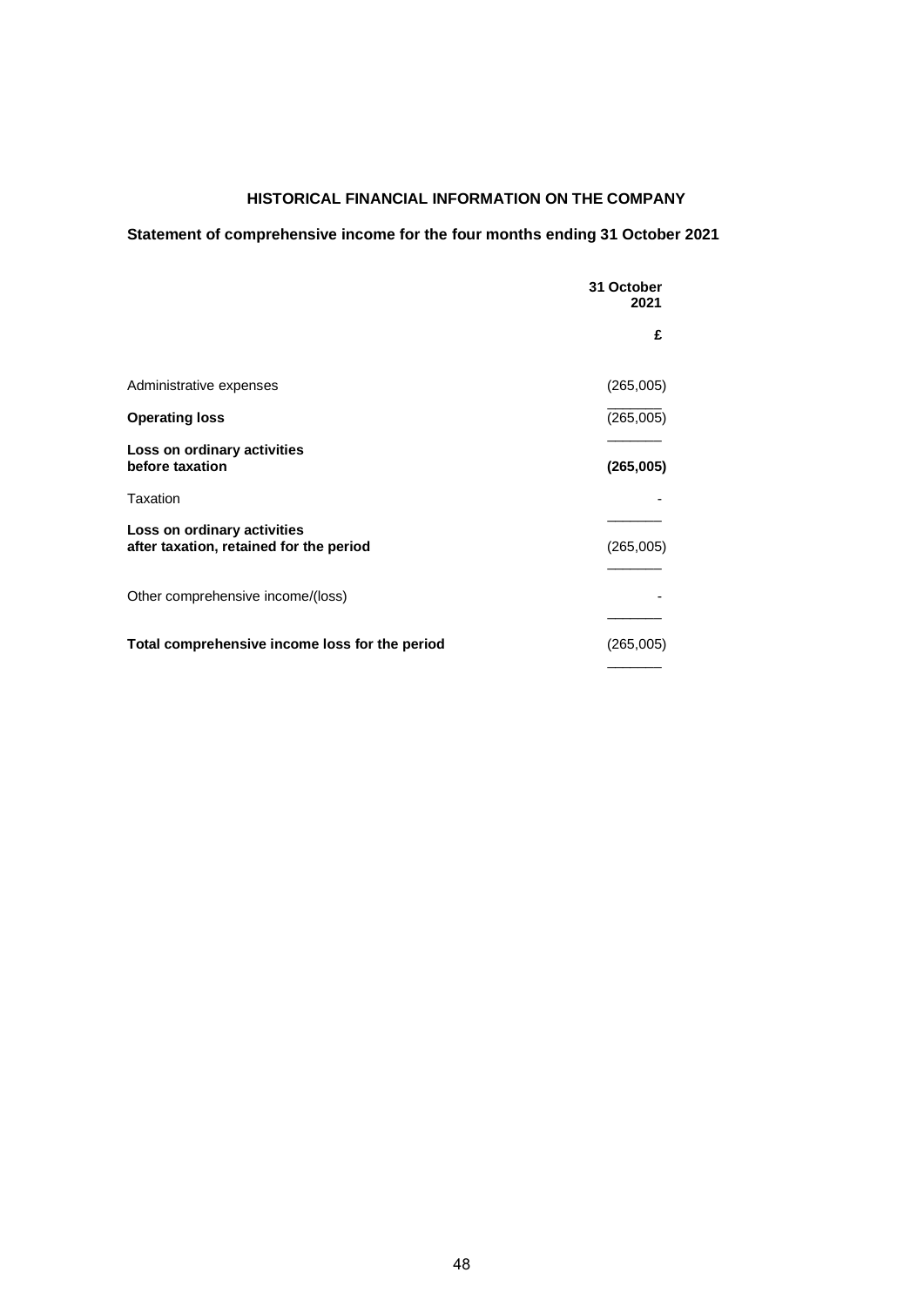## HISTORICAL FINANCIAL INFORMATION ON THE COMPANY

### Statement of comprehensive income for the four months ending 31 October 2021

| | 31 October 2021 |
|---|---|
| | £ |
| Administrative expenses | (265,005) |
| **Operating loss** | (265,005) |
| **Loss on ordinary activities before taxation** | **(265,005)** |
| Taxation | - |
| **Loss on ordinary activities after taxation, retained for the period** | (265,005) |
| Other comprehensive income/(loss) | - |
| **Total comprehensive income loss for the period** | (265,005) |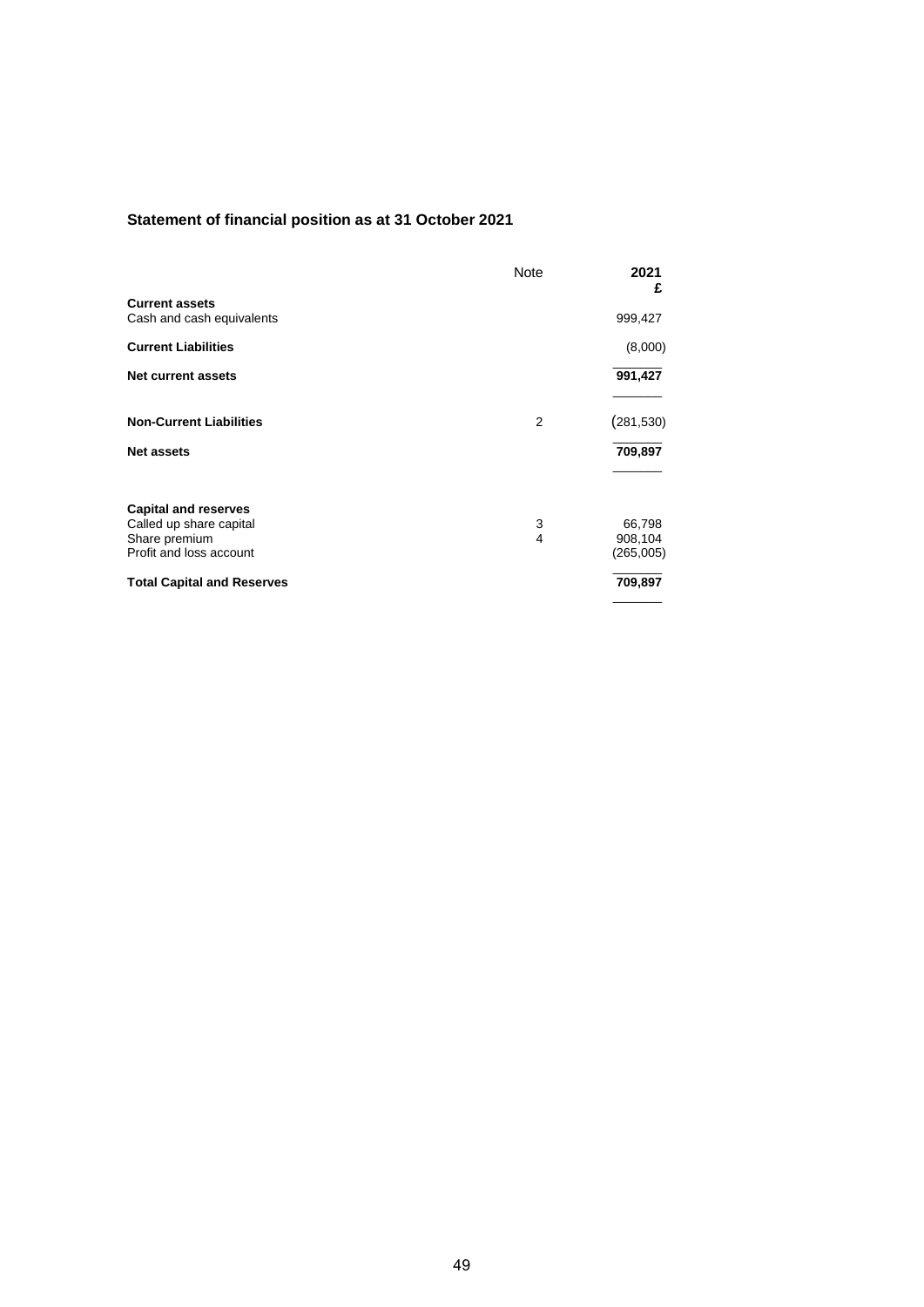## Statement of financial position as at 31 October 2021

| | Note | 2021 £ |
|---|---|---|
| **Current assets** | | |
| Cash and cash equivalents | | 999,427 |
| **Current Liabilities** | | (8,000) |
| **Net current assets** | | **991,427** |
| **Non-Current Liabilities** | 2 | (281,530) |
| **Net assets** | | **709,897** |
| **Capital and reserves** | | |
| Called up share capital | 3 | 66,798 |
| Share premium | 4 | 908,104 |
| Profit and loss account | | (265,005) |
| **Total Capital and Reserves** | | **709,897** |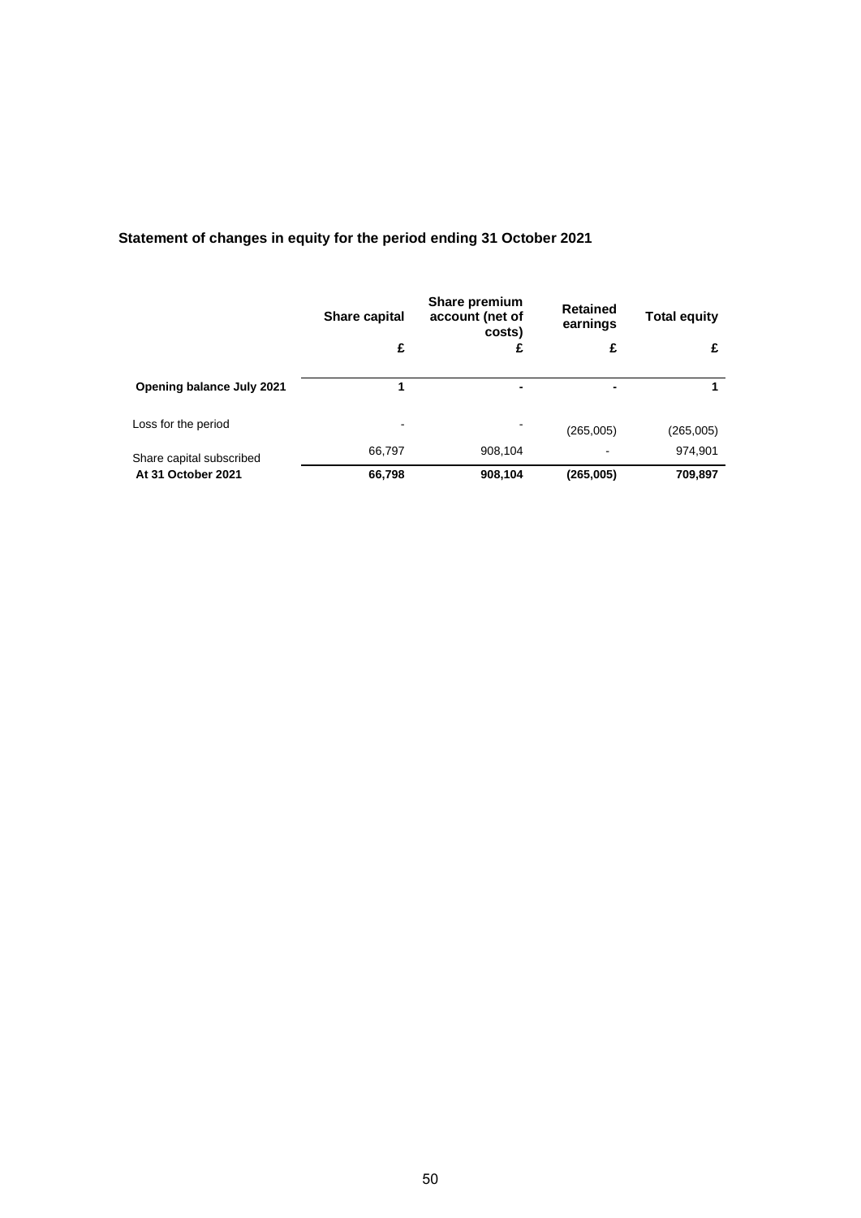## Statement of changes in equity for the period ending 31 October 2021

| | Share capital | Share premium account (net of costs) | Retained earnings | Total equity |
|---|---|---|---|---|
| | £ | £ | £ | £ |
| **Opening balance July 2021** | **1** | **-** | **-** | **1** |
| Loss for the period | - | - | (265,005) | (265,005) |
| Share capital subscribed | 66,797 | 908,104 | - | 974,901 |
| **At 31 October 2021** | **66,798** | **908,104** | **(265,005)** | **709,897** |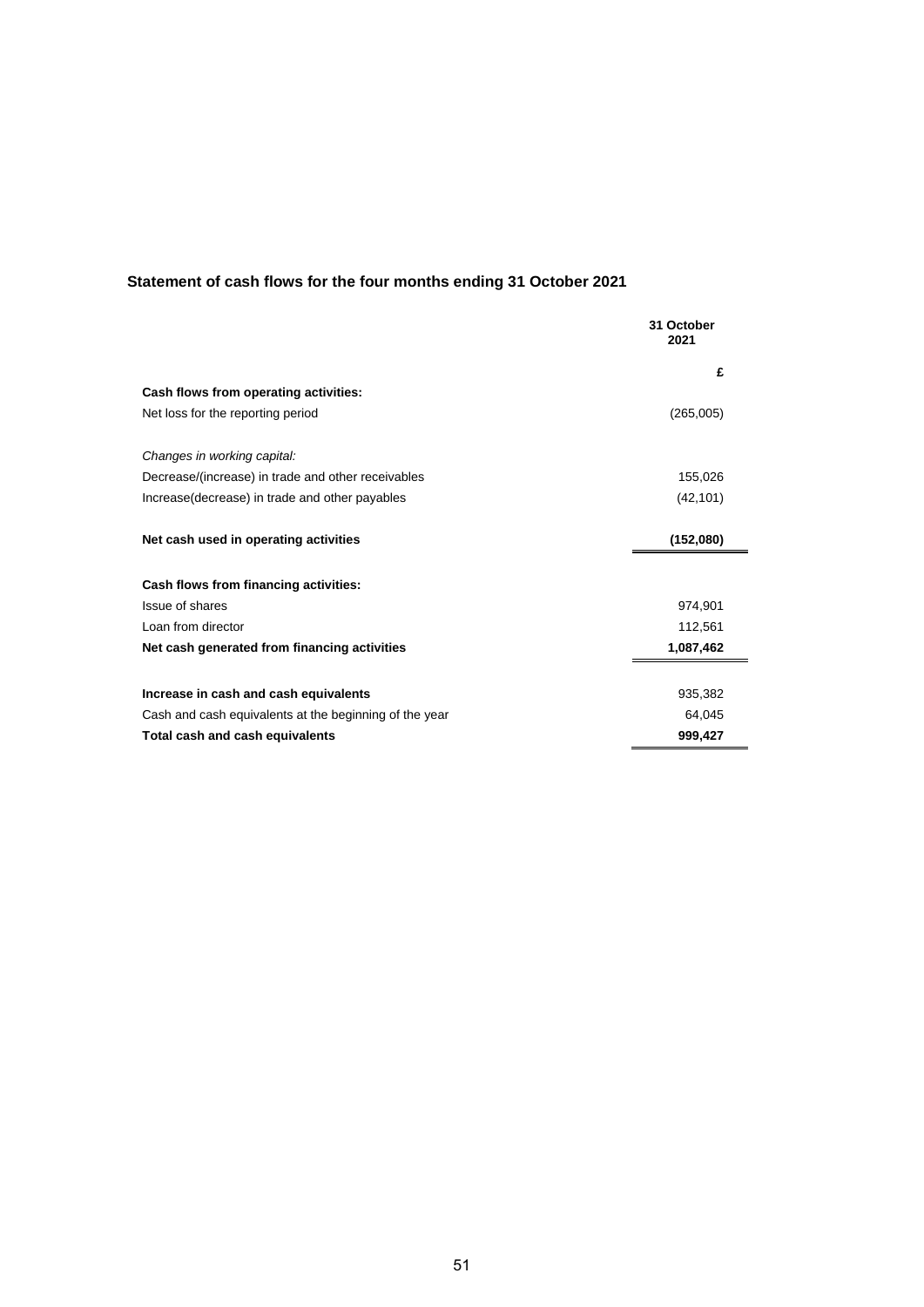## Statement of cash flows for the four months ending 31 October 2021

| | 31 October 2021 |
|---|---|
| | **£** |
| **Cash flows from operating activities:** | |
| Net loss for the reporting period | (265,005) |
| | |
| *Changes in working capital:* | |
| Decrease/(increase) in trade and other receivables | 155,026 |
| Increase(decrease) in trade and other payables | (42,101) |
| | |
| **Net cash used in operating activities** | **(152,080)** |
| | |
| **Cash flows from financing activities:** | |
| Issue of shares | 974,901 |
| Loan from director | 112,561 |
| **Net cash generated from financing activities** | **1,087,462** |
| | |
| **Increase in cash and cash equivalents** | 935,382 |
| Cash and cash equivalents at the beginning of the year | 64,045 |
| **Total cash and cash equivalents** | **999,427** |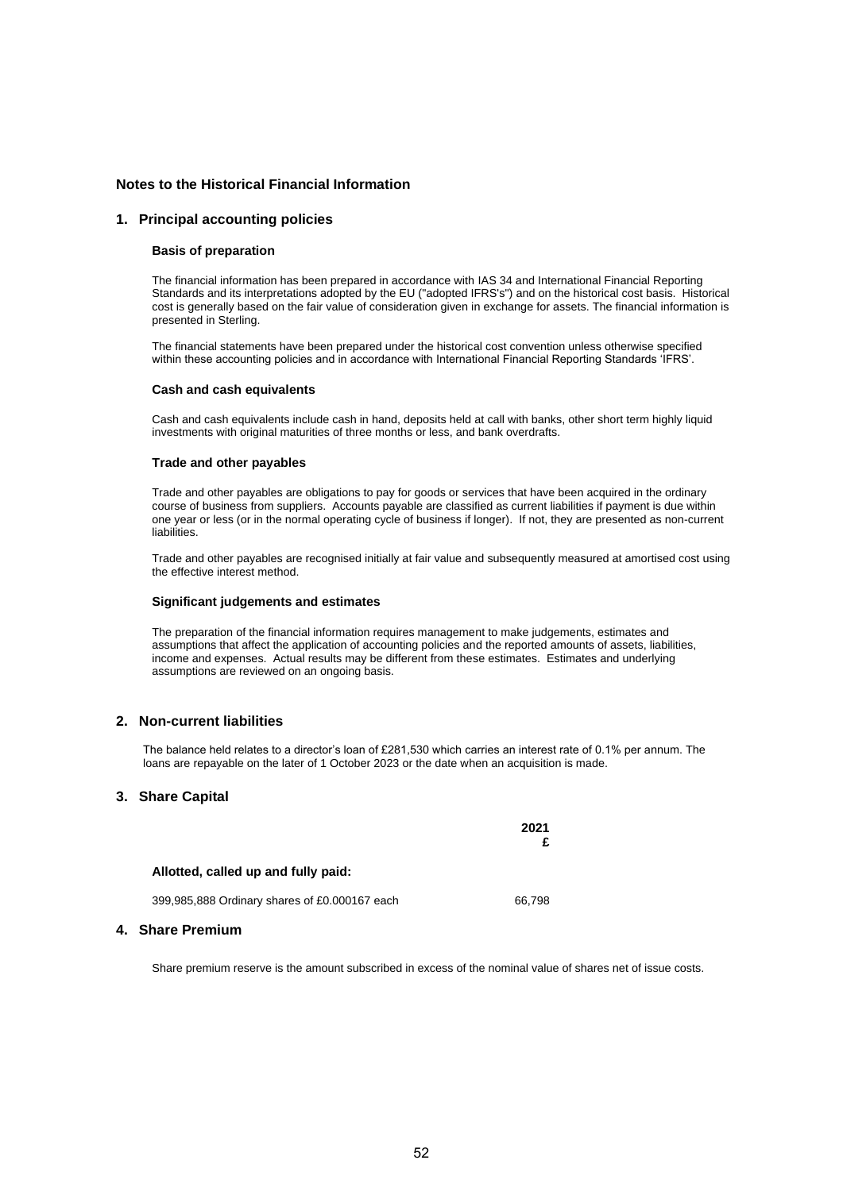## Notes to the Historical Financial Information

### 1. Principal accounting policies

**Basis of preparation**

The financial information has been prepared in accordance with IAS 34 and International Financial Reporting Standards and its interpretations adopted by the EU ("adopted IFRS's") and on the historical cost basis. Historical cost is generally based on the fair value of consideration given in exchange for assets. The financial information is presented in Sterling.

The financial statements have been prepared under the historical cost convention unless otherwise specified within these accounting policies and in accordance with International Financial Reporting Standards 'IFRS'.

**Cash and cash equivalents**

Cash and cash equivalents include cash in hand, deposits held at call with banks, other short term highly liquid investments with original maturities of three months or less, and bank overdrafts.

**Trade and other payables**

Trade and other payables are obligations to pay for goods or services that have been acquired in the ordinary course of business from suppliers. Accounts payable are classified as current liabilities if payment is due within one year or less (or in the normal operating cycle of business if longer). If not, they are presented as non-current liabilities.

Trade and other payables are recognised initially at fair value and subsequently measured at amortised cost using the effective interest method.

**Significant judgements and estimates**

The preparation of the financial information requires management to make judgements, estimates and assumptions that affect the application of accounting policies and the reported amounts of assets, liabilities, income and expenses. Actual results may be different from these estimates. Estimates and underlying assumptions are reviewed on an ongoing basis.

### 2. Non-current liabilities

The balance held relates to a director's loan of £281,530 which carries an interest rate of 0.1% per annum. The loans are repayable on the later of 1 October 2023 or the date when an acquisition is made.

### 3. Share Capital

| | 2021 £ |
|---|---|
| **Allotted, called up and fully paid:** | |
| 399,985,888 Ordinary shares of £0.000167 each | 66,798 |

### 4. Share Premium

Share premium reserve is the amount subscribed in excess of the nominal value of shares net of issue costs.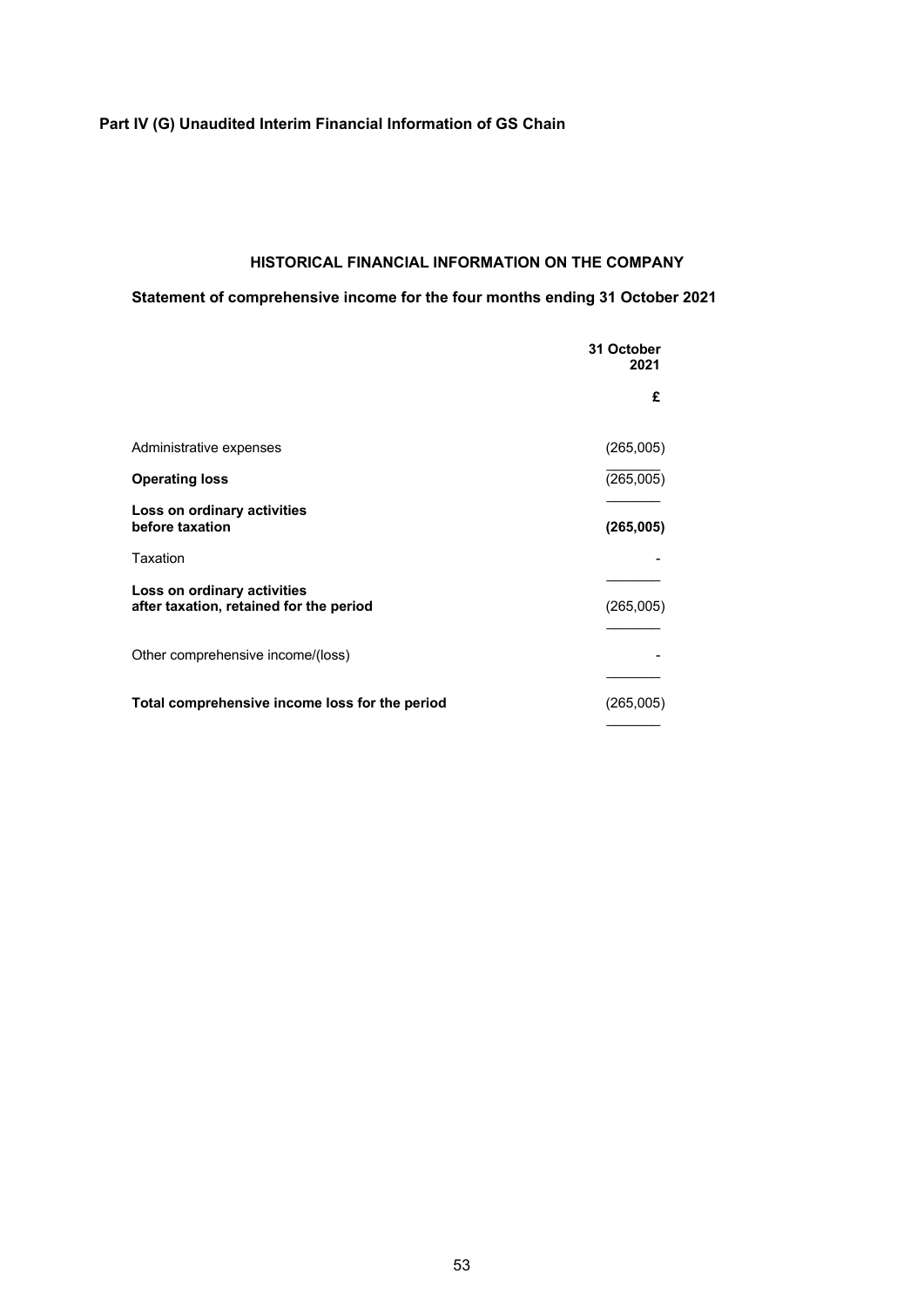**Part IV (G) Unaudited Interim Financial Information of GS Chain**

## HISTORICAL FINANCIAL INFORMATION ON THE COMPANY

### Statement of comprehensive income for the four months ending 31 October 2021

| | **31 October 2021** |
|---|---|
| | **£** |
| Administrative expenses | (265,005) |
| **Operating loss** | (265,005) |
| **Loss on ordinary activities before taxation** | **(265,005)** |
| Taxation | - |
| **Loss on ordinary activities after taxation, retained for the period** | (265,005) |
| Other comprehensive income/(loss) | - |
| **Total comprehensive income loss for the period** | (265,005) |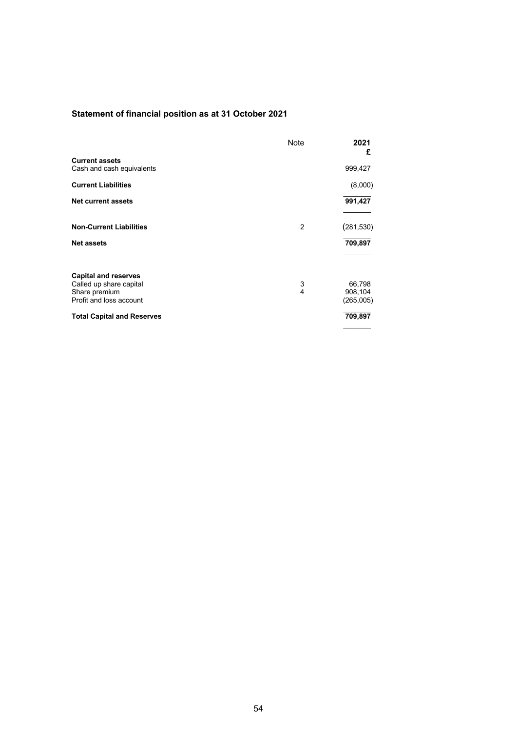## Statement of financial position as at 31 October 2021

| | Note | 2021<br>£ |
|---|---|---|
| **Current assets** | | |
| Cash and cash equivalents | | 999,427 |
| **Current Liabilities** | | (8,000) |
| **Net current assets** | | **991,427** |
| **Non-Current Liabilities** | 2 | (281,530) |
| **Net assets** | | **709,897** |
| **Capital and reserves** | | |
| Called up share capital | 3 | 66,798 |
| Share premium | 4 | 908,104 |
| Profit and loss account | | (265,005) |
| **Total Capital and Reserves** | | **709,897** |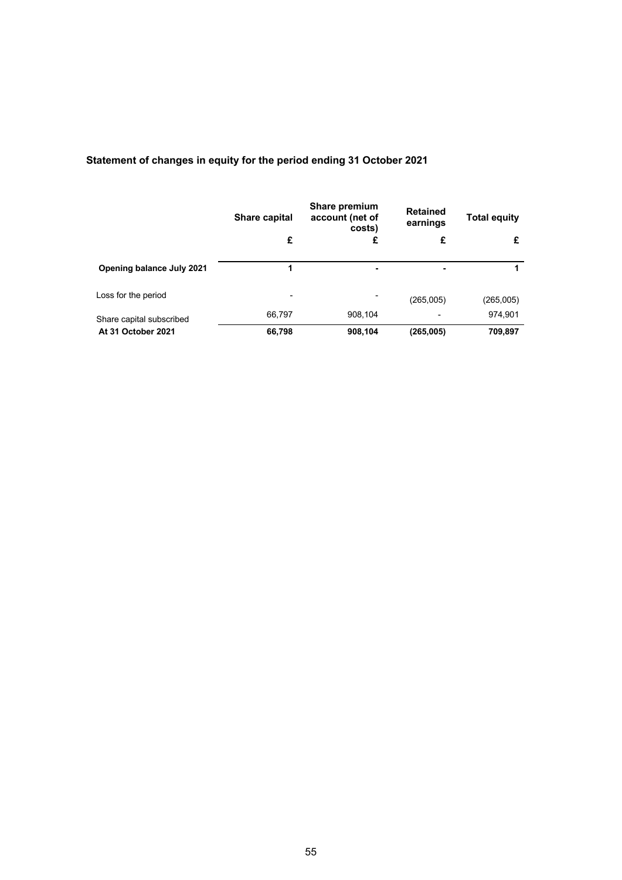## Statement of changes in equity for the period ending 31 October 2021

| | Share capital | Share premium account (net of costs) | Retained earnings | Total equity |
|---|---|---|---|---|
| | £ | £ | £ | £ |
| **Opening balance July 2021** | **1** | **-** | **-** | **1** |
| Loss for the period | - | - | (265,005) | (265,005) |
| Share capital subscribed | 66,797 | 908,104 | - | 974,901 |
| **At 31 October 2021** | **66,798** | **908,104** | **(265,005)** | **709,897** |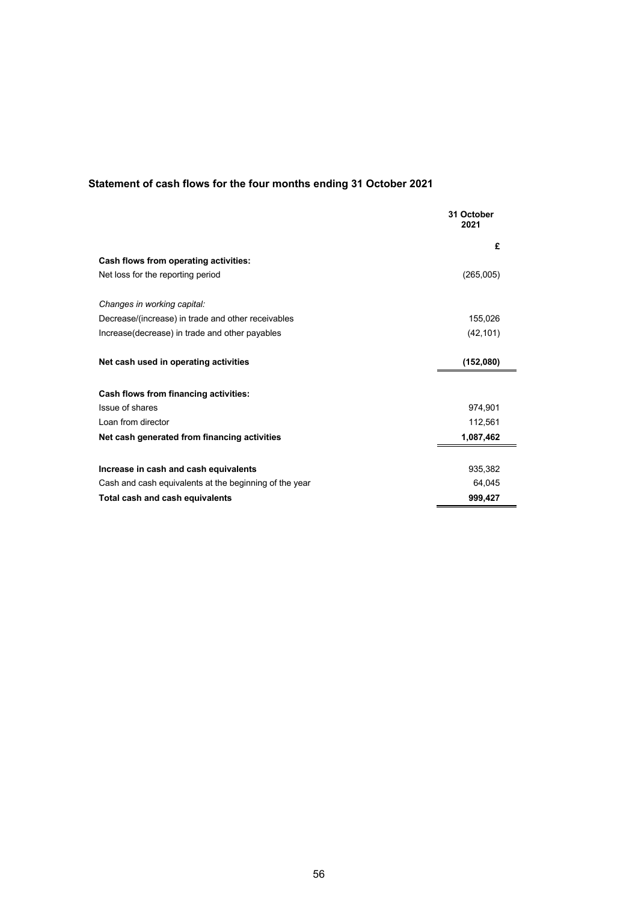## Statement of cash flows for the four months ending 31 October 2021

| | 31 October 2021 |
|---|---|
| | £ |
| **Cash flows from operating activities:** | |
| Net loss for the reporting period | (265,005) |
| | |
| *Changes in working capital:* | |
| Decrease/(increase) in trade and other receivables | 155,026 |
| Increase(decrease) in trade and other payables | (42,101) |
| | |
| **Net cash used in operating activities** | **(152,080)** |
| | |
| **Cash flows from financing activities:** | |
| Issue of shares | 974,901 |
| Loan from director | 112,561 |
| **Net cash generated from financing activities** | **1,087,462** |
| | |
| **Increase in cash and cash equivalents** | 935,382 |
| Cash and cash equivalents at the beginning of the year | 64,045 |
| **Total cash and cash equivalents** | **999,427** |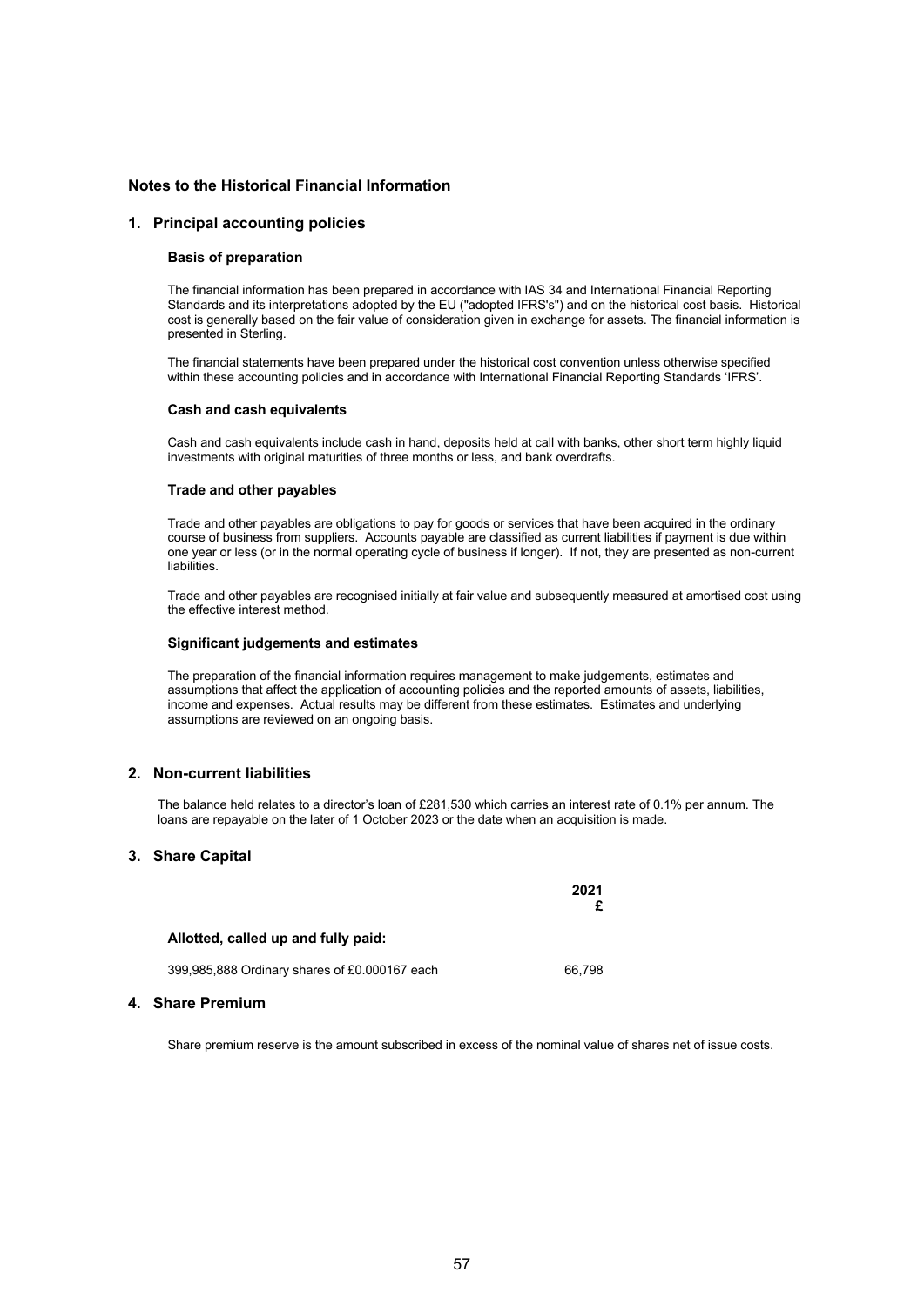## Notes to the Historical Financial Information

### 1. Principal accounting policies

#### Basis of preparation

The financial information has been prepared in accordance with IAS 34 and International Financial Reporting Standards and its interpretations adopted by the EU ("adopted IFRS's") and on the historical cost basis. Historical cost is generally based on the fair value of consideration given in exchange for assets. The financial information is presented in Sterling.

The financial statements have been prepared under the historical cost convention unless otherwise specified within these accounting policies and in accordance with International Financial Reporting Standards 'IFRS'.

#### Cash and cash equivalents

Cash and cash equivalents include cash in hand, deposits held at call with banks, other short term highly liquid investments with original maturities of three months or less, and bank overdrafts.

#### Trade and other payables

Trade and other payables are obligations to pay for goods or services that have been acquired in the ordinary course of business from suppliers. Accounts payable are classified as current liabilities if payment is due within one year or less (or in the normal operating cycle of business if longer). If not, they are presented as non-current liabilities.

Trade and other payables are recognised initially at fair value and subsequently measured at amortised cost using the effective interest method.

#### Significant judgements and estimates

The preparation of the financial information requires management to make judgements, estimates and assumptions that affect the application of accounting policies and the reported amounts of assets, liabilities, income and expenses. Actual results may be different from these estimates. Estimates and underlying assumptions are reviewed on an ongoing basis.

### 2. Non-current liabilities

The balance held relates to a director's loan of £281,530 which carries an interest rate of 0.1% per annum. The loans are repayable on the later of 1 October 2023 or the date when an acquisition is made.

### 3. Share Capital

| | 2021<br>£ |
|---|---|
| **Allotted, called up and fully paid:** | |
| 399,985,888 Ordinary shares of £0.000167 each | 66,798 |

### 4. Share Premium

Share premium reserve is the amount subscribed in excess of the nominal value of shares net of issue costs.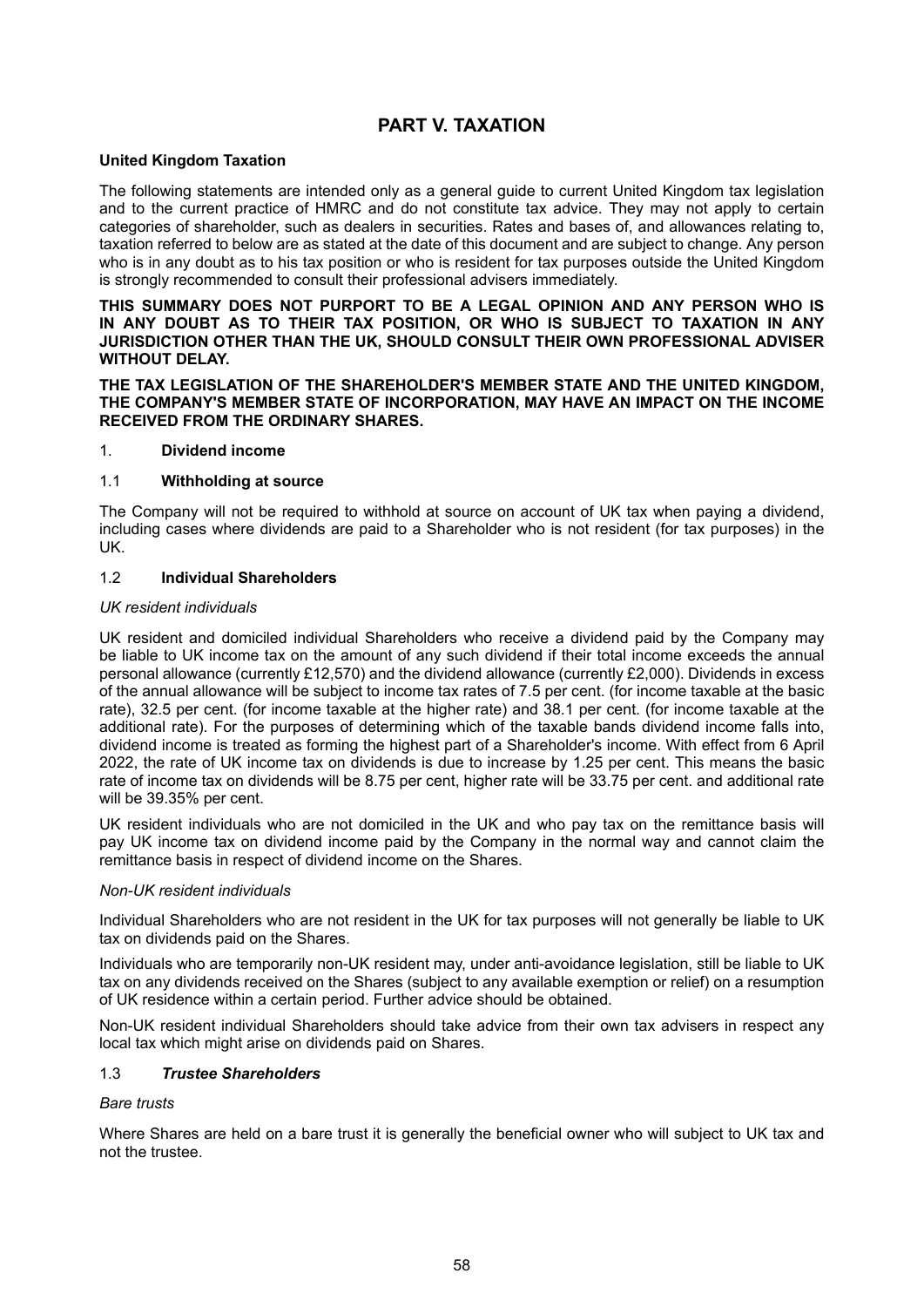# PART V. TAXATION

**United Kingdom Taxation**

The following statements are intended only as a general guide to current United Kingdom tax legislation and to the current practice of HMRC and do not constitute tax advice. They may not apply to certain categories of shareholder, such as dealers in securities. Rates and bases of, and allowances relating to, taxation referred to below are as stated at the date of this document and are subject to change. Any person who is in any doubt as to his tax position or who is resident for tax purposes outside the United Kingdom is strongly recommended to consult their professional advisers immediately.

**THIS SUMMARY DOES NOT PURPORT TO BE A LEGAL OPINION AND ANY PERSON WHO IS IN ANY DOUBT AS TO THEIR TAX POSITION, OR WHO IS SUBJECT TO TAXATION IN ANY JURISDICTION OTHER THAN THE UK, SHOULD CONSULT THEIR OWN PROFESSIONAL ADVISER WITHOUT DELAY.**

**THE TAX LEGISLATION OF THE SHAREHOLDER'S MEMBER STATE AND THE UNITED KINGDOM, THE COMPANY'S MEMBER STATE OF INCORPORATION, MAY HAVE AN IMPACT ON THE INCOME RECEIVED FROM THE ORDINARY SHARES.**

1. **Dividend income**

1.1 **Withholding at source**

The Company will not be required to withhold at source on account of UK tax when paying a dividend, including cases where dividends are paid to a Shareholder who is not resident (for tax purposes) in the UK.

1.2 **Individual Shareholders**

*UK resident individuals*

UK resident and domiciled individual Shareholders who receive a dividend paid by the Company may be liable to UK income tax on the amount of any such dividend if their total income exceeds the annual personal allowance (currently £12,570) and the dividend allowance (currently £2,000). Dividends in excess of the annual allowance will be subject to income tax rates of 7.5 per cent. (for income taxable at the basic rate), 32.5 per cent. (for income taxable at the higher rate) and 38.1 per cent. (for income taxable at the additional rate). For the purposes of determining which of the taxable bands dividend income falls into, dividend income is treated as forming the highest part of a Shareholder's income. With effect from 6 April 2022, the rate of UK income tax on dividends is due to increase by 1.25 per cent. This means the basic rate of income tax on dividends will be 8.75 per cent, higher rate will be 33.75 per cent. and additional rate will be 39.35% per cent.

UK resident individuals who are not domiciled in the UK and who pay tax on the remittance basis will pay UK income tax on dividend income paid by the Company in the normal way and cannot claim the remittance basis in respect of dividend income on the Shares.

*Non-UK resident individuals*

Individual Shareholders who are not resident in the UK for tax purposes will not generally be liable to UK tax on dividends paid on the Shares.

Individuals who are temporarily non-UK resident may, under anti-avoidance legislation, still be liable to UK tax on any dividends received on the Shares (subject to any available exemption or relief) on a resumption of UK residence within a certain period. Further advice should be obtained.

Non-UK resident individual Shareholders should take advice from their own tax advisers in respect any local tax which might arise on dividends paid on Shares.

1.3 ***Trustee Shareholders***

*Bare trusts*

Where Shares are held on a bare trust it is generally the beneficial owner who will subject to UK tax and not the trustee.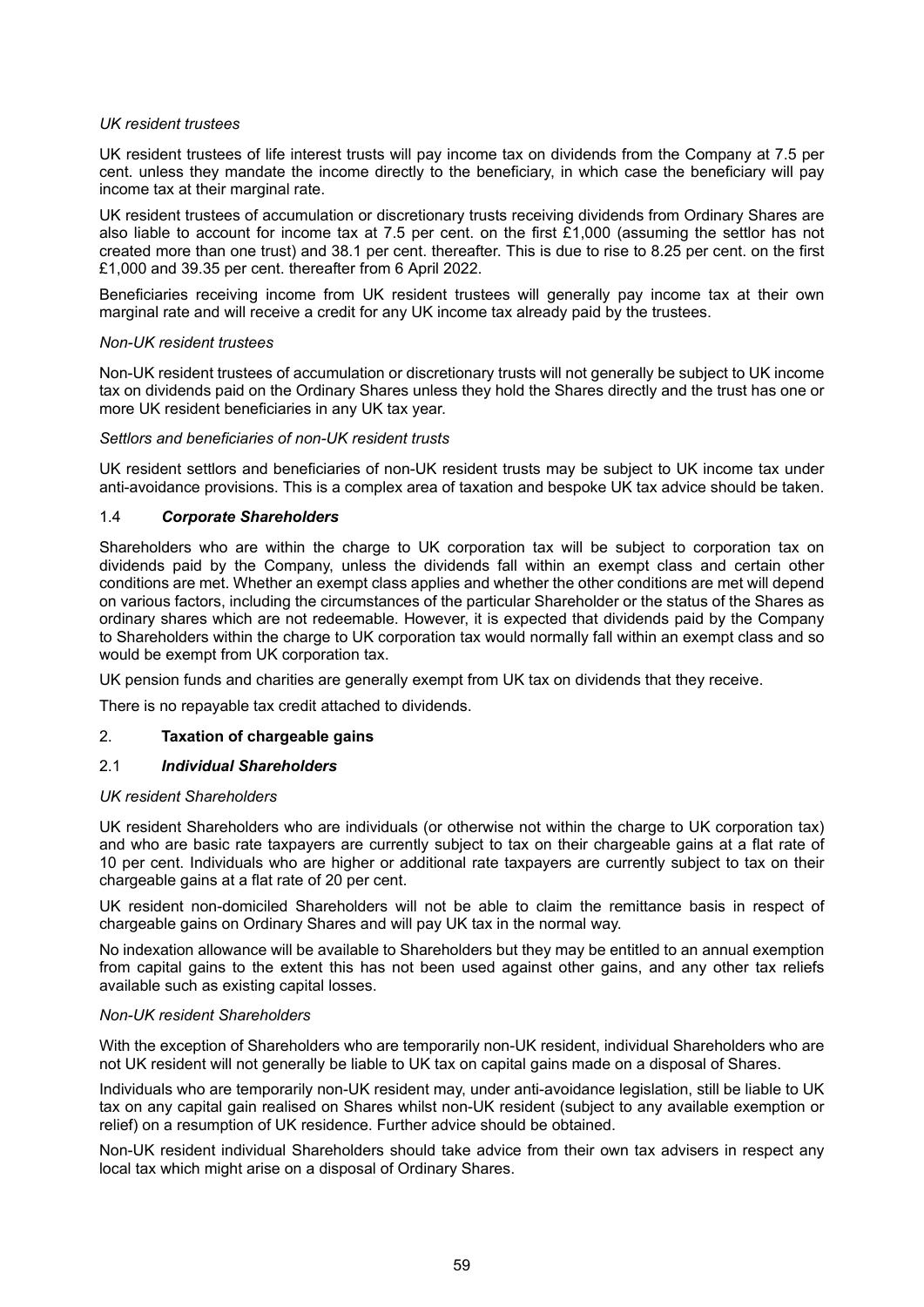*UK resident trustees*

UK resident trustees of life interest trusts will pay income tax on dividends from the Company at 7.5 per cent. unless they mandate the income directly to the beneficiary, in which case the beneficiary will pay income tax at their marginal rate.

UK resident trustees of accumulation or discretionary trusts receiving dividends from Ordinary Shares are also liable to account for income tax at 7.5 per cent. on the first £1,000 (assuming the settlor has not created more than one trust) and 38.1 per cent. thereafter. This is due to rise to 8.25 per cent. on the first £1,000 and 39.35 per cent. thereafter from 6 April 2022.

Beneficiaries receiving income from UK resident trustees will generally pay income tax at their own marginal rate and will receive a credit for any UK income tax already paid by the trustees.

*Non-UK resident trustees*

Non-UK resident trustees of accumulation or discretionary trusts will not generally be subject to UK income tax on dividends paid on the Ordinary Shares unless they hold the Shares directly and the trust has one or more UK resident beneficiaries in any UK tax year.

*Settlors and beneficiaries of non-UK resident trusts*

UK resident settlors and beneficiaries of non-UK resident trusts may be subject to UK income tax under anti-avoidance provisions. This is a complex area of taxation and bespoke UK tax advice should be taken.

### 1.4 ***Corporate Shareholders***

Shareholders who are within the charge to UK corporation tax will be subject to corporation tax on dividends paid by the Company, unless the dividends fall within an exempt class and certain other conditions are met. Whether an exempt class applies and whether the other conditions are met will depend on various factors, including the circumstances of the particular Shareholder or the status of the Shares as ordinary shares which are not redeemable. However, it is expected that dividends paid by the Company to Shareholders within the charge to UK corporation tax would normally fall within an exempt class and so would be exempt from UK corporation tax.

UK pension funds and charities are generally exempt from UK tax on dividends that they receive.

There is no repayable tax credit attached to dividends.

## 2. **Taxation of chargeable gains**

### 2.1 ***Individual Shareholders***

*UK resident Shareholders*

UK resident Shareholders who are individuals (or otherwise not within the charge to UK corporation tax) and who are basic rate taxpayers are currently subject to tax on their chargeable gains at a flat rate of 10 per cent. Individuals who are higher or additional rate taxpayers are currently subject to tax on their chargeable gains at a flat rate of 20 per cent.

UK resident non-domiciled Shareholders will not be able to claim the remittance basis in respect of chargeable gains on Ordinary Shares and will pay UK tax in the normal way.

No indexation allowance will be available to Shareholders but they may be entitled to an annual exemption from capital gains to the extent this has not been used against other gains, and any other tax reliefs available such as existing capital losses.

*Non-UK resident Shareholders*

With the exception of Shareholders who are temporarily non-UK resident, individual Shareholders who are not UK resident will not generally be liable to UK tax on capital gains made on a disposal of Shares.

Individuals who are temporarily non-UK resident may, under anti-avoidance legislation, still be liable to UK tax on any capital gain realised on Shares whilst non-UK resident (subject to any available exemption or relief) on a resumption of UK residence. Further advice should be obtained.

Non-UK resident individual Shareholders should take advice from their own tax advisers in respect any local tax which might arise on a disposal of Ordinary Shares.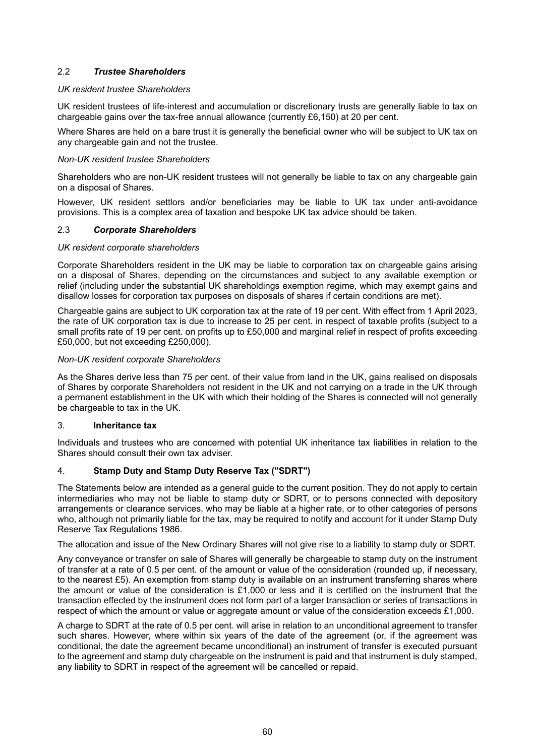### 2.2 *Trustee Shareholders*

*UK resident trustee Shareholders*

UK resident trustees of life-interest and accumulation or discretionary trusts are generally liable to tax on chargeable gains over the tax-free annual allowance (currently £6,150) at 20 per cent.

Where Shares are held on a bare trust it is generally the beneficial owner who will be subject to UK tax on any chargeable gain and not the trustee.

*Non-UK resident trustee Shareholders*

Shareholders who are non-UK resident trustees will not generally be liable to tax on any chargeable gain on a disposal of Shares.

However, UK resident settlors and/or beneficiaries may be liable to UK tax under anti-avoidance provisions. This is a complex area of taxation and bespoke UK tax advice should be taken.

### 2.3 *Corporate Shareholders*

*UK resident corporate shareholders*

Corporate Shareholders resident in the UK may be liable to corporation tax on chargeable gains arising on a disposal of Shares, depending on the circumstances and subject to any available exemption or relief (including under the substantial UK shareholdings exemption regime, which may exempt gains and disallow losses for corporation tax purposes on disposals of shares if certain conditions are met).

Chargeable gains are subject to UK corporation tax at the rate of 19 per cent. With effect from 1 April 2023, the rate of UK corporation tax is due to increase to 25 per cent. in respect of taxable profits (subject to a small profits rate of 19 per cent. on profits up to £50,000 and marginal relief in respect of profits exceeding £50,000, but not exceeding £250,000).

*Non-UK resident corporate Shareholders*

As the Shares derive less than 75 per cent. of their value from land in the UK, gains realised on disposals of Shares by corporate Shareholders not resident in the UK and not carrying on a trade in the UK through a permanent establishment in the UK with which their holding of the Shares is connected will not generally be chargeable to tax in the UK.

## 3. **Inheritance tax**

Individuals and trustees who are concerned with potential UK inheritance tax liabilities in relation to the Shares should consult their own tax adviser.

## 4. **Stamp Duty and Stamp Duty Reserve Tax ("SDRT")**

The Statements below are intended as a general guide to the current position. They do not apply to certain intermediaries who may not be liable to stamp duty or SDRT, or to persons connected with depository arrangements or clearance services, who may be liable at a higher rate, or to other categories of persons who, although not primarily liable for the tax, may be required to notify and account for it under Stamp Duty Reserve Tax Regulations 1986.

The allocation and issue of the New Ordinary Shares will not give rise to a liability to stamp duty or SDRT.

Any conveyance or transfer on sale of Shares will generally be chargeable to stamp duty on the instrument of transfer at a rate of 0.5 per cent. of the amount or value of the consideration (rounded up, if necessary, to the nearest £5). An exemption from stamp duty is available on an instrument transferring shares where the amount or value of the consideration is £1,000 or less and it is certified on the instrument that the transaction effected by the instrument does not form part of a larger transaction or series of transactions in respect of which the amount or value or aggregate amount or value of the consideration exceeds £1,000.

A charge to SDRT at the rate of 0.5 per cent. will arise in relation to an unconditional agreement to transfer such shares. However, where within six years of the date of the agreement (or, if the agreement was conditional, the date the agreement became unconditional) an instrument of transfer is executed pursuant to the agreement and stamp duty chargeable on the instrument is paid and that instrument is duly stamped, any liability to SDRT in respect of the agreement will be cancelled or repaid.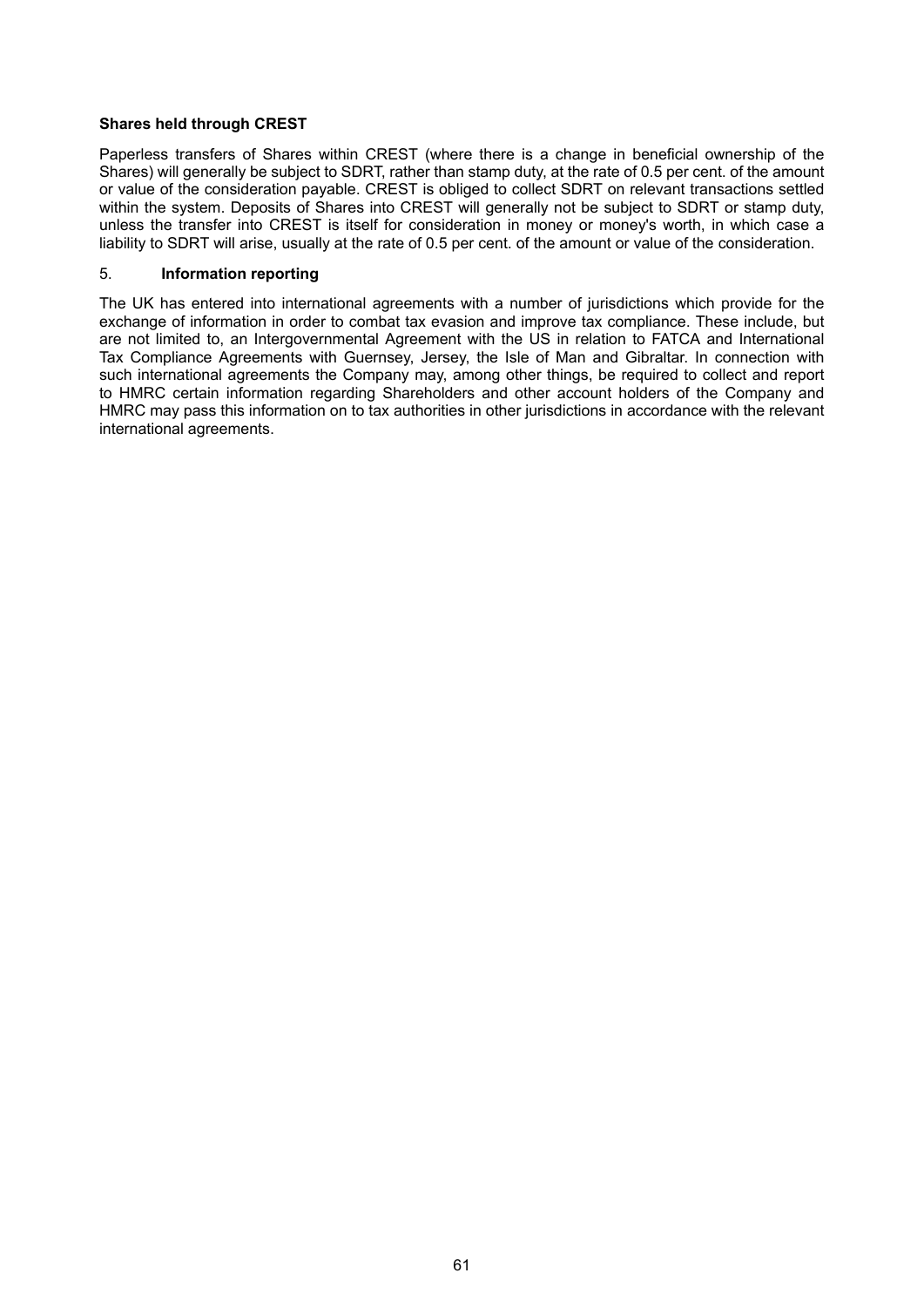**Shares held through CREST**

Paperless transfers of Shares within CREST (where there is a change in beneficial ownership of the Shares) will generally be subject to SDRT, rather than stamp duty, at the rate of 0.5 per cent. of the amount or value of the consideration payable. CREST is obliged to collect SDRT on relevant transactions settled within the system. Deposits of Shares into CREST will generally not be subject to SDRT or stamp duty, unless the transfer into CREST is itself for consideration in money or money's worth, in which case a liability to SDRT will arise, usually at the rate of 0.5 per cent. of the amount or value of the consideration.

5. **Information reporting**

The UK has entered into international agreements with a number of jurisdictions which provide for the exchange of information in order to combat tax evasion and improve tax compliance. These include, but are not limited to, an Intergovernmental Agreement with the US in relation to FATCA and International Tax Compliance Agreements with Guernsey, Jersey, the Isle of Man and Gibraltar. In connection with such international agreements the Company may, among other things, be required to collect and report to HMRC certain information regarding Shareholders and other account holders of the Company and HMRC may pass this information on to tax authorities in other jurisdictions in accordance with the relevant international agreements.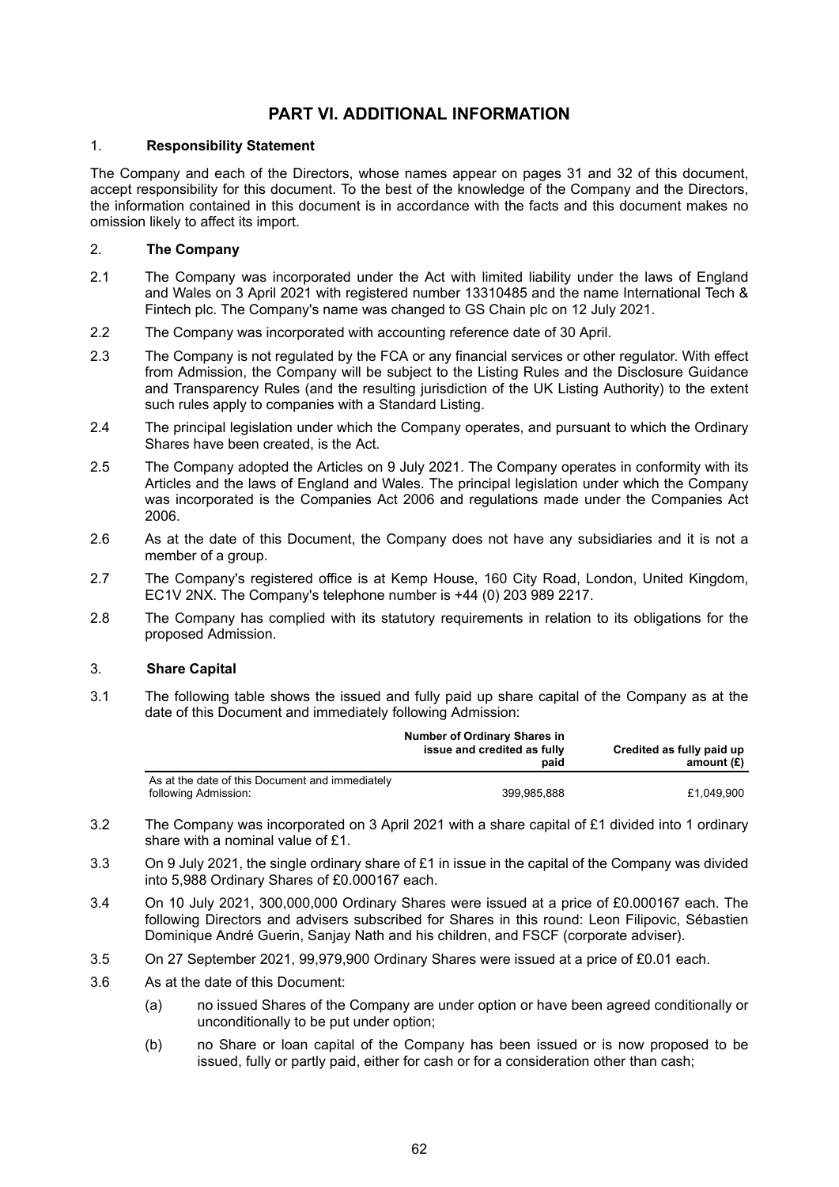# PART VI. ADDITIONAL INFORMATION

## 1. Responsibility Statement

The Company and each of the Directors, whose names appear on pages 31 and 32 of this document, accept responsibility for this document. To the best of the knowledge of the Company and the Directors, the information contained in this document is in accordance with the facts and this document makes no omission likely to affect its import.

## 2. The Company

2.1 The Company was incorporated under the Act with limited liability under the laws of England and Wales on 3 April 2021 with registered number 13310485 and the name International Tech & Fintech plc. The Company's name was changed to GS Chain plc on 12 July 2021.

2.2 The Company was incorporated with accounting reference date of 30 April.

2.3 The Company is not regulated by the FCA or any financial services or other regulator. With effect from Admission, the Company will be subject to the Listing Rules and the Disclosure Guidance and Transparency Rules (and the resulting jurisdiction of the UK Listing Authority) to the extent such rules apply to companies with a Standard Listing.

2.4 The principal legislation under which the Company operates, and pursuant to which the Ordinary Shares have been created, is the Act.

2.5 The Company adopted the Articles on 9 July 2021. The Company operates in conformity with its Articles and the laws of England and Wales. The principal legislation under which the Company was incorporated is the Companies Act 2006 and regulations made under the Companies Act 2006.

2.6 As at the date of this Document, the Company does not have any subsidiaries and it is not a member of a group.

2.7 The Company's registered office is at Kemp House, 160 City Road, London, United Kingdom, EC1V 2NX. The Company's telephone number is +44 (0) 203 989 2217.

2.8 The Company has complied with its statutory requirements in relation to its obligations for the proposed Admission.

## 3. Share Capital

3.1 The following table shows the issued and fully paid up share capital of the Company as at the date of this Document and immediately following Admission:

| | Number of Ordinary Shares in issue and credited as fully paid | Credited as fully paid up amount (£) |
|---|---|---|
| As at the date of this Document and immediately following Admission: | 399,985,888 | £1,049,900 |

3.2 The Company was incorporated on 3 April 2021 with a share capital of £1 divided into 1 ordinary share with a nominal value of £1.

3.3 On 9 July 2021, the single ordinary share of £1 in issue in the capital of the Company was divided into 5,988 Ordinary Shares of £0.000167 each.

3.4 On 10 July 2021, 300,000,000 Ordinary Shares were issued at a price of £0.000167 each. The following Directors and advisers subscribed for Shares in this round: Leon Filipovic, Sébastien Dominique André Guerin, Sanjay Nath and his children, and FSCF (corporate adviser).

3.5 On 27 September 2021, 99,979,900 Ordinary Shares were issued at a price of £0.01 each.

3.6 As at the date of this Document:

(a) no issued Shares of the Company are under option or have been agreed conditionally or unconditionally to be put under option;

(b) no Share or loan capital of the Company has been issued or is now proposed to be issued, fully or partly paid, either for cash or for a consideration other than cash;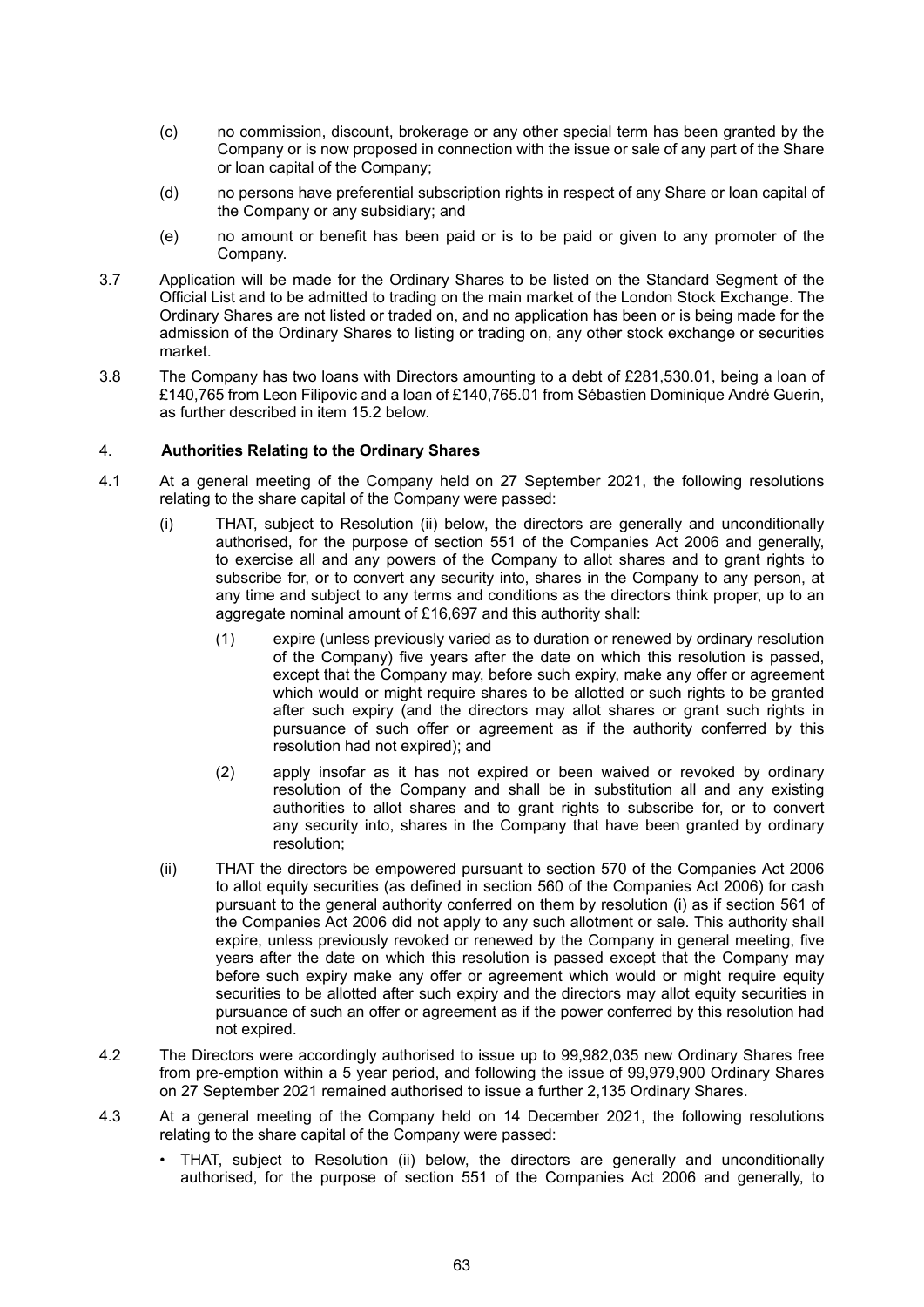(c) no commission, discount, brokerage or any other special term has been granted by the Company or is now proposed in connection with the issue or sale of any part of the Share or loan capital of the Company;

(d) no persons have preferential subscription rights in respect of any Share or loan capital of the Company or any subsidiary; and

(e) no amount or benefit has been paid or is to be paid or given to any promoter of the Company.

3.7 Application will be made for the Ordinary Shares to be listed on the Standard Segment of the Official List and to be admitted to trading on the main market of the London Stock Exchange. The Ordinary Shares are not listed or traded on, and no application has been or is being made for the admission of the Ordinary Shares to listing or trading on, any other stock exchange or securities market.

3.8 The Company has two loans with Directors amounting to a debt of £281,530.01, being a loan of £140,765 from Leon Filipovic and a loan of £140,765.01 from Sébastien Dominique André Guerin, as further described in item 15.2 below.

## 4. **Authorities Relating to the Ordinary Shares**

4.1 At a general meeting of the Company held on 27 September 2021, the following resolutions relating to the share capital of the Company were passed:

(i) THAT, subject to Resolution (ii) below, the directors are generally and unconditionally authorised, for the purpose of section 551 of the Companies Act 2006 and generally, to exercise all and any powers of the Company to allot shares and to grant rights to subscribe for, or to convert any security into, shares in the Company to any person, at any time and subject to any terms and conditions as the directors think proper, up to an aggregate nominal amount of £16,697 and this authority shall:

(1) expire (unless previously varied as to duration or renewed by ordinary resolution of the Company) five years after the date on which this resolution is passed, except that the Company may, before such expiry, make any offer or agreement which would or might require shares to be allotted or such rights to be granted after such expiry (and the directors may allot shares or grant such rights in pursuance of such offer or agreement as if the authority conferred by this resolution had not expired); and

(2) apply insofar as it has not expired or been waived or revoked by ordinary resolution of the Company and shall be in substitution all and any existing authorities to allot shares and to grant rights to subscribe for, or to convert any security into, shares in the Company that have been granted by ordinary resolution;

(ii) THAT the directors be empowered pursuant to section 570 of the Companies Act 2006 to allot equity securities (as defined in section 560 of the Companies Act 2006) for cash pursuant to the general authority conferred on them by resolution (i) as if section 561 of the Companies Act 2006 did not apply to any such allotment or sale. This authority shall expire, unless previously revoked or renewed by the Company in general meeting, five years after the date on which this resolution is passed except that the Company may before such expiry make any offer or agreement which would or might require equity securities to be allotted after such expiry and the directors may allot equity securities in pursuance of such an offer or agreement as if the power conferred by this resolution had not expired.

4.2 The Directors were accordingly authorised to issue up to 99,982,035 new Ordinary Shares free from pre-emption within a 5 year period, and following the issue of 99,979,900 Ordinary Shares on 27 September 2021 remained authorised to issue a further 2,135 Ordinary Shares.

4.3 At a general meeting of the Company held on 14 December 2021, the following resolutions relating to the share capital of the Company were passed:

- THAT, subject to Resolution (ii) below, the directors are generally and unconditionally authorised, for the purpose of section 551 of the Companies Act 2006 and generally, to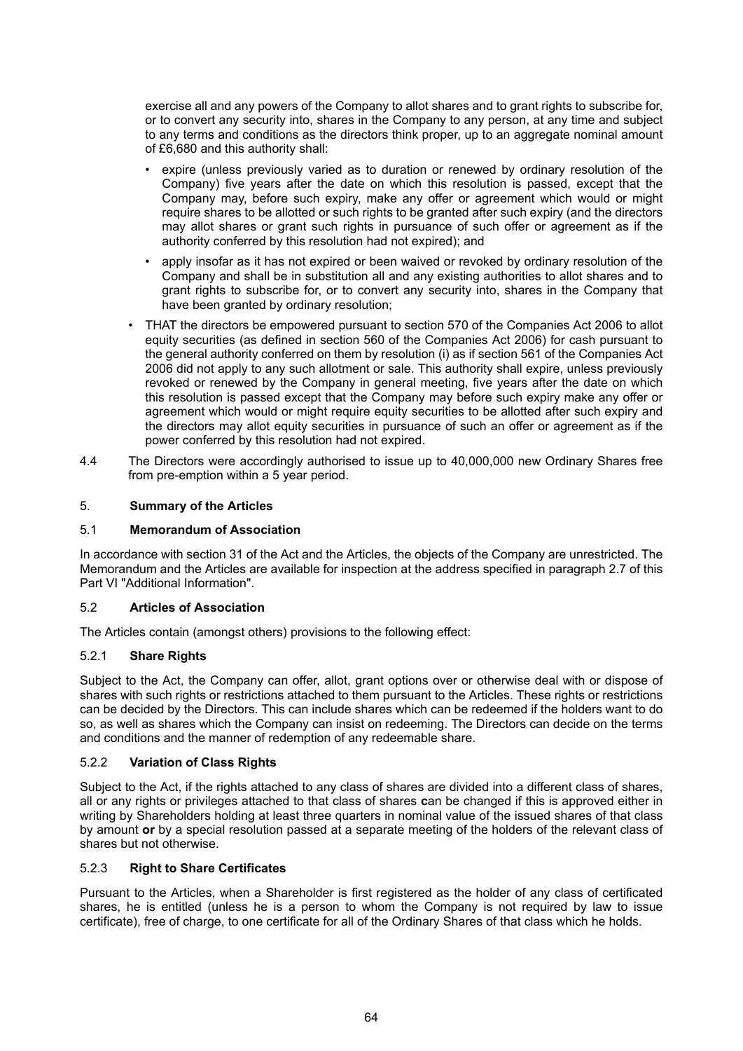exercise all and any powers of the Company to allot shares and to grant rights to subscribe for, or to convert any security into, shares in the Company to any person, at any time and subject to any terms and conditions as the directors think proper, up to an aggregate nominal amount of £6,680 and this authority shall:

- expire (unless previously varied as to duration or renewed by ordinary resolution of the Company) five years after the date on which this resolution is passed, except that the Company may, before such expiry, make any offer or agreement which would or might require shares to be allotted or such rights to be granted after such expiry (and the directors may allot shares or grant such rights in pursuance of such offer or agreement as if the authority conferred by this resolution had not expired); and
- apply insofar as it has not expired or been waived or revoked by ordinary resolution of the Company and shall be in substitution all and any existing authorities to allot shares and to grant rights to subscribe for, or to convert any security into, shares in the Company that have been granted by ordinary resolution;

- THAT the directors be empowered pursuant to section 570 of the Companies Act 2006 to allot equity securities (as defined in section 560 of the Companies Act 2006) for cash pursuant to the general authority conferred on them by resolution (i) as if section 561 of the Companies Act 2006 did not apply to any such allotment or sale. This authority shall expire, unless previously revoked or renewed by the Company in general meeting, five years after the date on which this resolution is passed except that the Company may before such expiry make any offer or agreement which would or might require equity securities to be allotted after such expiry and the directors may allot equity securities in pursuance of such an offer or agreement as if the power conferred by this resolution had not expired.

4.4 The Directors were accordingly authorised to issue up to 40,000,000 new Ordinary Shares free from pre-emption within a 5 year period.

## 5. Summary of the Articles

### 5.1 Memorandum of Association

In accordance with section 31 of the Act and the Articles, the objects of the Company are unrestricted. The Memorandum and the Articles are available for inspection at the address specified in paragraph 2.7 of this Part VI "Additional Information".

### 5.2 Articles of Association

The Articles contain (amongst others) provisions to the following effect:

#### 5.2.1 Share Rights

Subject to the Act, the Company can offer, allot, grant options over or otherwise deal with or dispose of shares with such rights or restrictions attached to them pursuant to the Articles. These rights or restrictions can be decided by the Directors. This can include shares which can be redeemed if the holders want to do so, as well as shares which the Company can insist on redeeming. The Directors can decide on the terms and conditions and the manner of redemption of any redeemable share.

#### 5.2.2 Variation of Class Rights

Subject to the Act, if the rights attached to any class of shares are divided into a different class of shares, all or any rights or privileges attached to that class of shares can be changed if this is approved either in writing by Shareholders holding at least three quarters in nominal value of the issued shares of that class by amount **or** by a special resolution passed at a separate meeting of the holders of the relevant class of shares but not otherwise.

#### 5.2.3 Right to Share Certificates

Pursuant to the Articles, when a Shareholder is first registered as the holder of any class of certificated shares, he is entitled (unless he is a person to whom the Company is not required by law to issue certificate), free of charge, to one certificate for all of the Ordinary Shares of that class which he holds.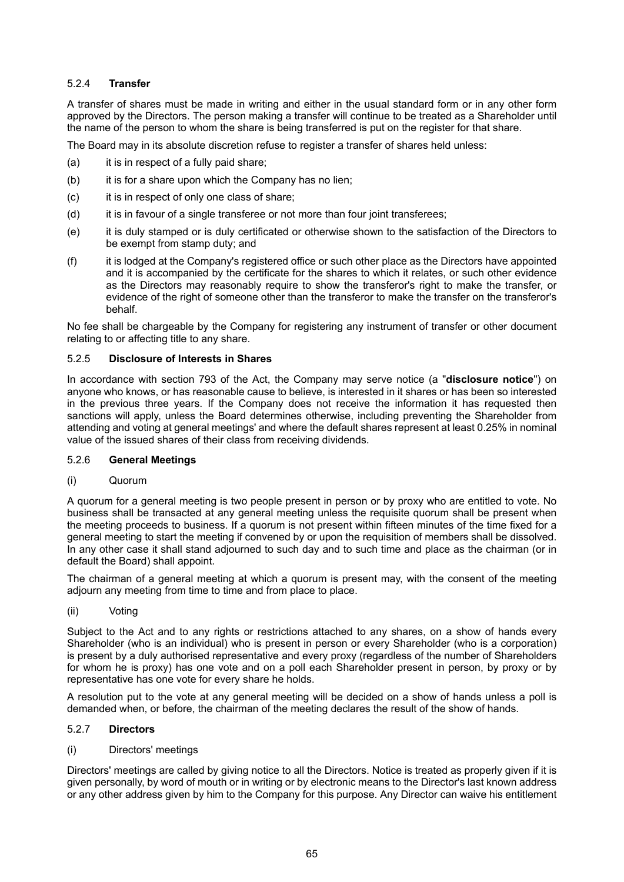#### 5.2.4 **Transfer**

A transfer of shares must be made in writing and either in the usual standard form or in any other form approved by the Directors. The person making a transfer will continue to be treated as a Shareholder until the name of the person to whom the share is being transferred is put on the register for that share.

The Board may in its absolute discretion refuse to register a transfer of shares held unless:

(a) it is in respect of a fully paid share;

(b) it is for a share upon which the Company has no lien;

(c) it is in respect of only one class of share;

(d) it is in favour of a single transferee or not more than four joint transferees;

(e) it is duly stamped or is duly certificated or otherwise shown to the satisfaction of the Directors to be exempt from stamp duty; and

(f) it is lodged at the Company's registered office or such other place as the Directors have appointed and it is accompanied by the certificate for the shares to which it relates, or such other evidence as the Directors may reasonably require to show the transferor's right to make the transfer, or evidence of the right of someone other than the transferor to make the transfer on the transferor's behalf.

No fee shall be chargeable by the Company for registering any instrument of transfer or other document relating to or affecting title to any share.

#### 5.2.5 **Disclosure of Interests in Shares**

In accordance with section 793 of the Act, the Company may serve notice (a "**disclosure notice**") on anyone who knows, or has reasonable cause to believe, is interested in it shares or has been so interested in the previous three years. If the Company does not receive the information it has requested then sanctions will apply, unless the Board determines otherwise, including preventing the Shareholder from attending and voting at general meetings' and where the default shares represent at least 0.25% in nominal value of the issued shares of their class from receiving dividends.

#### 5.2.6 **General Meetings**

(i) Quorum

A quorum for a general meeting is two people present in person or by proxy who are entitled to vote. No business shall be transacted at any general meeting unless the requisite quorum shall be present when the meeting proceeds to business. If a quorum is not present within fifteen minutes of the time fixed for a general meeting to start the meeting if convened by or upon the requisition of members shall be dissolved. In any other case it shall stand adjourned to such day and to such time and place as the chairman (or in default the Board) shall appoint.

The chairman of a general meeting at which a quorum is present may, with the consent of the meeting adjourn any meeting from time to time and from place to place.

(ii) Voting

Subject to the Act and to any rights or restrictions attached to any shares, on a show of hands every Shareholder (who is an individual) who is present in person or every Shareholder (who is a corporation) is present by a duly authorised representative and every proxy (regardless of the number of Shareholders for whom he is proxy) has one vote and on a poll each Shareholder present in person, by proxy or by representative has one vote for every share he holds.

A resolution put to the vote at any general meeting will be decided on a show of hands unless a poll is demanded when, or before, the chairman of the meeting declares the result of the show of hands.

#### 5.2.7 **Directors**

(i) Directors' meetings

Directors' meetings are called by giving notice to all the Directors. Notice is treated as properly given if it is given personally, by word of mouth or in writing or by electronic means to the Director's last known address or any other address given by him to the Company for this purpose. Any Director can waive his entitlement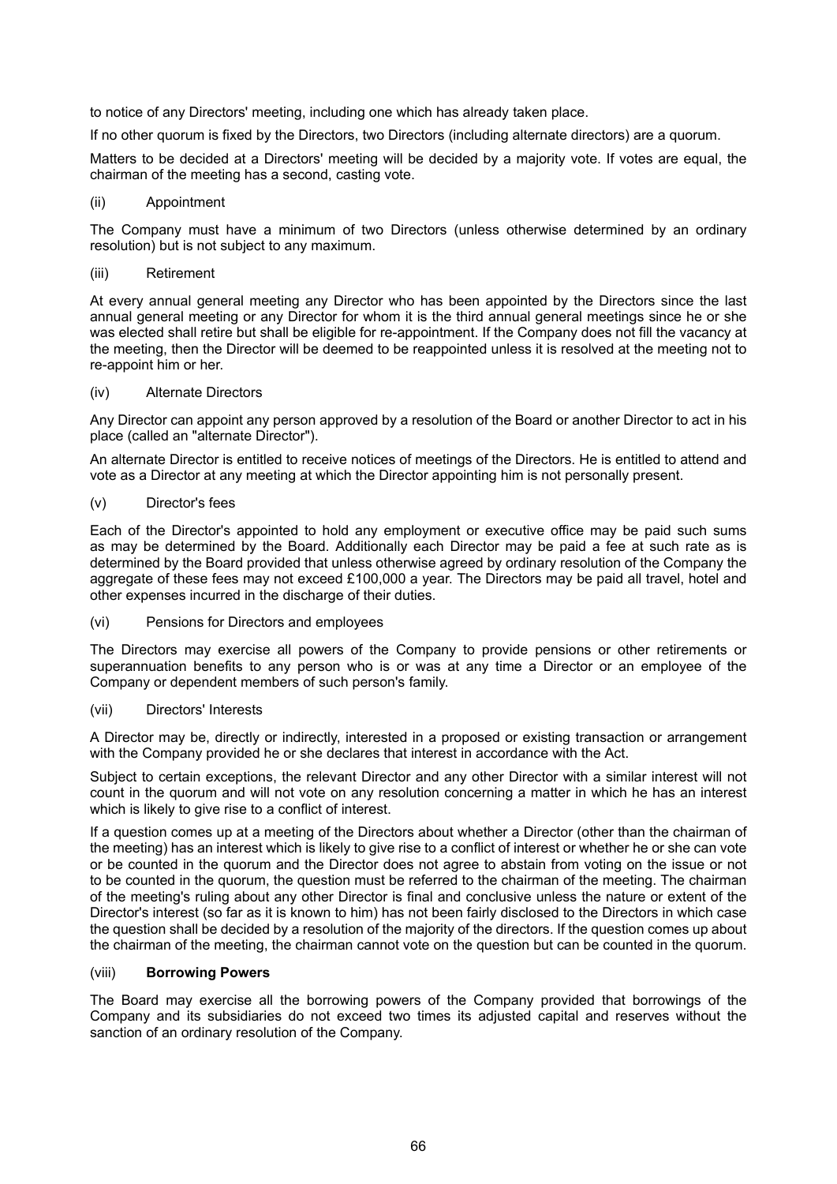to notice of any Directors' meeting, including one which has already taken place.

If no other quorum is fixed by the Directors, two Directors (including alternate directors) are a quorum.

Matters to be decided at a Directors' meeting will be decided by a majority vote. If votes are equal, the chairman of the meeting has a second, casting vote.

(ii) Appointment

The Company must have a minimum of two Directors (unless otherwise determined by an ordinary resolution) but is not subject to any maximum.

(iii) Retirement

At every annual general meeting any Director who has been appointed by the Directors since the last annual general meeting or any Director for whom it is the third annual general meetings since he or she was elected shall retire but shall be eligible for re-appointment. If the Company does not fill the vacancy at the meeting, then the Director will be deemed to be reappointed unless it is resolved at the meeting not to re-appoint him or her.

(iv) Alternate Directors

Any Director can appoint any person approved by a resolution of the Board or another Director to act in his place (called an "alternate Director").

An alternate Director is entitled to receive notices of meetings of the Directors. He is entitled to attend and vote as a Director at any meeting at which the Director appointing him is not personally present.

(v) Director's fees

Each of the Director's appointed to hold any employment or executive office may be paid such sums as may be determined by the Board. Additionally each Director may be paid a fee at such rate as is determined by the Board provided that unless otherwise agreed by ordinary resolution of the Company the aggregate of these fees may not exceed £100,000 a year. The Directors may be paid all travel, hotel and other expenses incurred in the discharge of their duties.

(vi) Pensions for Directors and employees

The Directors may exercise all powers of the Company to provide pensions or other retirements or superannuation benefits to any person who is or was at any time a Director or an employee of the Company or dependent members of such person's family.

(vii) Directors' Interests

A Director may be, directly or indirectly, interested in a proposed or existing transaction or arrangement with the Company provided he or she declares that interest in accordance with the Act.

Subject to certain exceptions, the relevant Director and any other Director with a similar interest will not count in the quorum and will not vote on any resolution concerning a matter in which he has an interest which is likely to give rise to a conflict of interest.

If a question comes up at a meeting of the Directors about whether a Director (other than the chairman of the meeting) has an interest which is likely to give rise to a conflict of interest or whether he or she can vote or be counted in the quorum and the Director does not agree to abstain from voting on the issue or not to be counted in the quorum, the question must be referred to the chairman of the meeting. The chairman of the meeting's ruling about any other Director is final and conclusive unless the nature or extent of the Director's interest (so far as it is known to him) has not been fairly disclosed to the Directors in which case the question shall be decided by a resolution of the majority of the directors. If the question comes up about the chairman of the meeting, the chairman cannot vote on the question but can be counted in the quorum.

(viii) **Borrowing Powers**

The Board may exercise all the borrowing powers of the Company provided that borrowings of the Company and its subsidiaries do not exceed two times its adjusted capital and reserves without the sanction of an ordinary resolution of the Company.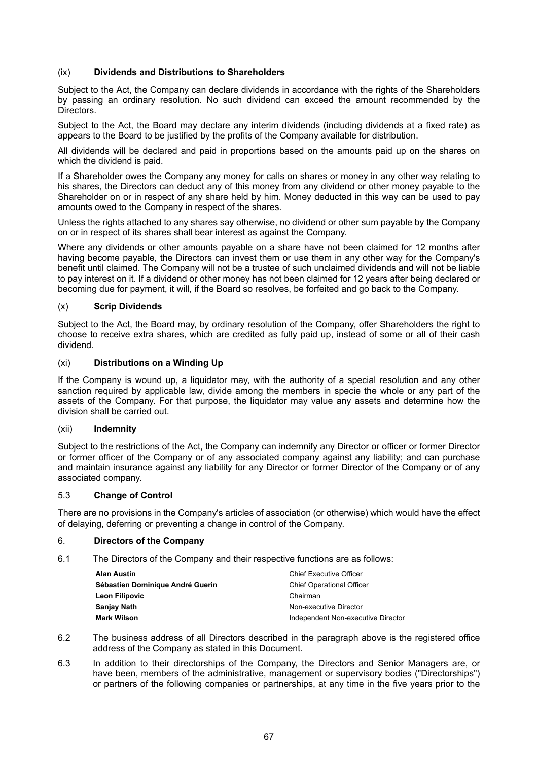(ix) **Dividends and Distributions to Shareholders**

Subject to the Act, the Company can declare dividends in accordance with the rights of the Shareholders by passing an ordinary resolution. No such dividend can exceed the amount recommended by the Directors.

Subject to the Act, the Board may declare any interim dividends (including dividends at a fixed rate) as appears to the Board to be justified by the profits of the Company available for distribution.

All dividends will be declared and paid in proportions based on the amounts paid up on the shares on which the dividend is paid.

If a Shareholder owes the Company any money for calls on shares or money in any other way relating to his shares, the Directors can deduct any of this money from any dividend or other money payable to the Shareholder on or in respect of any share held by him. Money deducted in this way can be used to pay amounts owed to the Company in respect of the shares.

Unless the rights attached to any shares say otherwise, no dividend or other sum payable by the Company on or in respect of its shares shall bear interest as against the Company.

Where any dividends or other amounts payable on a share have not been claimed for 12 months after having become payable, the Directors can invest them or use them in any other way for the Company's benefit until claimed. The Company will not be a trustee of such unclaimed dividends and will not be liable to pay interest on it. If a dividend or other money has not been claimed for 12 years after being declared or becoming due for payment, it will, if the Board so resolves, be forfeited and go back to the Company.

(x) **Scrip Dividends**

Subject to the Act, the Board may, by ordinary resolution of the Company, offer Shareholders the right to choose to receive extra shares, which are credited as fully paid up, instead of some or all of their cash dividend.

(xi) **Distributions on a Winding Up**

If the Company is wound up, a liquidator may, with the authority of a special resolution and any other sanction required by applicable law, divide among the members in specie the whole or any part of the assets of the Company. For that purpose, the liquidator may value any assets and determine how the division shall be carried out.

(xii) **Indemnity**

Subject to the restrictions of the Act, the Company can indemnify any Director or officer or former Director or former officer of the Company or of any associated company against any liability; and can purchase and maintain insurance against any liability for any Director or former Director of the Company or of any associated company.

5.3 **Change of Control**

There are no provisions in the Company's articles of association (or otherwise) which would have the effect of delaying, deferring or preventing a change in control of the Company.

6. **Directors of the Company**

6.1 The Directors of the Company and their respective functions are as follows:

| | |
|---|---|
| **Alan Austin** | Chief Executive Officer |
| **Sébastien Dominique André Guerin** | Chief Operational Officer |
| **Leon Filipovic** | Chairman |
| **Sanjay Nath** | Non-executive Director |
| **Mark Wilson** | Independent Non-executive Director |

6.2 The business address of all Directors described in the paragraph above is the registered office address of the Company as stated in this Document.

6.3 In addition to their directorships of the Company, the Directors and Senior Managers are, or have been, members of the administrative, management or supervisory bodies ("Directorships") or partners of the following companies or partnerships, at any time in the five years prior to the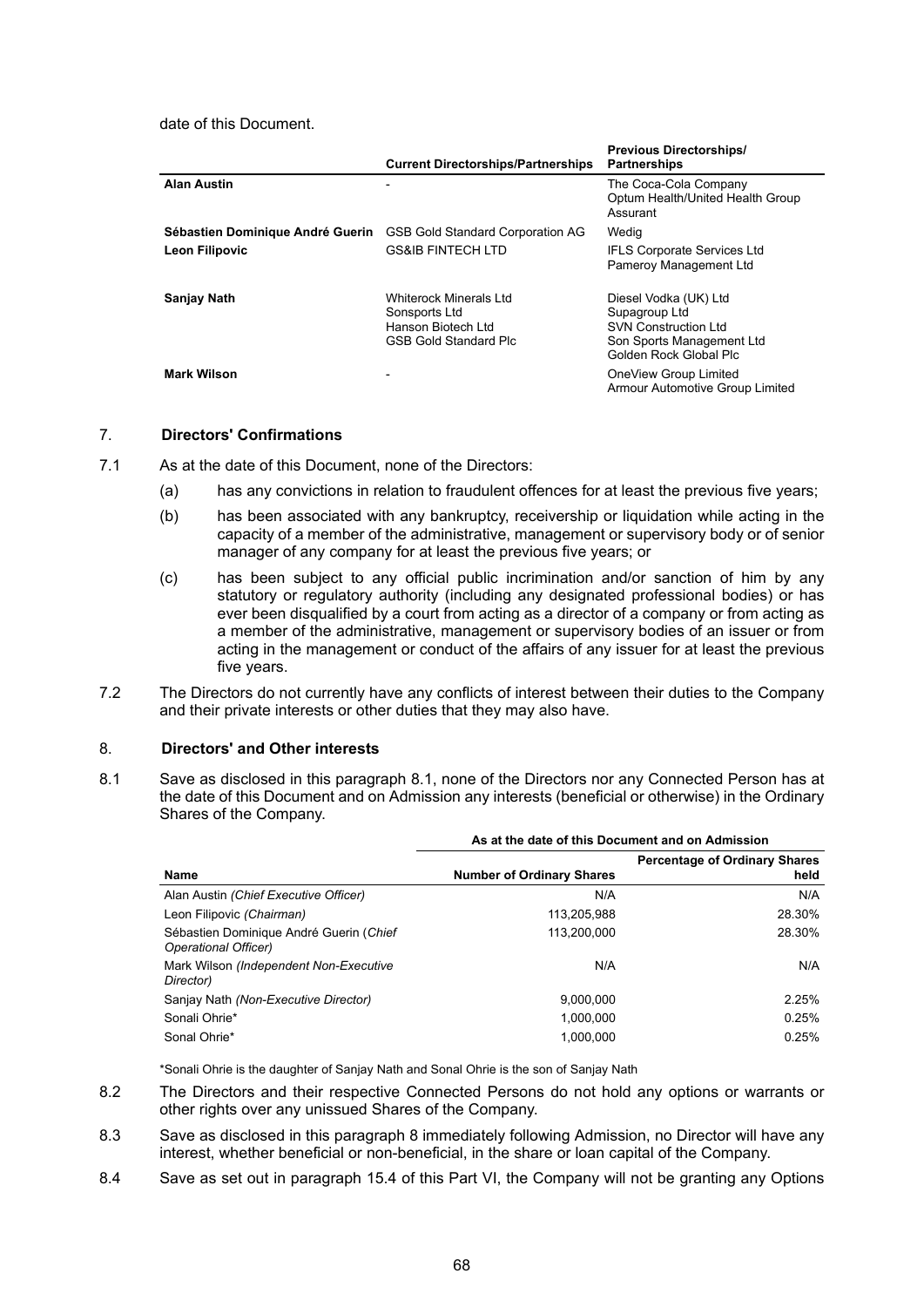date of this Document.

| | Current Directorships/Partnerships | Previous Directorships/ Partnerships |
|---|---|---|
| **Alan Austin** | - | The Coca-Cola Company<br>Optum Health/United Health Group<br>Assurant |
| **Sébastien Dominique André Guerin** | GSB Gold Standard Corporation AG | Wedig |
| **Leon Filipovic** | GS&IB FINTECH LTD | IFLS Corporate Services Ltd<br>Pameroy Management Ltd |
| **Sanjay Nath** | Whiterock Minerals Ltd<br>Sonsports Ltd<br>Hanson Biotech Ltd<br>GSB Gold Standard Plc | Diesel Vodka (UK) Ltd<br>Supagroup Ltd<br>SVN Construction Ltd<br>Son Sports Management Ltd<br>Golden Rock Global Plc |
| **Mark Wilson** | - | OneView Group Limited<br>Armour Automotive Group Limited |

## 7. Directors' Confirmations

7.1 As at the date of this Document, none of the Directors:

(a) has any convictions in relation to fraudulent offences for at least the previous five years;

(b) has been associated with any bankruptcy, receivership or liquidation while acting in the capacity of a member of the administrative, management or supervisory body or of senior manager of any company for at least the previous five years; or

(c) has been subject to any official public incrimination and/or sanction of him by any statutory or regulatory authority (including any designated professional bodies) or has ever been disqualified by a court from acting as a director of a company or from acting as a member of the administrative, management or supervisory bodies of an issuer or from acting in the management or conduct of the affairs of any issuer for at least the previous five years.

7.2 The Directors do not currently have any conflicts of interest between their duties to the Company and their private interests or other duties that they may also have.

## 8. Directors' and Other interests

8.1 Save as disclosed in this paragraph 8.1, none of the Directors nor any Connected Person has at the date of this Document and on Admission any interests (beneficial or otherwise) in the Ordinary Shares of the Company.

| | As at the date of this Document and on Admission | |
|---|---|---|
| **Name** | **Number of Ordinary Shares** | **Percentage of Ordinary Shares held** |
| Alan Austin *(Chief Executive Officer)* | N/A | N/A |
| Leon Filipovic *(Chairman)* | 113,205,988 | 28.30% |
| Sébastien Dominique André Guerin *(Chief Operational Officer)* | 113,200,000 | 28.30% |
| Mark Wilson *(Independent Non-Executive Director)* | N/A | N/A |
| Sanjay Nath *(Non-Executive Director)* | 9,000,000 | 2.25% |
| Sonali Ohrie* | 1,000,000 | 0.25% |
| Sonal Ohrie* | 1,000,000 | 0.25% |

*Sonali Ohrie is the daughter of Sanjay Nath and Sonal Ohrie is the son of Sanjay Nath

8.2 The Directors and their respective Connected Persons do not hold any options or warrants or other rights over any unissued Shares of the Company.

8.3 Save as disclosed in this paragraph 8 immediately following Admission, no Director will have any interest, whether beneficial or non-beneficial, in the share or loan capital of the Company.

8.4 Save as set out in paragraph 15.4 of this Part VI, the Company will not be granting any Options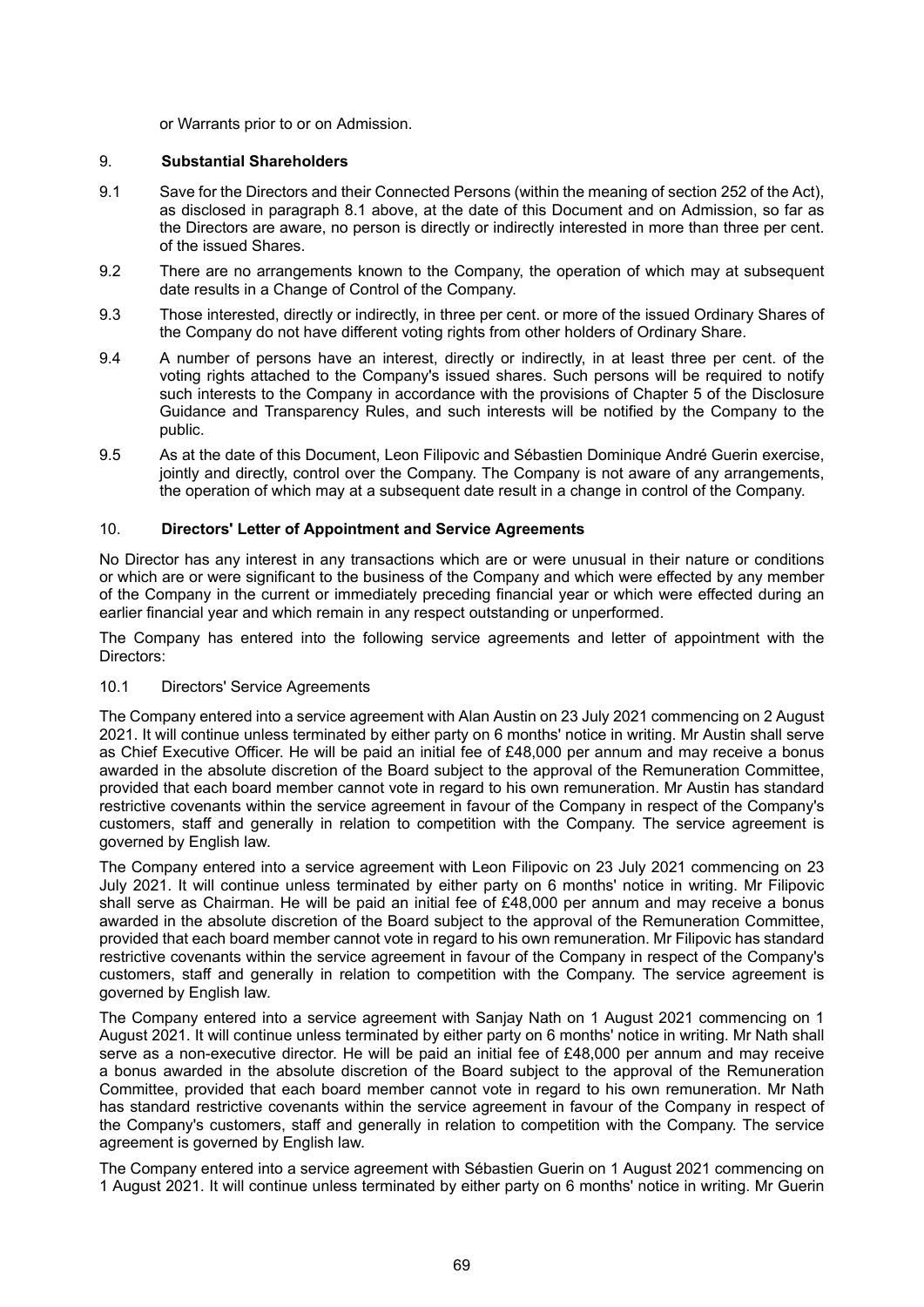or Warrants prior to or on Admission.

## 9. Substantial Shareholders

9.1 Save for the Directors and their Connected Persons (within the meaning of section 252 of the Act), as disclosed in paragraph 8.1 above, at the date of this Document and on Admission, so far as the Directors are aware, no person is directly or indirectly interested in more than three per cent. of the issued Shares.

9.2 There are no arrangements known to the Company, the operation of which may at subsequent date results in a Change of Control of the Company.

9.3 Those interested, directly or indirectly, in three per cent. or more of the issued Ordinary Shares of the Company do not have different voting rights from other holders of Ordinary Share.

9.4 A number of persons have an interest, directly or indirectly, in at least three per cent. of the voting rights attached to the Company's issued shares. Such persons will be required to notify such interests to the Company in accordance with the provisions of Chapter 5 of the Disclosure Guidance and Transparency Rules, and such interests will be notified by the Company to the public.

9.5 As at the date of this Document, Leon Filipovic and Sébastien Dominique André Guerin exercise, jointly and directly, control over the Company. The Company is not aware of any arrangements, the operation of which may at a subsequent date result in a change in control of the Company.

## 10. Directors' Letter of Appointment and Service Agreements

No Director has any interest in any transactions which are or were unusual in their nature or conditions or which are or were significant to the business of the Company and which were effected by any member of the Company in the current or immediately preceding financial year or which were effected during an earlier financial year and which remain in any respect outstanding or unperformed.

The Company has entered into the following service agreements and letter of appointment with the Directors:

10.1 Directors' Service Agreements

The Company entered into a service agreement with Alan Austin on 23 July 2021 commencing on 2 August 2021. It will continue unless terminated by either party on 6 months' notice in writing. Mr Austin shall serve as Chief Executive Officer. He will be paid an initial fee of £48,000 per annum and may receive a bonus awarded in the absolute discretion of the Board subject to the approval of the Remuneration Committee, provided that each board member cannot vote in regard to his own remuneration. Mr Austin has standard restrictive covenants within the service agreement in favour of the Company in respect of the Company's customers, staff and generally in relation to competition with the Company. The service agreement is governed by English law.

The Company entered into a service agreement with Leon Filipovic on 23 July 2021 commencing on 23 July 2021. It will continue unless terminated by either party on 6 months' notice in writing. Mr Filipovic shall serve as Chairman. He will be paid an initial fee of £48,000 per annum and may receive a bonus awarded in the absolute discretion of the Board subject to the approval of the Remuneration Committee, provided that each board member cannot vote in regard to his own remuneration. Mr Filipovic has standard restrictive covenants within the service agreement in favour of the Company in respect of the Company's customers, staff and generally in relation to competition with the Company. The service agreement is governed by English law.

The Company entered into a service agreement with Sanjay Nath on 1 August 2021 commencing on 1 August 2021. It will continue unless terminated by either party on 6 months' notice in writing. Mr Nath shall serve as a non-executive director. He will be paid an initial fee of £48,000 per annum and may receive a bonus awarded in the absolute discretion of the Board subject to the approval of the Remuneration Committee, provided that each board member cannot vote in regard to his own remuneration. Mr Nath has standard restrictive covenants within the service agreement in favour of the Company in respect of the Company's customers, staff and generally in relation to competition with the Company. The service agreement is governed by English law.

The Company entered into a service agreement with Sébastien Guerin on 1 August 2021 commencing on 1 August 2021. It will continue unless terminated by either party on 6 months' notice in writing. Mr Guerin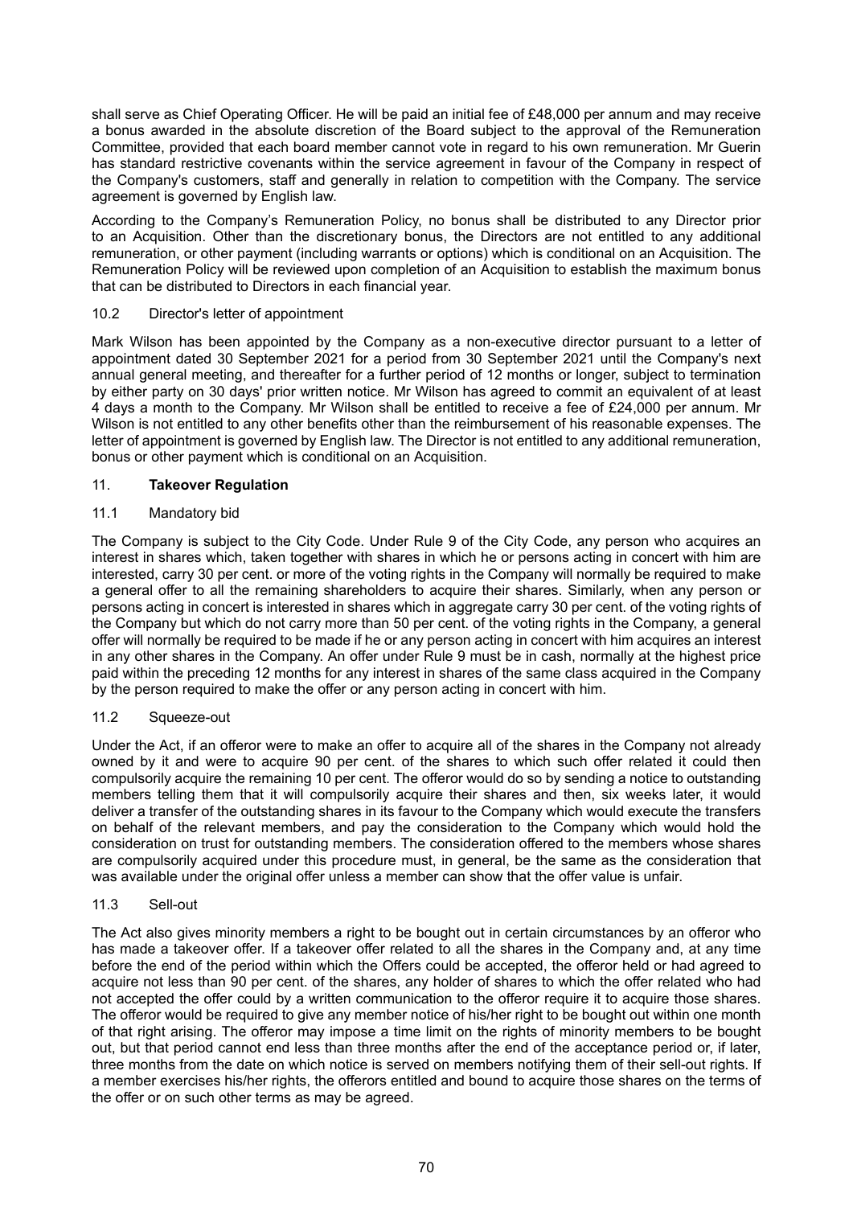shall serve as Chief Operating Officer. He will be paid an initial fee of £48,000 per annum and may receive a bonus awarded in the absolute discretion of the Board subject to the approval of the Remuneration Committee, provided that each board member cannot vote in regard to his own remuneration. Mr Guerin has standard restrictive covenants within the service agreement in favour of the Company in respect of the Company's customers, staff and generally in relation to competition with the Company. The service agreement is governed by English law.

According to the Company's Remuneration Policy, no bonus shall be distributed to any Director prior to an Acquisition. Other than the discretionary bonus, the Directors are not entitled to any additional remuneration, or other payment (including warrants or options) which is conditional on an Acquisition. The Remuneration Policy will be reviewed upon completion of an Acquisition to establish the maximum bonus that can be distributed to Directors in each financial year.

10.2 Director's letter of appointment

Mark Wilson has been appointed by the Company as a non-executive director pursuant to a letter of appointment dated 30 September 2021 for a period from 30 September 2021 until the Company's next annual general meeting, and thereafter for a further period of 12 months or longer, subject to termination by either party on 30 days' prior written notice. Mr Wilson has agreed to commit an equivalent of at least 4 days a month to the Company. Mr Wilson shall be entitled to receive a fee of £24,000 per annum. Mr Wilson is not entitled to any other benefits other than the reimbursement of his reasonable expenses. The letter of appointment is governed by English law. The Director is not entitled to any additional remuneration, bonus or other payment which is conditional on an Acquisition.

## 11. **Takeover Regulation**

11.1 Mandatory bid

The Company is subject to the City Code. Under Rule 9 of the City Code, any person who acquires an interest in shares which, taken together with shares in which he or persons acting in concert with him are interested, carry 30 per cent. or more of the voting rights in the Company will normally be required to make a general offer to all the remaining shareholders to acquire their shares. Similarly, when any person or persons acting in concert is interested in shares which in aggregate carry 30 per cent. of the voting rights of the Company but which do not carry more than 50 per cent. of the voting rights in the Company, a general offer will normally be required to be made if he or any person acting in concert with him acquires an interest in any other shares in the Company. An offer under Rule 9 must be in cash, normally at the highest price paid within the preceding 12 months for any interest in shares of the same class acquired in the Company by the person required to make the offer or any person acting in concert with him.

11.2 Squeeze-out

Under the Act, if an offeror were to make an offer to acquire all of the shares in the Company not already owned by it and were to acquire 90 per cent. of the shares to which such offer related it could then compulsorily acquire the remaining 10 per cent. The offeror would do so by sending a notice to outstanding members telling them that it will compulsorily acquire their shares and then, six weeks later, it would deliver a transfer of the outstanding shares in its favour to the Company which would execute the transfers on behalf of the relevant members, and pay the consideration to the Company which would hold the consideration on trust for outstanding members. The consideration offered to the members whose shares are compulsorily acquired under this procedure must, in general, be the same as the consideration that was available under the original offer unless a member can show that the offer value is unfair.

11.3 Sell-out

The Act also gives minority members a right to be bought out in certain circumstances by an offeror who has made a takeover offer. If a takeover offer related to all the shares in the Company and, at any time before the end of the period within which the Offers could be accepted, the offeror held or had agreed to acquire not less than 90 per cent. of the shares, any holder of shares to which the offer related who had not accepted the offer could by a written communication to the offeror require it to acquire those shares. The offeror would be required to give any member notice of his/her right to be bought out within one month of that right arising. The offeror may impose a time limit on the rights of minority members to be bought out, but that period cannot end less than three months after the end of the acceptance period or, if later, three months from the date on which notice is served on members notifying them of their sell-out rights. If a member exercises his/her rights, the offerors entitled and bound to acquire those shares on the terms of the offer or on such other terms as may be agreed.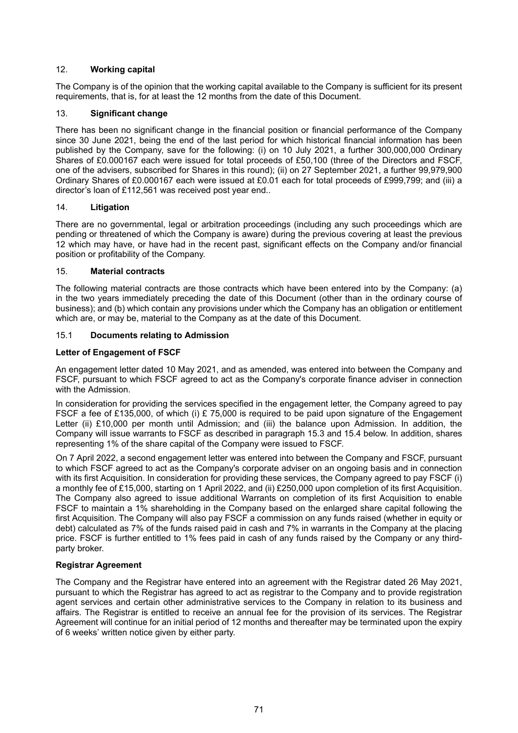## 12. **Working capital**

The Company is of the opinion that the working capital available to the Company is sufficient for its present requirements, that is, for at least the 12 months from the date of this Document.

## 13. **Significant change**

There has been no significant change in the financial position or financial performance of the Company since 30 June 2021, being the end of the last period for which historical financial information has been published by the Company, save for the following: (i) on 10 July 2021, a further 300,000,000 Ordinary Shares of £0.000167 each were issued for total proceeds of £50,100 (three of the Directors and FSCF, one of the advisers, subscribed for Shares in this round); (ii) on 27 September 2021, a further 99,979,900 Ordinary Shares of £0.000167 each were issued at £0.01 each for total proceeds of £999,799; and (iii) a director's loan of £112,561 was received post year end..

## 14. **Litigation**

There are no governmental, legal or arbitration proceedings (including any such proceedings which are pending or threatened of which the Company is aware) during the previous covering at least the previous 12 which may have, or have had in the recent past, significant effects on the Company and/or financial position or profitability of the Company.

## 15. **Material contracts**

The following material contracts are those contracts which have been entered into by the Company: (a) in the two years immediately preceding the date of this Document (other than in the ordinary course of business); and (b) which contain any provisions under which the Company has an obligation or entitlement which are, or may be, material to the Company as at the date of this Document.

### 15.1 **Documents relating to Admission**

**Letter of Engagement of FSCF**

An engagement letter dated 10 May 2021, and as amended, was entered into between the Company and FSCF, pursuant to which FSCF agreed to act as the Company's corporate finance adviser in connection with the Admission.

In consideration for providing the services specified in the engagement letter, the Company agreed to pay FSCF a fee of £135,000, of which (i) £ 75,000 is required to be paid upon signature of the Engagement Letter (ii) £10,000 per month until Admission; and (iii) the balance upon Admission. In addition, the Company will issue warrants to FSCF as described in paragraph 15.3 and 15.4 below. In addition, shares representing 1% of the share capital of the Company were issued to FSCF.

On 7 April 2022, a second engagement letter was entered into between the Company and FSCF, pursuant to which FSCF agreed to act as the Company's corporate adviser on an ongoing basis and in connection with its first Acquisition. In consideration for providing these services, the Company agreed to pay FSCF (i) a monthly fee of £15,000, starting on 1 April 2022, and (ii) £250,000 upon completion of its first Acquisition. The Company also agreed to issue additional Warrants on completion of its first Acquisition to enable FSCF to maintain a 1% shareholding in the Company based on the enlarged share capital following the first Acquisition. The Company will also pay FSCF a commission on any funds raised (whether in equity or debt) calculated as 7% of the funds raised paid in cash and 7% in warrants in the Company at the placing price. FSCF is further entitled to 1% fees paid in cash of any funds raised by the Company or any third-party broker.

**Registrar Agreement**

The Company and the Registrar have entered into an agreement with the Registrar dated 26 May 2021, pursuant to which the Registrar has agreed to act as registrar to the Company and to provide registration agent services and certain other administrative services to the Company in relation to its business and affairs. The Registrar is entitled to receive an annual fee for the provision of its services. The Registrar Agreement will continue for an initial period of 12 months and thereafter may be terminated upon the expiry of 6 weeks' written notice given by either party.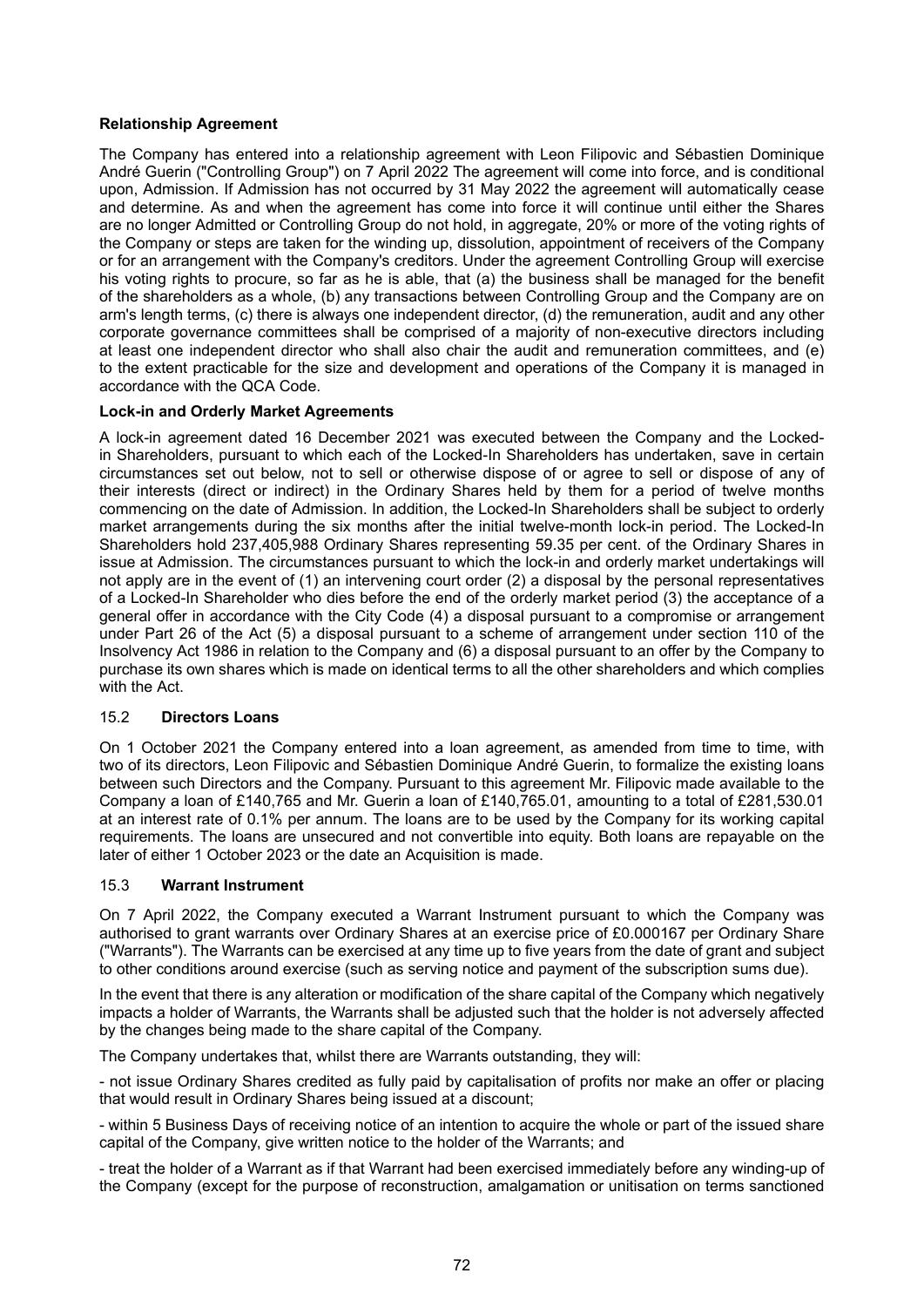**Relationship Agreement**

The Company has entered into a relationship agreement with Leon Filipovic and Sébastien Dominique André Guerin ("Controlling Group") on 7 April 2022 The agreement will come into force, and is conditional upon, Admission. If Admission has not occurred by 31 May 2022 the agreement will automatically cease and determine. As and when the agreement has come into force it will continue until either the Shares are no longer Admitted or Controlling Group do not hold, in aggregate, 20% or more of the voting rights of the Company or steps are taken for the winding up, dissolution, appointment of receivers of the Company or for an arrangement with the Company's creditors. Under the agreement Controlling Group will exercise his voting rights to procure, so far as he is able, that (a) the business shall be managed for the benefit of the shareholders as a whole, (b) any transactions between Controlling Group and the Company are on arm's length terms, (c) there is always one independent director, (d) the remuneration, audit and any other corporate governance committees shall be comprised of a majority of non-executive directors including at least one independent director who shall also chair the audit and remuneration committees, and (e) to the extent practicable for the size and development and operations of the Company it is managed in accordance with the QCA Code.

**Lock-in and Orderly Market Agreements**

A lock-in agreement dated 16 December 2021 was executed between the Company and the Locked-in Shareholders, pursuant to which each of the Locked-In Shareholders has undertaken, save in certain circumstances set out below, not to sell or otherwise dispose of or agree to sell or dispose of any of their interests (direct or indirect) in the Ordinary Shares held by them for a period of twelve months commencing on the date of Admission. In addition, the Locked-In Shareholders shall be subject to orderly market arrangements during the six months after the initial twelve-month lock-in period. The Locked-In Shareholders hold 237,405,988 Ordinary Shares representing 59.35 per cent. of the Ordinary Shares in issue at Admission. The circumstances pursuant to which the lock-in and orderly market undertakings will not apply are in the event of (1) an intervening court order (2) a disposal by the personal representatives of a Locked-In Shareholder who dies before the end of the orderly market period (3) the acceptance of a general offer in accordance with the City Code (4) a disposal pursuant to a compromise or arrangement under Part 26 of the Act (5) a disposal pursuant to a scheme of arrangement under section 110 of the Insolvency Act 1986 in relation to the Company and (6) a disposal pursuant to an offer by the Company to purchase its own shares which is made on identical terms to all the other shareholders and which complies with the Act.

15.2 **Directors Loans**

On 1 October 2021 the Company entered into a loan agreement, as amended from time to time, with two of its directors, Leon Filipovic and Sébastien Dominique André Guerin, to formalize the existing loans between such Directors and the Company. Pursuant to this agreement Mr. Filipovic made available to the Company a loan of £140,765 and Mr. Guerin a loan of £140,765.01, amounting to a total of £281,530.01 at an interest rate of 0.1% per annum. The loans are to be used by the Company for its working capital requirements. The loans are unsecured and not convertible into equity. Both loans are repayable on the later of either 1 October 2023 or the date an Acquisition is made.

15.3 **Warrant Instrument**

On 7 April 2022, the Company executed a Warrant Instrument pursuant to which the Company was authorised to grant warrants over Ordinary Shares at an exercise price of £0.000167 per Ordinary Share ("Warrants"). The Warrants can be exercised at any time up to five years from the date of grant and subject to other conditions around exercise (such as serving notice and payment of the subscription sums due).

In the event that there is any alteration or modification of the share capital of the Company which negatively impacts a holder of Warrants, the Warrants shall be adjusted such that the holder is not adversely affected by the changes being made to the share capital of the Company.

The Company undertakes that, whilst there are Warrants outstanding, they will:

- not issue Ordinary Shares credited as fully paid by capitalisation of profits nor make an offer or placing that would result in Ordinary Shares being issued at a discount;

- within 5 Business Days of receiving notice of an intention to acquire the whole or part of the issued share capital of the Company, give written notice to the holder of the Warrants; and

- treat the holder of a Warrant as if that Warrant had been exercised immediately before any winding-up of the Company (except for the purpose of reconstruction, amalgamation or unitisation on terms sanctioned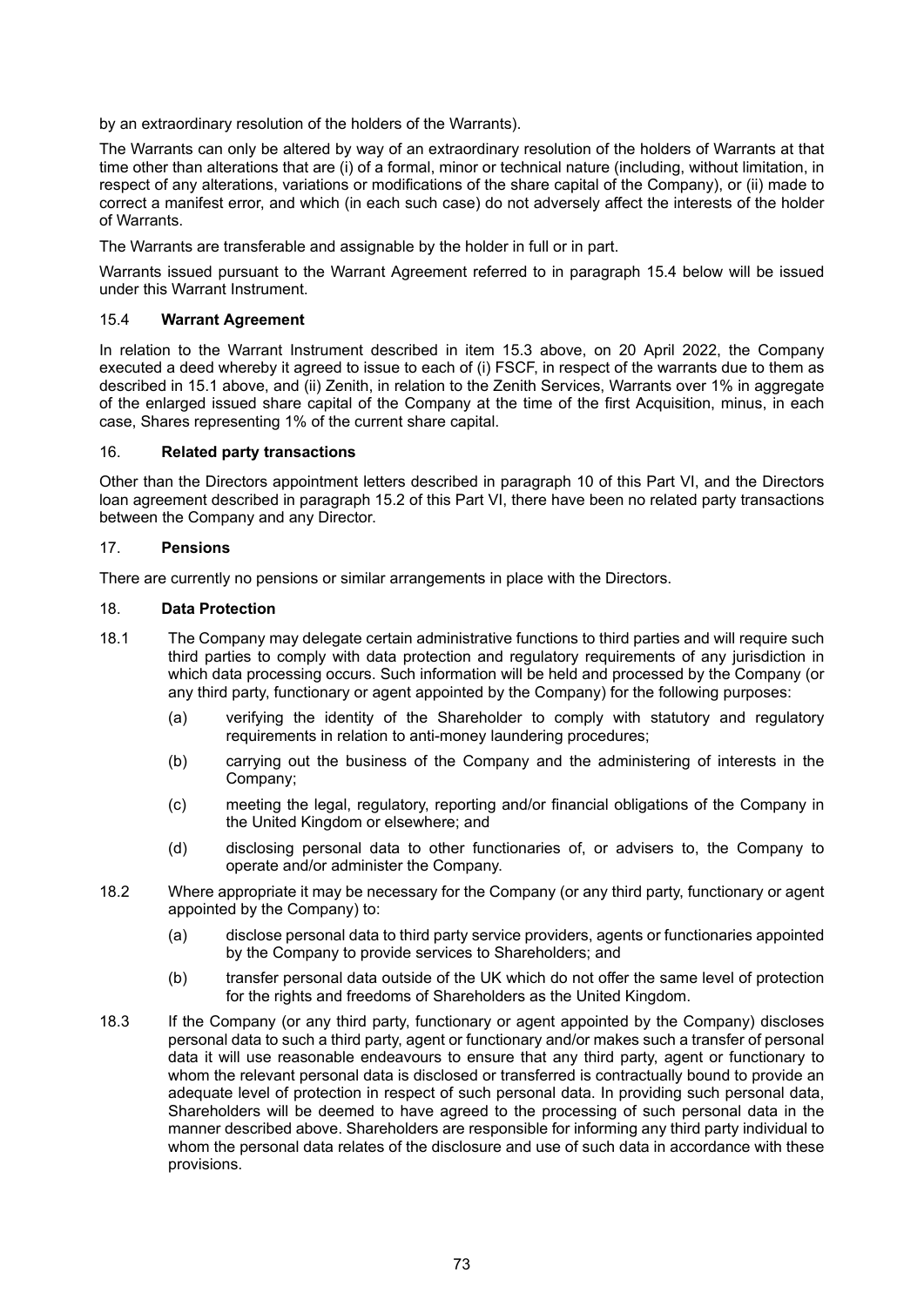by an extraordinary resolution of the holders of the Warrants).

The Warrants can only be altered by way of an extraordinary resolution of the holders of Warrants at that time other than alterations that are (i) of a formal, minor or technical nature (including, without limitation, in respect of any alterations, variations or modifications of the share capital of the Company), or (ii) made to correct a manifest error, and which (in each such case) do not adversely affect the interests of the holder of Warrants.

The Warrants are transferable and assignable by the holder in full or in part.

Warrants issued pursuant to the Warrant Agreement referred to in paragraph 15.4 below will be issued under this Warrant Instrument.

### 15.4 **Warrant Agreement**

In relation to the Warrant Instrument described in item 15.3 above, on 20 April 2022, the Company executed a deed whereby it agreed to issue to each of (i) FSCF, in respect of the warrants due to them as described in 15.1 above, and (ii) Zenith, in relation to the Zenith Services, Warrants over 1% in aggregate of the enlarged issued share capital of the Company at the time of the first Acquisition, minus, in each case, Shares representing 1% of the current share capital.

## 16. **Related party transactions**

Other than the Directors appointment letters described in paragraph 10 of this Part VI, and the Directors loan agreement described in paragraph 15.2 of this Part VI, there have been no related party transactions between the Company and any Director.

## 17. **Pensions**

There are currently no pensions or similar arrangements in place with the Directors.

## 18. **Data Protection**

18.1 The Company may delegate certain administrative functions to third parties and will require such third parties to comply with data protection and regulatory requirements of any jurisdiction in which data processing occurs. Such information will be held and processed by the Company (or any third party, functionary or agent appointed by the Company) for the following purposes:

- (a) verifying the identity of the Shareholder to comply with statutory and regulatory requirements in relation to anti-money laundering procedures;
- (b) carrying out the business of the Company and the administering of interests in the Company;
- (c) meeting the legal, regulatory, reporting and/or financial obligations of the Company in the United Kingdom or elsewhere; and
- (d) disclosing personal data to other functionaries of, or advisers to, the Company to operate and/or administer the Company.

18.2 Where appropriate it may be necessary for the Company (or any third party, functionary or agent appointed by the Company) to:

- (a) disclose personal data to third party service providers, agents or functionaries appointed by the Company to provide services to Shareholders; and
- (b) transfer personal data outside of the UK which do not offer the same level of protection for the rights and freedoms of Shareholders as the United Kingdom.

18.3 If the Company (or any third party, functionary or agent appointed by the Company) discloses personal data to such a third party, agent or functionary and/or makes such a transfer of personal data it will use reasonable endeavours to ensure that any third party, agent or functionary to whom the relevant personal data is disclosed or transferred is contractually bound to provide an adequate level of protection in respect of such personal data. In providing such personal data, Shareholders will be deemed to have agreed to the processing of such personal data in the manner described above. Shareholders are responsible for informing any third party individual to whom the personal data relates of the disclosure and use of such data in accordance with these provisions.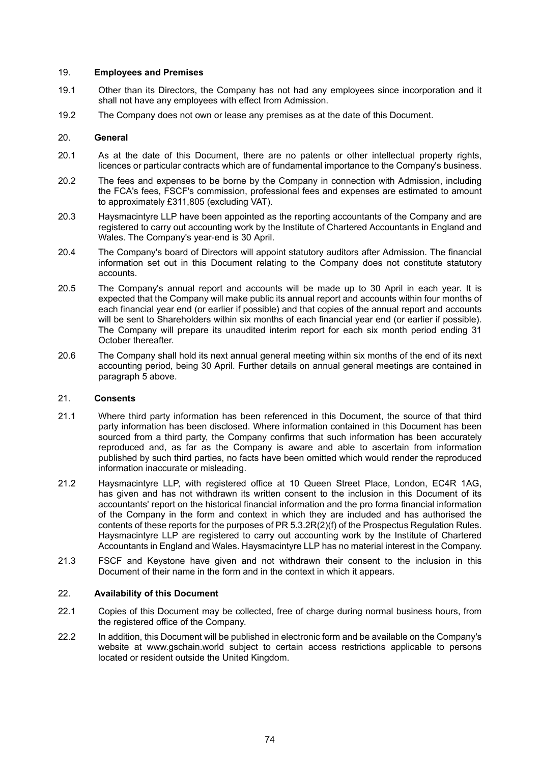## 19. Employees and Premises

19.1 Other than its Directors, the Company has not had any employees since incorporation and it shall not have any employees with effect from Admission.

19.2 The Company does not own or lease any premises as at the date of this Document.

## 20. General

20.1 As at the date of this Document, there are no patents or other intellectual property rights, licences or particular contracts which are of fundamental importance to the Company's business.

20.2 The fees and expenses to be borne by the Company in connection with Admission, including the FCA's fees, FSCF's commission, professional fees and expenses are estimated to amount to approximately £311,805 (excluding VAT).

20.3 Haysmacintyre LLP have been appointed as the reporting accountants of the Company and are registered to carry out accounting work by the Institute of Chartered Accountants in England and Wales. The Company's year-end is 30 April.

20.4 The Company's board of Directors will appoint statutory auditors after Admission. The financial information set out in this Document relating to the Company does not constitute statutory accounts.

20.5 The Company's annual report and accounts will be made up to 30 April in each year. It is expected that the Company will make public its annual report and accounts within four months of each financial year end (or earlier if possible) and that copies of the annual report and accounts will be sent to Shareholders within six months of each financial year end (or earlier if possible). The Company will prepare its unaudited interim report for each six month period ending 31 October thereafter.

20.6 The Company shall hold its next annual general meeting within six months of the end of its next accounting period, being 30 April. Further details on annual general meetings are contained in paragraph 5 above.

## 21. Consents

21.1 Where third party information has been referenced in this Document, the source of that third party information has been disclosed. Where information contained in this Document has been sourced from a third party, the Company confirms that such information has been accurately reproduced and, as far as the Company is aware and able to ascertain from information published by such third parties, no facts have been omitted which would render the reproduced information inaccurate or misleading.

21.2 Haysmacintyre LLP, with registered office at 10 Queen Street Place, London, EC4R 1AG, has given and has not withdrawn its written consent to the inclusion in this Document of its accountants' report on the historical financial information and the pro forma financial information of the Company in the form and context in which they are included and has authorised the contents of these reports for the purposes of PR 5.3.2R(2)(f) of the Prospectus Regulation Rules. Haysmacintyre LLP are registered to carry out accounting work by the Institute of Chartered Accountants in England and Wales. Haysmacintyre LLP has no material interest in the Company.

21.3 FSCF and Keystone have given and not withdrawn their consent to the inclusion in this Document of their name in the form and in the context in which it appears.

## 22. Availability of this Document

22.1 Copies of this Document may be collected, free of charge during normal business hours, from the registered office of the Company.

22.2 In addition, this Document will be published in electronic form and be available on the Company's website at www.gschain.world subject to certain access restrictions applicable to persons located or resident outside the United Kingdom.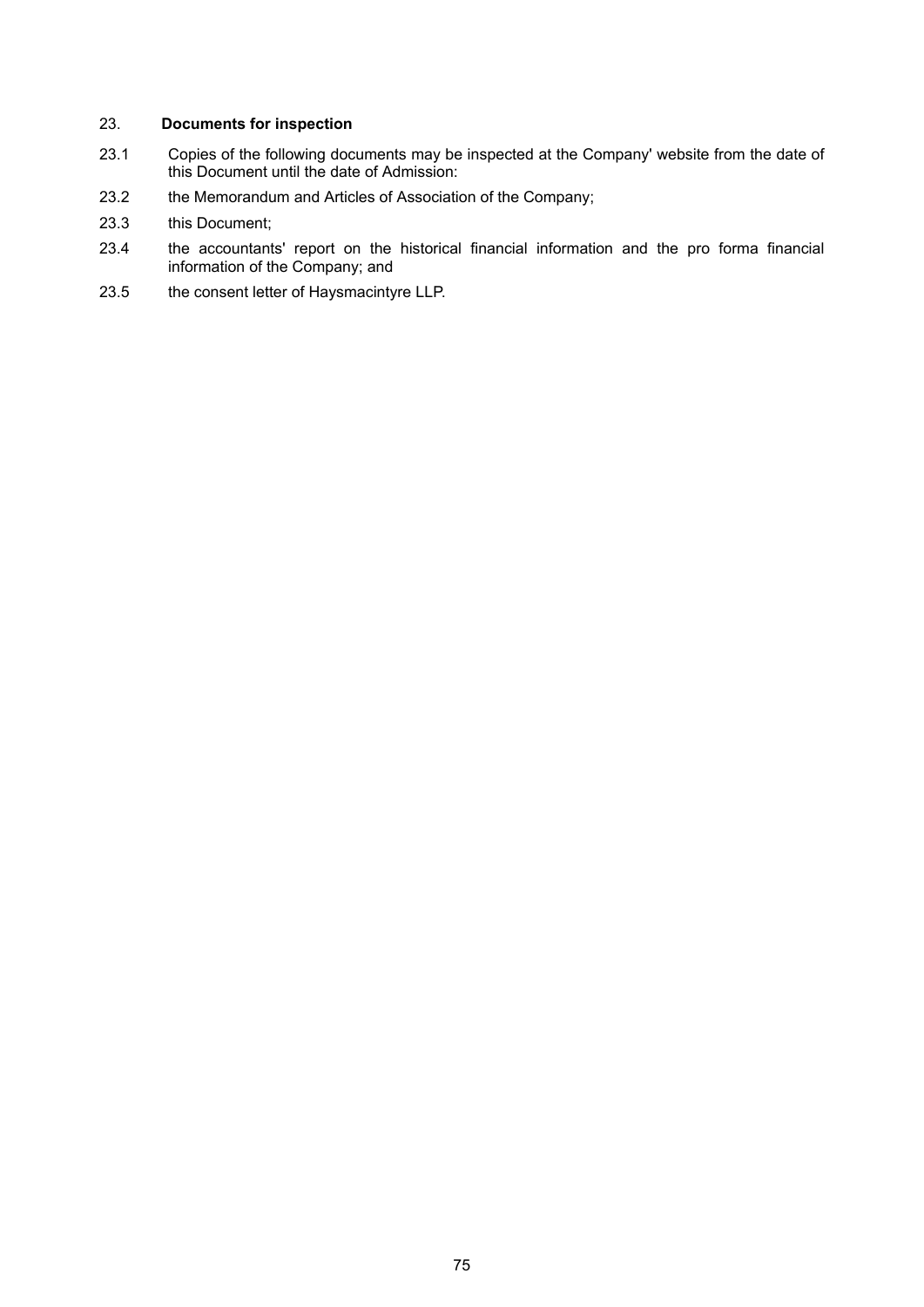## 23. Documents for inspection

23.1 Copies of the following documents may be inspected at the Company' website from the date of this Document until the date of Admission:

23.2 the Memorandum and Articles of Association of the Company;

23.3 this Document;

23.4 the accountants' report on the historical financial information and the pro forma financial information of the Company; and

23.5 the consent letter of Haysmacintyre LLP.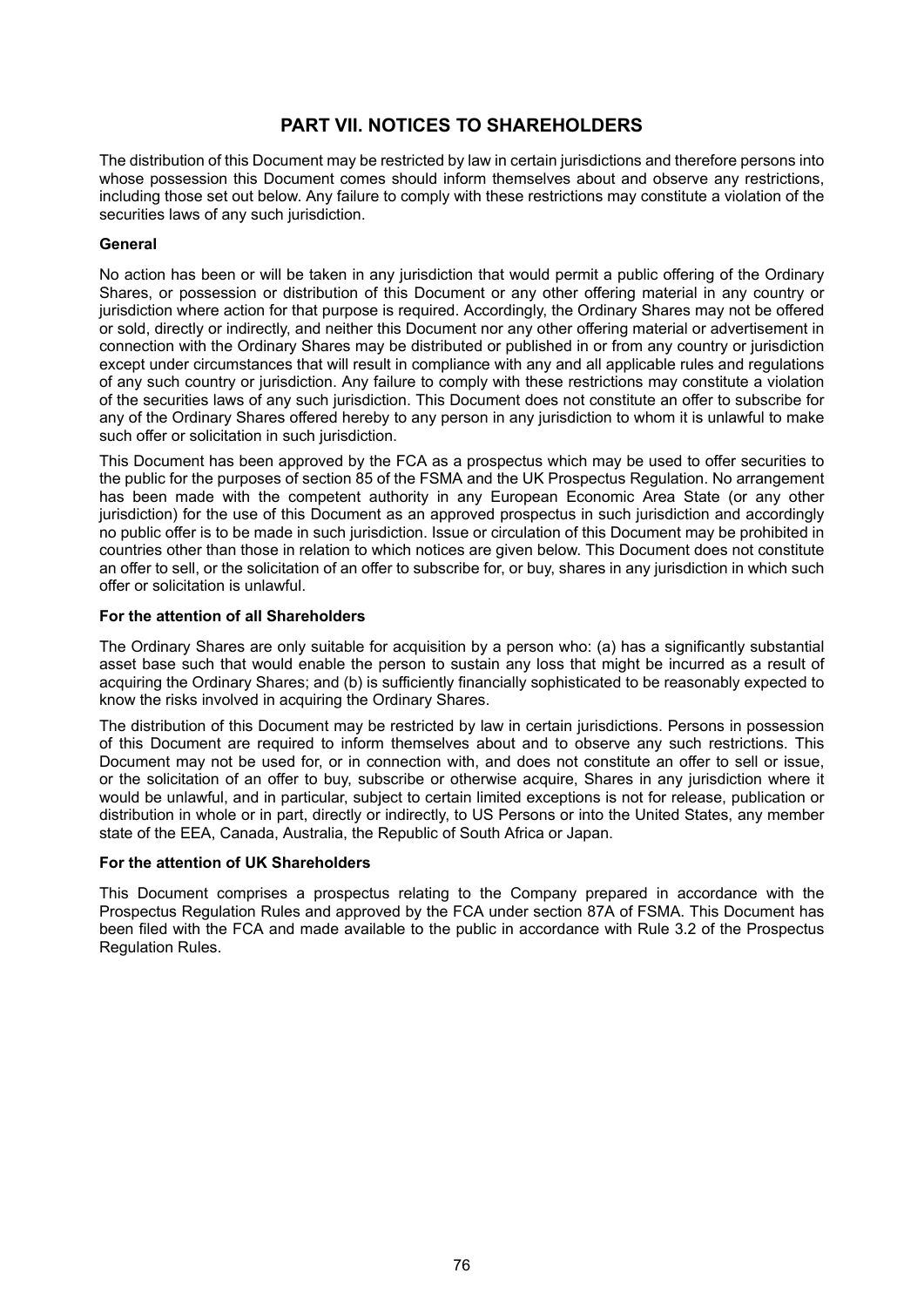# PART VII. NOTICES TO SHAREHOLDERS

The distribution of this Document may be restricted by law in certain jurisdictions and therefore persons into whose possession this Document comes should inform themselves about and observe any restrictions, including those set out below. Any failure to comply with these restrictions may constitute a violation of the securities laws of any such jurisdiction.

**General**

No action has been or will be taken in any jurisdiction that would permit a public offering of the Ordinary Shares, or possession or distribution of this Document or any other offering material in any country or jurisdiction where action for that purpose is required. Accordingly, the Ordinary Shares may not be offered or sold, directly or indirectly, and neither this Document nor any other offering material or advertisement in connection with the Ordinary Shares may be distributed or published in or from any country or jurisdiction except under circumstances that will result in compliance with any and all applicable rules and regulations of any such country or jurisdiction. Any failure to comply with these restrictions may constitute a violation of the securities laws of any such jurisdiction. This Document does not constitute an offer to subscribe for any of the Ordinary Shares offered hereby to any person in any jurisdiction to whom it is unlawful to make such offer or solicitation in such jurisdiction.

This Document has been approved by the FCA as a prospectus which may be used to offer securities to the public for the purposes of section 85 of the FSMA and the UK Prospectus Regulation. No arrangement has been made with the competent authority in any European Economic Area State (or any other jurisdiction) for the use of this Document as an approved prospectus in such jurisdiction and accordingly no public offer is to be made in such jurisdiction. Issue or circulation of this Document may be prohibited in countries other than those in relation to which notices are given below. This Document does not constitute an offer to sell, or the solicitation of an offer to subscribe for, or buy, shares in any jurisdiction in which such offer or solicitation is unlawful.

**For the attention of all Shareholders**

The Ordinary Shares are only suitable for acquisition by a person who: (a) has a significantly substantial asset base such that would enable the person to sustain any loss that might be incurred as a result of acquiring the Ordinary Shares; and (b) is sufficiently financially sophisticated to be reasonably expected to know the risks involved in acquiring the Ordinary Shares.

The distribution of this Document may be restricted by law in certain jurisdictions. Persons in possession of this Document are required to inform themselves about and to observe any such restrictions. This Document may not be used for, or in connection with, and does not constitute an offer to sell or issue, or the solicitation of an offer to buy, subscribe or otherwise acquire, Shares in any jurisdiction where it would be unlawful, and in particular, subject to certain limited exceptions is not for release, publication or distribution in whole or in part, directly or indirectly, to US Persons or into the United States, any member state of the EEA, Canada, Australia, the Republic of South Africa or Japan.

**For the attention of UK Shareholders**

This Document comprises a prospectus relating to the Company prepared in accordance with the Prospectus Regulation Rules and approved by the FCA under section 87A of FSMA. This Document has been filed with the FCA and made available to the public in accordance with Rule 3.2 of the Prospectus Regulation Rules.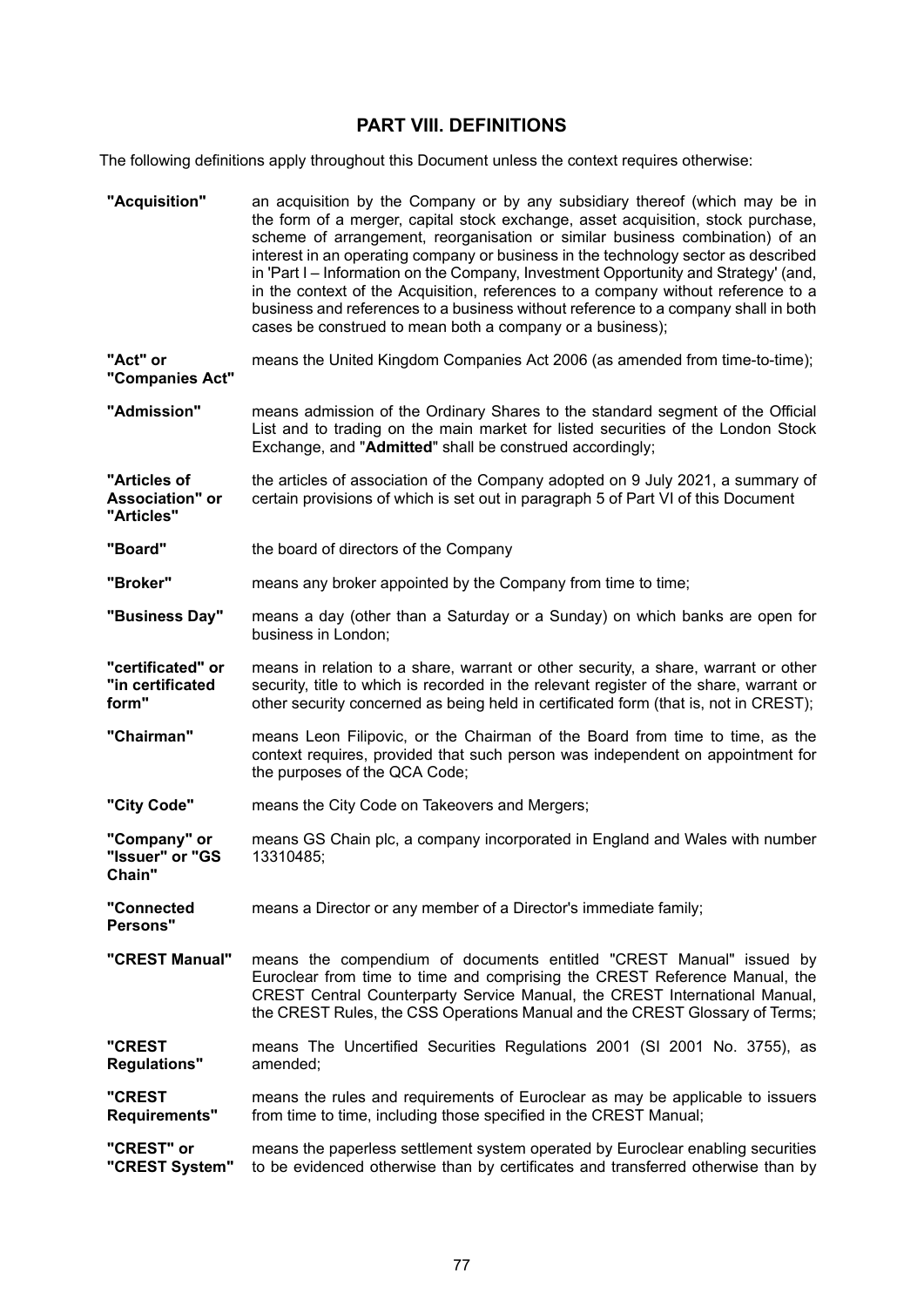# PART VIII. DEFINITIONS

The following definitions apply throughout this Document unless the context requires otherwise:

| | |
|---|---|
| **"Acquisition"** | an acquisition by the Company or by any subsidiary thereof (which may be in the form of a merger, capital stock exchange, asset acquisition, stock purchase, scheme of arrangement, reorganisation or similar business combination) of an interest in an operating company or business in the technology sector as described in 'Part I – Information on the Company, Investment Opportunity and Strategy' (and, in the context of the Acquisition, references to a company without reference to a business and references to a business without reference to a company shall in both cases be construed to mean both a company or a business); |
| **"Act" or "Companies Act"** | means the United Kingdom Companies Act 2006 (as amended from time-to-time); |
| **"Admission"** | means admission of the Ordinary Shares to the standard segment of the Official List and to trading on the main market for listed securities of the London Stock Exchange, and "**Admitted**" shall be construed accordingly; |
| **"Articles of Association" or "Articles"** | the articles of association of the Company adopted on 9 July 2021, a summary of certain provisions of which is set out in paragraph 5 of Part VI of this Document |
| **"Board"** | the board of directors of the Company |
| **"Broker"** | means any broker appointed by the Company from time to time; |
| **"Business Day"** | means a day (other than a Saturday or a Sunday) on which banks are open for business in London; |
| **"certificated" or "in certificated form"** | means in relation to a share, warrant or other security, a share, warrant or other security, title to which is recorded in the relevant register of the share, warrant or other security concerned as being held in certificated form (that is, not in CREST); |
| **"Chairman"** | means Leon Filipovic, or the Chairman of the Board from time to time, as the context requires, provided that such person was independent on appointment for the purposes of the QCA Code; |
| **"City Code"** | means the City Code on Takeovers and Mergers; |
| **"Company" or "Issuer" or "GS Chain"** | means GS Chain plc, a company incorporated in England and Wales with number 13310485; |
| **"Connected Persons"** | means a Director or any member of a Director's immediate family; |
| **"CREST Manual"** | means the compendium of documents entitled "CREST Manual" issued by Euroclear from time to time and comprising the CREST Reference Manual, the CREST Central Counterparty Service Manual, the CREST International Manual, the CREST Rules, the CSS Operations Manual and the CREST Glossary of Terms; |
| **"CREST Regulations"** | means The Uncertified Securities Regulations 2001 (SI 2001 No. 3755), as amended; |
| **"CREST Requirements"** | means the rules and requirements of Euroclear as may be applicable to issuers from time to time, including those specified in the CREST Manual; |
| **"CREST" or "CREST System"** | means the paperless settlement system operated by Euroclear enabling securities to be evidenced otherwise than by certificates and transferred otherwise than by |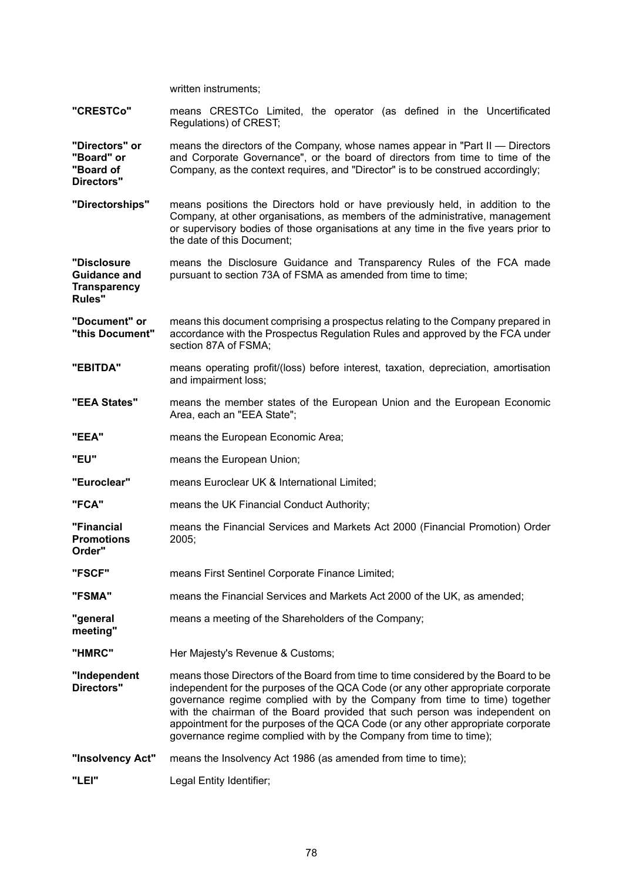written instruments;

| | |
|---|---|
| **"CRESTCo"** | means CRESTCo Limited, the operator (as defined in the Uncertificated Regulations) of CREST; |
| **"Directors" or "Board" or "Board of Directors"** | means the directors of the Company, whose names appear in "Part II — Directors and Corporate Governance", or the board of directors from time to time of the Company, as the context requires, and "Director" is to be construed accordingly; |
| **"Directorships"** | means positions the Directors hold or have previously held, in addition to the Company, at other organisations, as members of the administrative, management or supervisory bodies of those organisations at any time in the five years prior to the date of this Document; |
| **"Disclosure Guidance and Transparency Rules"** | means the Disclosure Guidance and Transparency Rules of the FCA made pursuant to section 73A of FSMA as amended from time to time; |
| **"Document" or "this Document"** | means this document comprising a prospectus relating to the Company prepared in accordance with the Prospectus Regulation Rules and approved by the FCA under section 87A of FSMA; |
| **"EBITDA"** | means operating profit/(loss) before interest, taxation, depreciation, amortisation and impairment loss; |
| **"EEA States"** | means the member states of the European Union and the European Economic Area, each an "EEA State"; |
| **"EEA"** | means the European Economic Area; |
| **"EU"** | means the European Union; |
| **"Euroclear"** | means Euroclear UK & International Limited; |
| **"FCA"** | means the UK Financial Conduct Authority; |
| **"Financial Promotions Order"** | means the Financial Services and Markets Act 2000 (Financial Promotion) Order 2005; |
| **"FSCF"** | means First Sentinel Corporate Finance Limited; |
| **"FSMA"** | means the Financial Services and Markets Act 2000 of the UK, as amended; |
| **"general meeting"** | means a meeting of the Shareholders of the Company; |
| **"HMRC"** | Her Majesty's Revenue & Customs; |
| **"Independent Directors"** | means those Directors of the Board from time to time considered by the Board to be independent for the purposes of the QCA Code (or any other appropriate corporate governance regime complied with by the Company from time to time) together with the chairman of the Board provided that such person was independent on appointment for the purposes of the QCA Code (or any other appropriate corporate governance regime complied with by the Company from time to time); |
| **"Insolvency Act"** | means the Insolvency Act 1986 (as amended from time to time); |
| **"LEI"** | Legal Entity Identifier; |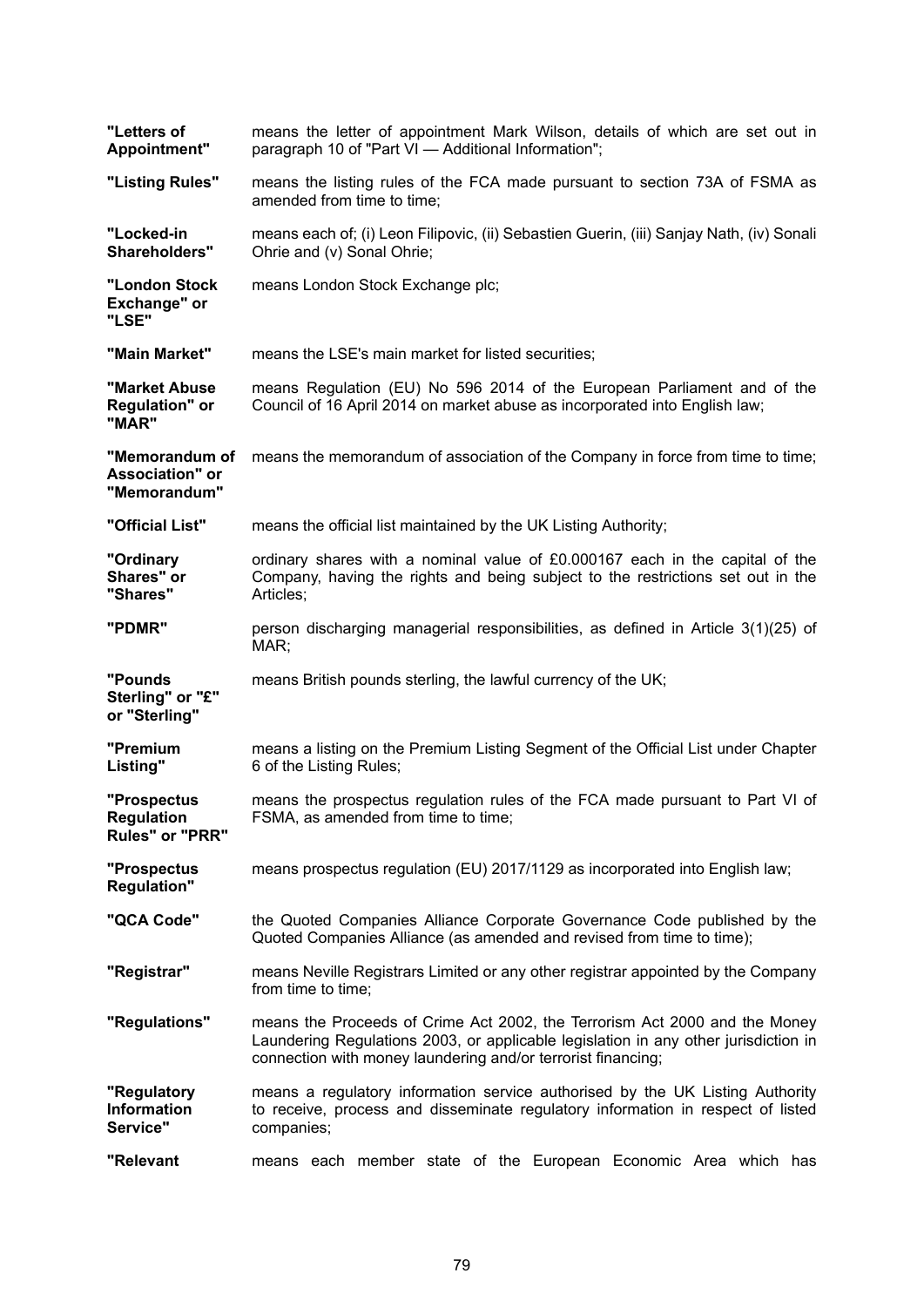| | |
|---|---|
| **"Letters of Appointment"** | means the letter of appointment Mark Wilson, details of which are set out in paragraph 10 of "Part VI — Additional Information"; |
| **"Listing Rules"** | means the listing rules of the FCA made pursuant to section 73A of FSMA as amended from time to time; |
| **"Locked-in Shareholders"** | means each of; (i) Leon Filipovic, (ii) Sebastien Guerin, (iii) Sanjay Nath, (iv) Sonali Ohrie and (v) Sonal Ohrie; |
| **"London Stock Exchange" or "LSE"** | means London Stock Exchange plc; |
| **"Main Market"** | means the LSE's main market for listed securities; |
| **"Market Abuse Regulation" or "MAR"** | means Regulation (EU) No 596 2014 of the European Parliament and of the Council of 16 April 2014 on market abuse as incorporated into English law; |
| **"Memorandum of Association" or "Memorandum"** | means the memorandum of association of the Company in force from time to time; |
| **"Official List"** | means the official list maintained by the UK Listing Authority; |
| **"Ordinary Shares" or "Shares"** | ordinary shares with a nominal value of £0.000167 each in the capital of the Company, having the rights and being subject to the restrictions set out in the Articles; |
| **"PDMR"** | person discharging managerial responsibilities, as defined in Article 3(1)(25) of MAR; |
| **"Pounds Sterling" or "£" or "Sterling"** | means British pounds sterling, the lawful currency of the UK; |
| **"Premium Listing"** | means a listing on the Premium Listing Segment of the Official List under Chapter 6 of the Listing Rules; |
| **"Prospectus Regulation Rules" or "PRR"** | means the prospectus regulation rules of the FCA made pursuant to Part VI of FSMA, as amended from time to time; |
| **"Prospectus Regulation"** | means prospectus regulation (EU) 2017/1129 as incorporated into English law; |
| **"QCA Code"** | the Quoted Companies Alliance Corporate Governance Code published by the Quoted Companies Alliance (as amended and revised from time to time); |
| **"Registrar"** | means Neville Registrars Limited or any other registrar appointed by the Company from time to time; |
| **"Regulations"** | means the Proceeds of Crime Act 2002, the Terrorism Act 2000 and the Money Laundering Regulations 2003, or applicable legislation in any other jurisdiction in connection with money laundering and/or terrorist financing; |
| **"Regulatory Information Service"** | means a regulatory information service authorised by the UK Listing Authority to receive, process and disseminate regulatory information in respect of listed companies; |
| **"Relevant** | means each member state of the European Economic Area which has |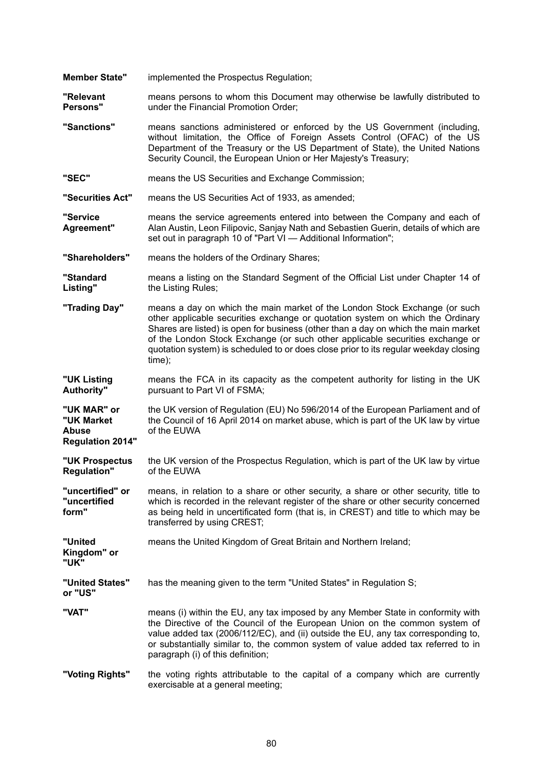| | |
|---|---|
| **Member State"** | implemented the Prospectus Regulation; |
| **"Relevant Persons"** | means persons to whom this Document may otherwise be lawfully distributed to under the Financial Promotion Order; |
| **"Sanctions"** | means sanctions administered or enforced by the US Government (including, without limitation, the Office of Foreign Assets Control (OFAC) of the US Department of the Treasury or the US Department of State), the United Nations Security Council, the European Union or Her Majesty's Treasury; |
| **"SEC"** | means the US Securities and Exchange Commission; |
| **"Securities Act"** | means the US Securities Act of 1933, as amended; |
| **"Service Agreement"** | means the service agreements entered into between the Company and each of Alan Austin, Leon Filipovic, Sanjay Nath and Sebastien Guerin, details of which are set out in paragraph 10 of "Part VI — Additional Information"; |
| **"Shareholders"** | means the holders of the Ordinary Shares; |
| **"Standard Listing"** | means a listing on the Standard Segment of the Official List under Chapter 14 of the Listing Rules; |
| **"Trading Day"** | means a day on which the main market of the London Stock Exchange (or such other applicable securities exchange or quotation system on which the Ordinary Shares are listed) is open for business (other than a day on which the main market of the London Stock Exchange (or such other applicable securities exchange or quotation system) is scheduled to or does close prior to its regular weekday closing time); |
| **"UK Listing Authority"** | means the FCA in its capacity as the competent authority for listing in the UK pursuant to Part VI of FSMA; |
| **"UK MAR" or "UK Market Abuse Regulation 2014"** | the UK version of Regulation (EU) No 596/2014 of the European Parliament and of the Council of 16 April 2014 on market abuse, which is part of the UK law by virtue of the EUWA |
| **"UK Prospectus Regulation"** | the UK version of the Prospectus Regulation, which is part of the UK law by virtue of the EUWA |
| **"uncertified" or "uncertified form"** | means, in relation to a share or other security, a share or other security, title to which is recorded in the relevant register of the share or other security concerned as being held in uncertificated form (that is, in CREST) and title to which may be transferred by using CREST; |
| **"United Kingdom" or "UK"** | means the United Kingdom of Great Britain and Northern Ireland; |
| **"United States" or "US"** | has the meaning given to the term "United States" in Regulation S; |
| **"VAT"** | means (i) within the EU, any tax imposed by any Member State in conformity with the Directive of the Council of the European Union on the common system of value added tax (2006/112/EC), and (ii) outside the EU, any tax corresponding to, or substantially similar to, the common system of value added tax referred to in paragraph (i) of this definition; |
| **"Voting Rights"** | the voting rights attributable to the capital of a company which are currently exercisable at a general meeting; |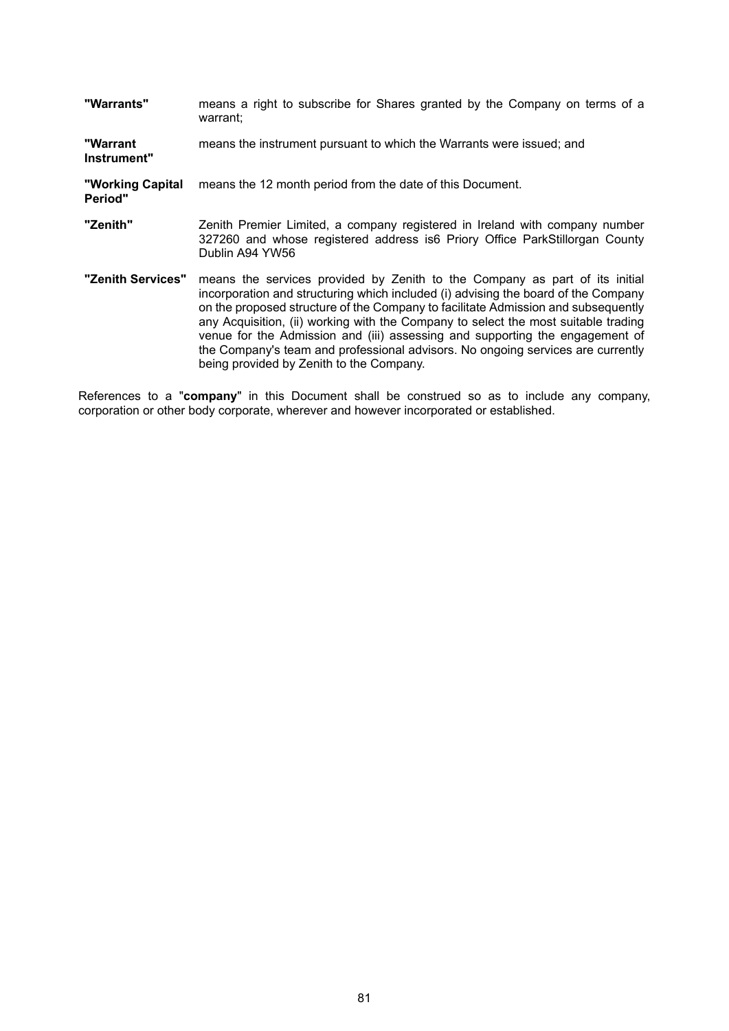| | |
|---|---|
| **"Warrants"** | means a right to subscribe for Shares granted by the Company on terms of a warrant; |
| **"Warrant Instrument"** | means the instrument pursuant to which the Warrants were issued; and |
| **"Working Capital Period"** | means the 12 month period from the date of this Document. |
| **"Zenith"** | Zenith Premier Limited, a company registered in Ireland with company number 327260 and whose registered address is6 Priory Office ParkStillorgan County Dublin A94 YW56 |
| **"Zenith Services"** | means the services provided by Zenith to the Company as part of its initial incorporation and structuring which included (i) advising the board of the Company on the proposed structure of the Company to facilitate Admission and subsequently any Acquisition, (ii) working with the Company to select the most suitable trading venue for the Admission and (iii) assessing and supporting the engagement of the Company's team and professional advisors. No ongoing services are currently being provided by Zenith to the Company. |

References to a "**company**" in this Document shall be construed so as to include any company, corporation or other body corporate, wherever and however incorporated or established.